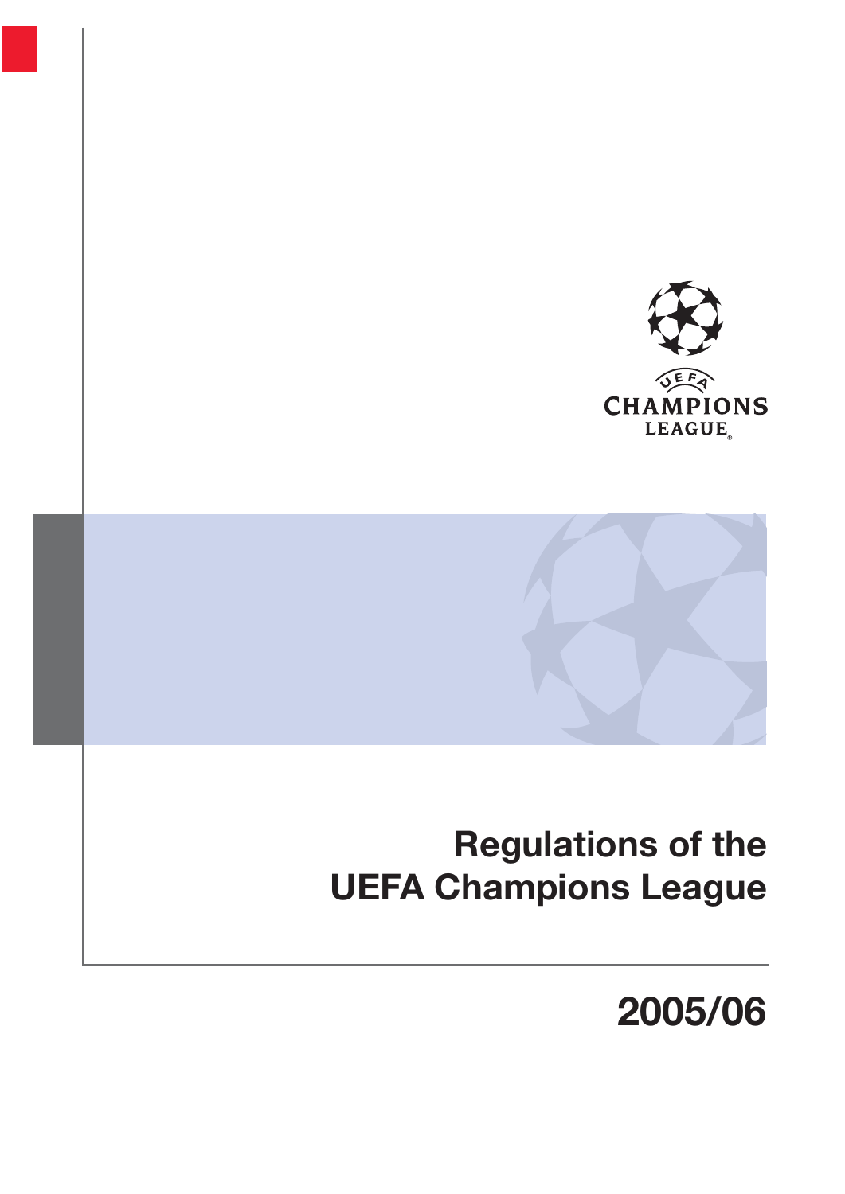# Regulations of the UEFA Champions League

## 2005/06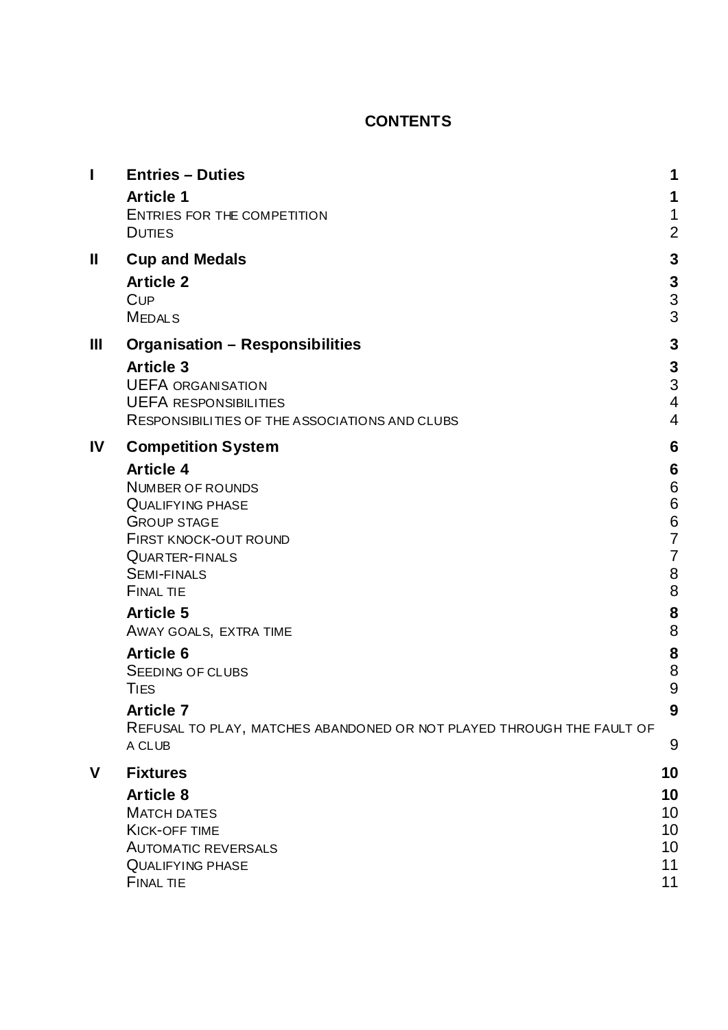# CONTENTS

| | | |
|---|---|---|
| **I** | **Entries – Duties** | **1** |
| | **Article 1** | **1** |
| | ENTRIES FOR THE COMPETITION | 1 |
| | DUTIES | 2 |
| **II** | **Cup and Medals** | **3** |
| | **Article 2** | **3** |
| | CUP | 3 |
| | MEDALS | 3 |
| **III** | **Organisation – Responsibilities** | **3** |
| | **Article 3** | **3** |
| | UEFA ORGANISATION | 3 |
| | UEFA RESPONSIBILITIES | 4 |
| | RESPONSIBILITIES OF THE ASSOCIATIONS AND CLUBS | 4 |
| **IV** | **Competition System** | **6** |
| | **Article 4** | **6** |
| | NUMBER OF ROUNDS | 6 |
| | QUALIFYING PHASE | 6 |
| | GROUP STAGE | 6 |
| | FIRST KNOCK-OUT ROUND | 7 |
| | QUARTER-FINALS | 7 |
| | SEMI-FINALS | 8 |
| | FINAL TIE | 8 |
| | **Article 5** | **8** |
| | AWAY GOALS, EXTRA TIME | 8 |
| | **Article 6** | **8** |
| | SEEDING OF CLUBS | 8 |
| | TIES | 9 |
| | **Article 7** | **9** |
| | REFUSAL TO PLAY, MATCHES ABANDONED OR NOT PLAYED THROUGH THE FAULT OF A CLUB | 9 |
| **V** | **Fixtures** | **10** |
| | **Article 8** | **10** |
| | MATCH DATES | 10 |
| | KICK-OFF TIME | 10 |
| | AUTOMATIC REVERSALS | 10 |
| | QUALIFYING PHASE | 11 |
| | FINAL TIE | 11 |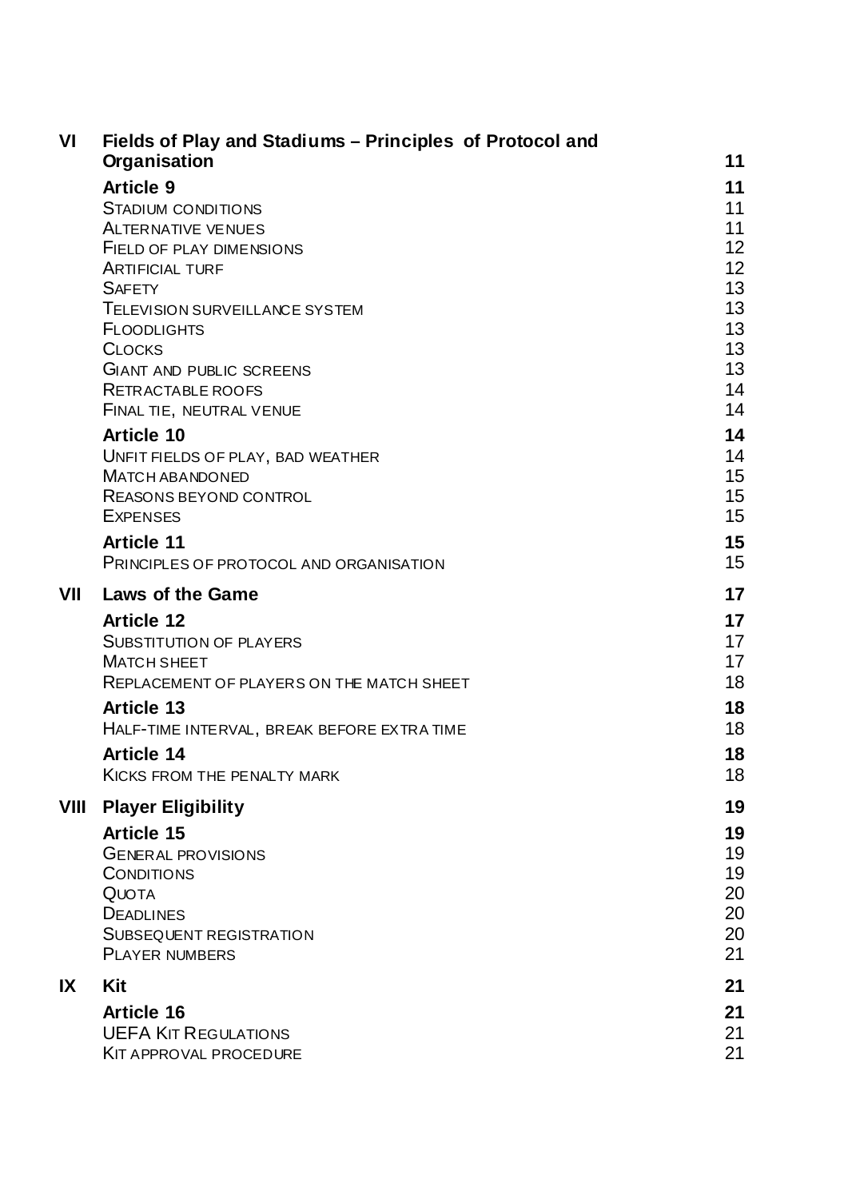| | | |
|---|---|---|
| **VI** | **Fields of Play and Stadiums – Principles of Protocol and Organisation** | **11** |
| | **Article 9** | **11** |
| | STADIUM CONDITIONS | 11 |
| | ALTERNATIVE VENUES | 11 |
| | FIELD OF PLAY DIMENSIONS | 12 |
| | ARTIFICIAL TURF | 12 |
| | SAFETY | 13 |
| | TELEVISION SURVEILLANCE SYSTEM | 13 |
| | FLOODLIGHTS | 13 |
| | CLOCKS | 13 |
| | GIANT AND PUBLIC SCREENS | 13 |
| | RETRACTABLE ROOFS | 14 |
| | FINAL TIE, NEUTRAL VENUE | 14 |
| | **Article 10** | **14** |
| | UNFIT FIELDS OF PLAY, BAD WEATHER | 14 |
| | MATCH ABANDONED | 15 |
| | REASONS BEYOND CONTROL | 15 |
| | EXPENSES | 15 |
| | **Article 11** | **15** |
| | PRINCIPLES OF PROTOCOL AND ORGANISATION | 15 |
| **VII** | **Laws of the Game** | **17** |
| | **Article 12** | **17** |
| | SUBSTITUTION OF PLAYERS | 17 |
| | MATCH SHEET | 17 |
| | REPLACEMENT OF PLAYERS ON THE MATCH SHEET | 18 |
| | **Article 13** | **18** |
| | HALF-TIME INTERVAL, BREAK BEFORE EXTRA TIME | 18 |
| | **Article 14** | **18** |
| | KICKS FROM THE PENALTY MARK | 18 |
| **VIII** | **Player Eligibility** | **19** |
| | **Article 15** | **19** |
| | GENERAL PROVISIONS | 19 |
| | CONDITIONS | 19 |
| | QUOTA | 20 |
| | DEADLINES | 20 |
| | SUBSEQUENT REGISTRATION | 20 |
| | PLAYER NUMBERS | 21 |
| **IX** | **Kit** | **21** |
| | **Article 16** | **21** |
| | UEFA KIT REGULATIONS | 21 |
| | KIT APPROVAL PROCEDURE | 21 |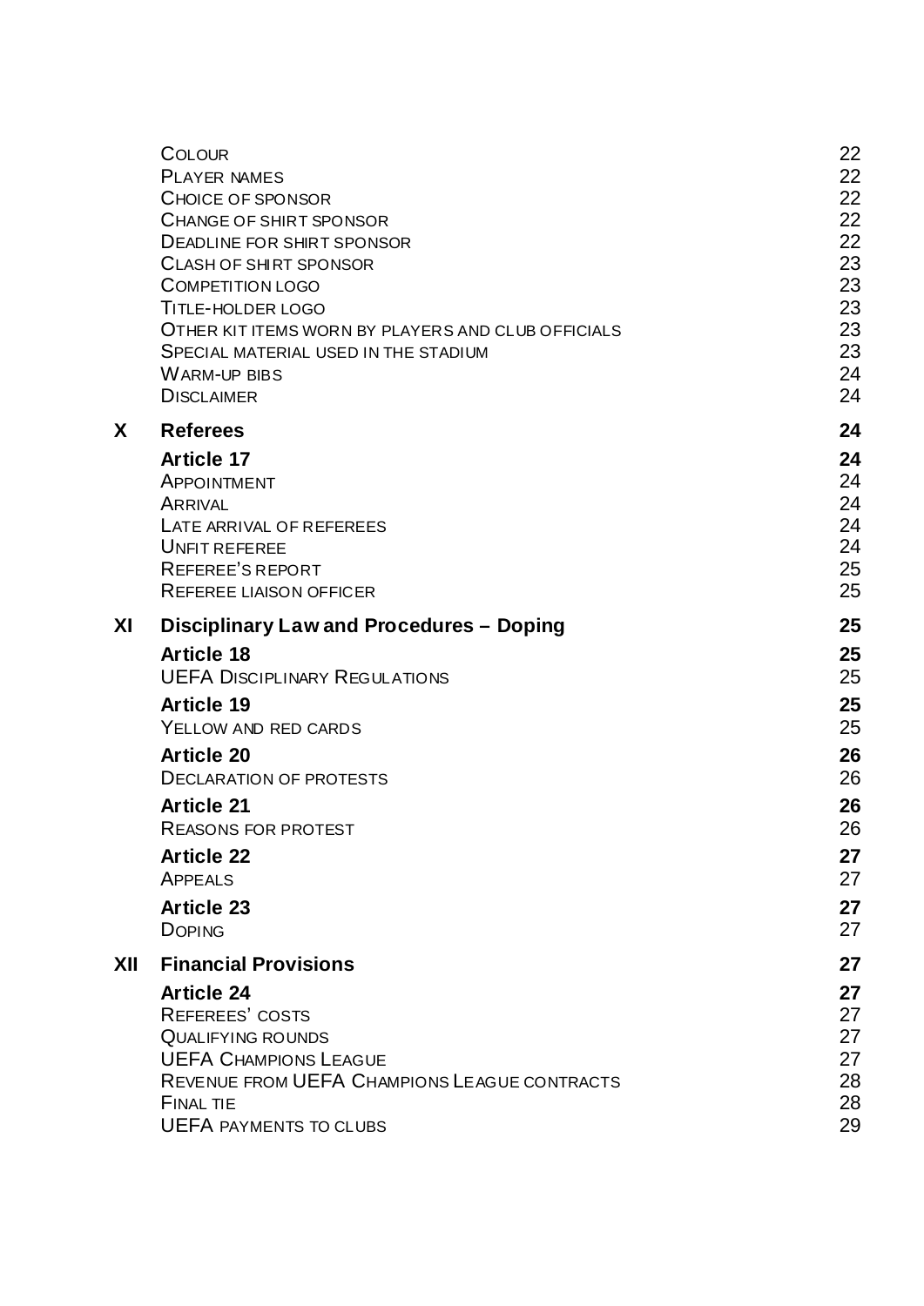| | | |
|---|---|---|
| | Colour | 22 |
| | Player names | 22 |
| | Choice of sponsor | 22 |
| | Change of shirt sponsor | 22 |
| | Deadline for shirt sponsor | 22 |
| | Clash of shirt sponsor | 23 |
| | Competition logo | 23 |
| | Title-holder logo | 23 |
| | Other kit items worn by players and club officials | 23 |
| | Special material used in the stadium | 23 |
| | Warm-up bibs | 24 |
| | Disclaimer | 24 |
| **X** | **Referees** | **24** |
| | **Article 17** | **24** |
| | Appointment | 24 |
| | Arrival | 24 |
| | Late arrival of referees | 24 |
| | Unfit referee | 24 |
| | Referee's report | 25 |
| | Referee liaison officer | 25 |
| **XI** | **Disciplinary Law and Procedures – Doping** | **25** |
| | **Article 18** | **25** |
| | UEFA Disciplinary Regulations | 25 |
| | **Article 19** | **25** |
| | Yellow and red cards | 25 |
| | **Article 20** | **26** |
| | Declaration of protests | 26 |
| | **Article 21** | **26** |
| | Reasons for protest | 26 |
| | **Article 22** | **27** |
| | Appeals | 27 |
| | **Article 23** | **27** |
| | Doping | 27 |
| **XII** | **Financial Provisions** | **27** |
| | **Article 24** | **27** |
| | Referees' costs | 27 |
| | Qualifying rounds | 27 |
| | UEFA Champions League | 27 |
| | Revenue from UEFA Champions League contracts | 28 |
| | Final tie | 28 |
| | UEFA payments to clubs | 29 |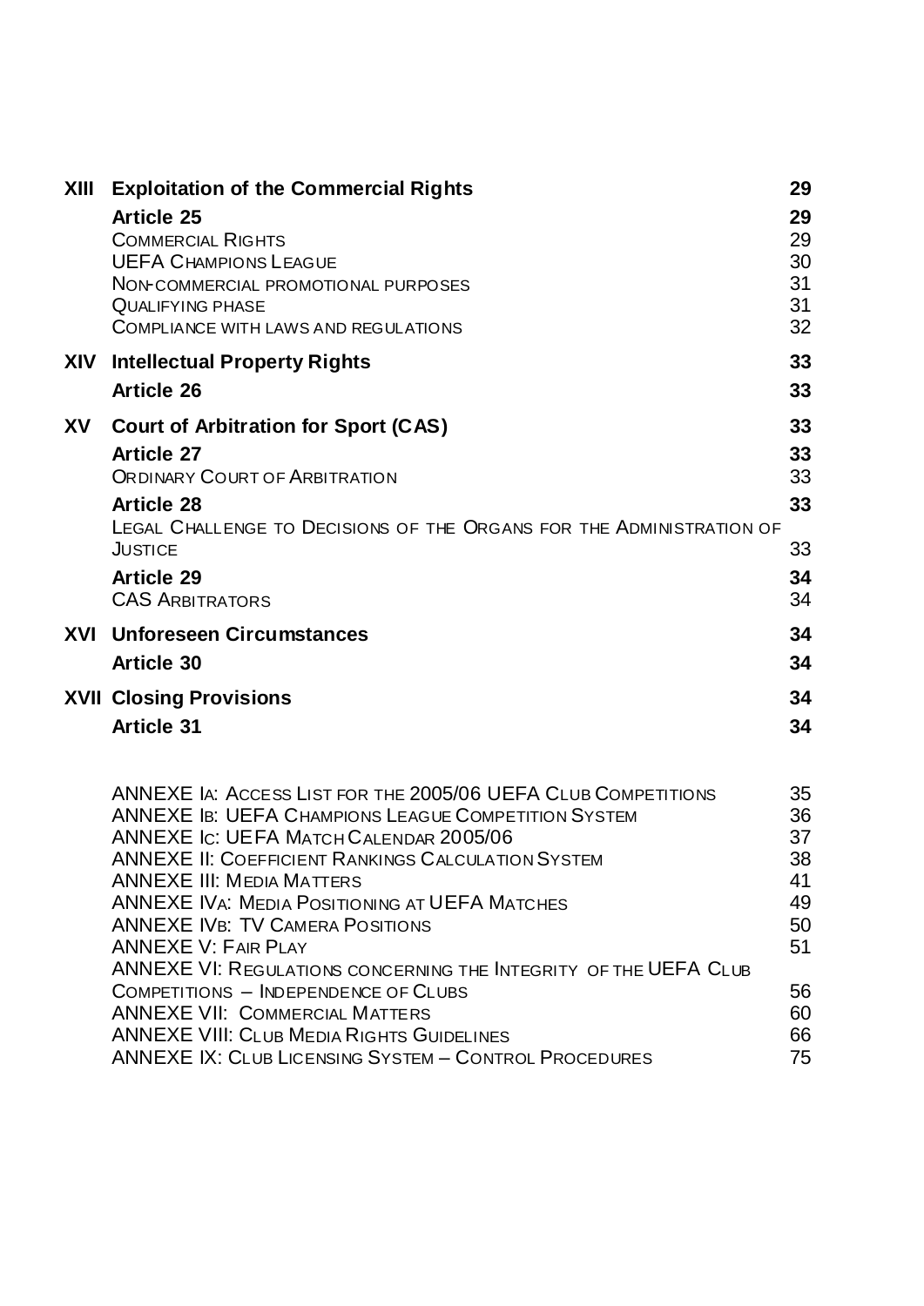| | | |
|---|---|---|
| **XIII** | **Exploitation of the Commercial Rights** | **29** |
| | **Article 25** | **29** |
| | COMMERCIAL RIGHTS | 29 |
| | UEFA CHAMPIONS LEAGUE | 30 |
| | NON-COMMERCIAL PROMOTIONAL PURPOSES | 31 |
| | QUALIFYING PHASE | 31 |
| | COMPLIANCE WITH LAWS AND REGULATIONS | 32 |
| **XIV** | **Intellectual Property Rights** | **33** |
| | **Article 26** | **33** |
| **XV** | **Court of Arbitration for Sport (CAS)** | **33** |
| | **Article 27** | **33** |
| | ORDINARY COURT OF ARBITRATION | 33 |
| | **Article 28** | **33** |
| | LEGAL CHALLENGE TO DECISIONS OF THE ORGANS FOR THE ADMINISTRATION OF JUSTICE | 33 |
| | **Article 29** | **34** |
| | CAS ARBITRATORS | 34 |
| **XVI** | **Unforeseen Circumstances** | **34** |
| | **Article 30** | **34** |
| **XVII** | **Closing Provisions** | **34** |
| | **Article 31** | **34** |

| | |
|---|---|
| ANNEXE IA: ACCESS LIST FOR THE 2005/06 UEFA CLUB COMPETITIONS | 35 |
| ANNEXE IB: UEFA CHAMPIONS LEAGUE COMPETITION SYSTEM | 36 |
| ANNEXE IC: UEFA MATCH CALENDAR 2005/06 | 37 |
| ANNEXE II: COEFFICIENT RANKINGS CALCULATION SYSTEM | 38 |
| ANNEXE III: MEDIA MATTERS | 41 |
| ANNEXE IVA: MEDIA POSITIONING AT UEFA MATCHES | 49 |
| ANNEXE IVB: TV CAMERA POSITIONS | 50 |
| ANNEXE V: FAIR PLAY | 51 |
| ANNEXE VI: REGULATIONS CONCERNING THE INTEGRITY OF THE UEFA CLUB COMPETITIONS – INDEPENDENCE OF CLUBS | 56 |
| ANNEXE VII: COMMERCIAL MATTERS | 60 |
| ANNEXE VIII: CLUB MEDIA RIGHTS GUIDELINES | 66 |
| ANNEXE IX: CLUB LICENSING SYSTEM – CONTROL PROCEDURES | 75 |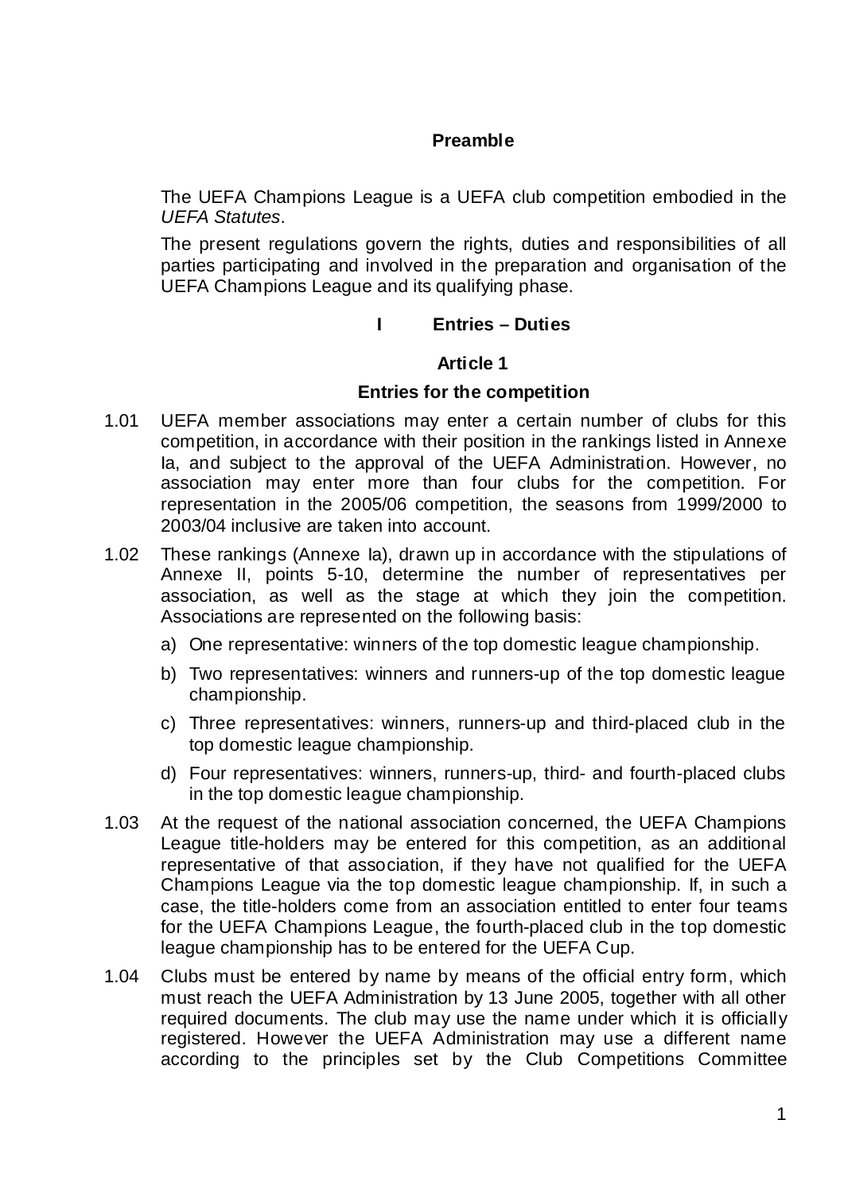# Preamble

The UEFA Champions League is a UEFA club competition embodied in the *UEFA Statutes*.

The present regulations govern the rights, duties and responsibilities of all parties participating and involved in the preparation and organisation of the UEFA Champions League and its qualifying phase.

## I Entries – Duties

### Article 1

### Entries for the competition

1.01 UEFA member associations may enter a certain number of clubs for this competition, in accordance with their position in the rankings listed in Annexe Ia, and subject to the approval of the UEFA Administration. However, no association may enter more than four clubs for the competition. For representation in the 2005/06 competition, the seasons from 1999/2000 to 2003/04 inclusive are taken into account.

1.02 These rankings (Annexe Ia), drawn up in accordance with the stipulations of Annexe II, points 5-10, determine the number of representatives per association, as well as the stage at which they join the competition. Associations are represented on the following basis:

a) One representative: winners of the top domestic league championship.

b) Two representatives: winners and runners-up of the top domestic league championship.

c) Three representatives: winners, runners-up and third-placed club in the top domestic league championship.

d) Four representatives: winners, runners-up, third- and fourth-placed clubs in the top domestic league championship.

1.03 At the request of the national association concerned, the UEFA Champions League title-holders may be entered for this competition, as an additional representative of that association, if they have not qualified for the UEFA Champions League via the top domestic league championship. If, in such a case, the title-holders come from an association entitled to enter four teams for the UEFA Champions League, the fourth-placed club in the top domestic league championship has to be entered for the UEFA Cup.

1.04 Clubs must be entered by name by means of the official entry form, which must reach the UEFA Administration by 13 June 2005, together with all other required documents. The club may use the name under which it is officially registered. However the UEFA Administration may use a different name according to the principles set by the Club Competitions Committee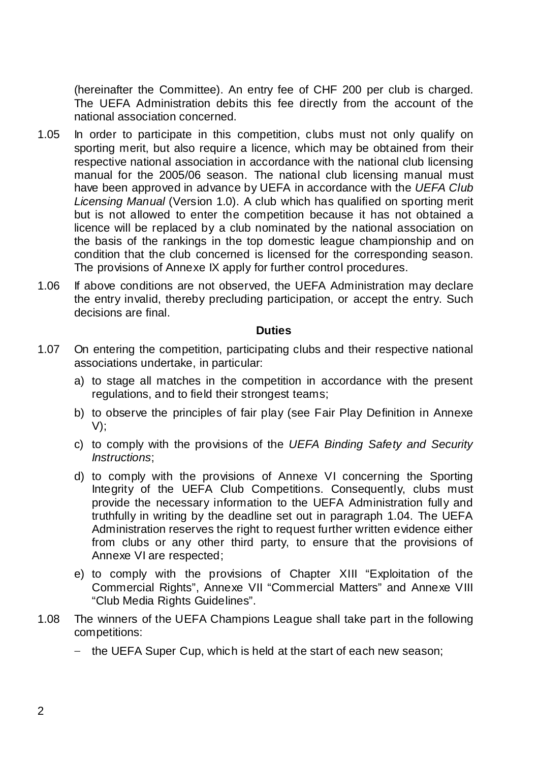(hereinafter the Committee). An entry fee of CHF 200 per club is charged. The UEFA Administration debits this fee directly from the account of the national association concerned.

1.05 In order to participate in this competition, clubs must not only qualify on sporting merit, but also require a licence, which may be obtained from their respective national association in accordance with the national club licensing manual for the 2005/06 season. The national club licensing manual must have been approved in advance by UEFA in accordance with the *UEFA Club Licensing Manual* (Version 1.0). A club which has qualified on sporting merit but is not allowed to enter the competition because it has not obtained a licence will be replaced by a club nominated by the national association on the basis of the rankings in the top domestic league championship and on condition that the club concerned is licensed for the corresponding season. The provisions of Annexe IX apply for further control procedures.

1.06 If above conditions are not observed, the UEFA Administration may declare the entry invalid, thereby precluding participation, or accept the entry. Such decisions are final.

**Duties**

1.07 On entering the competition, participating clubs and their respective national associations undertake, in particular:

a) to stage all matches in the competition in accordance with the present regulations, and to field their strongest teams;

b) to observe the principles of fair play (see Fair Play Definition in Annexe V);

c) to comply with the provisions of the *UEFA Binding Safety and Security Instructions*;

d) to comply with the provisions of Annexe VI concerning the Sporting Integrity of the UEFA Club Competitions. Consequently, clubs must provide the necessary information to the UEFA Administration fully and truthfully in writing by the deadline set out in paragraph 1.04. The UEFA Administration reserves the right to request further written evidence either from clubs or any other third party, to ensure that the provisions of Annexe VI are respected;

e) to comply with the provisions of Chapter XIII "Exploitation of the Commercial Rights", Annexe VII "Commercial Matters" and Annexe VIII "Club Media Rights Guidelines".

1.08 The winners of the UEFA Champions League shall take part in the following competitions:

- the UEFA Super Cup, which is held at the start of each new season;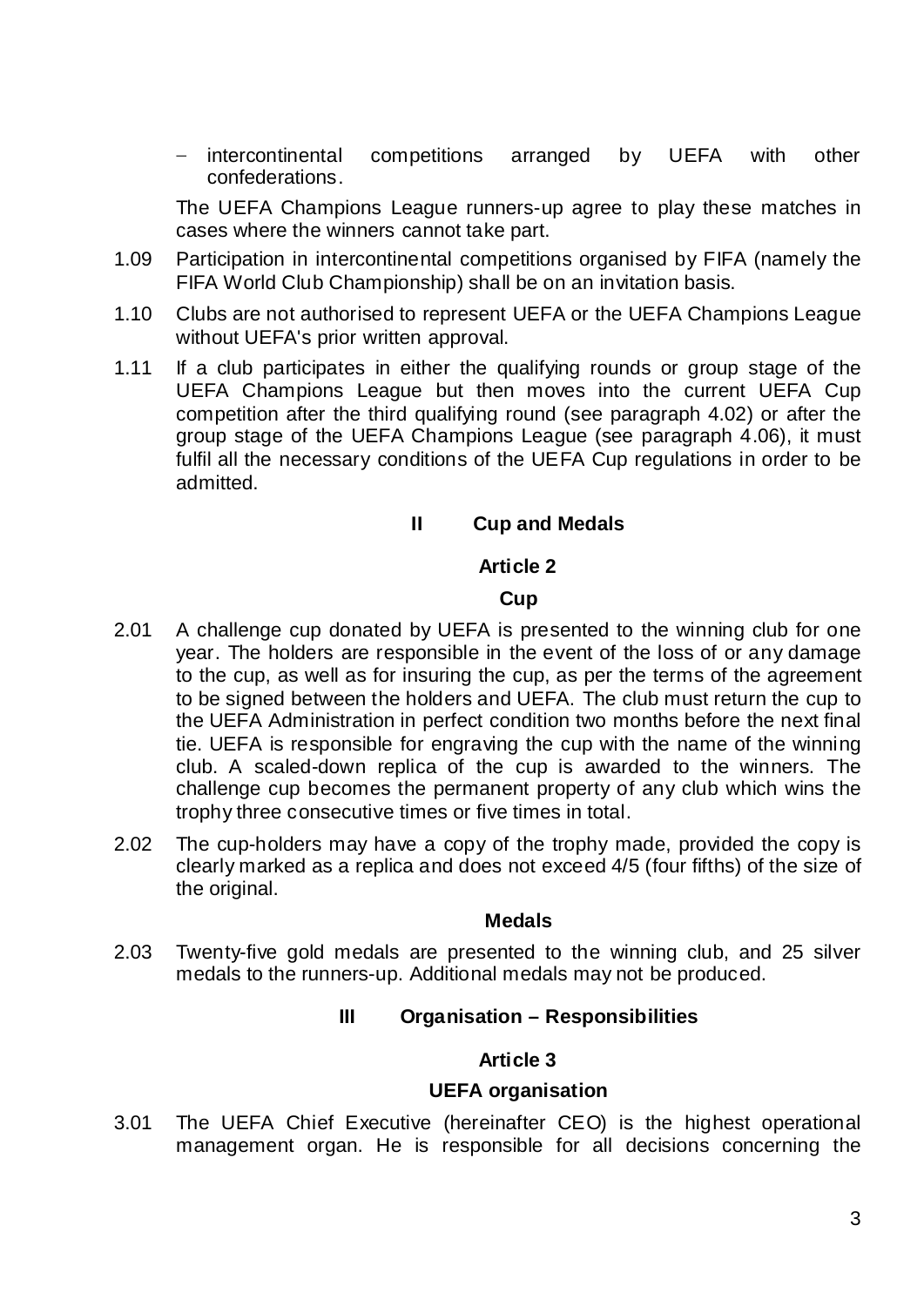- intercontinental competitions arranged by UEFA with other confederations.

The UEFA Champions League runners-up agree to play these matches in cases where the winners cannot take part.

1.09 Participation in intercontinental competitions organised by FIFA (namely the FIFA World Club Championship) shall be on an invitation basis.

1.10 Clubs are not authorised to represent UEFA or the UEFA Champions League without UEFA's prior written approval.

1.11 If a club participates in either the qualifying rounds or group stage of the UEFA Champions League but then moves into the current UEFA Cup competition after the third qualifying round (see paragraph 4.02) or after the group stage of the UEFA Champions League (see paragraph 4.06), it must fulfil all the necessary conditions of the UEFA Cup regulations in order to be admitted.

## II Cup and Medals

### Article 2

**Cup**

2.01 A challenge cup donated by UEFA is presented to the winning club for one year. The holders are responsible in the event of the loss of or any damage to the cup, as well as for insuring the cup, as per the terms of the agreement to be signed between the holders and UEFA. The club must return the cup to the UEFA Administration in perfect condition two months before the next final tie. UEFA is responsible for engraving the cup with the name of the winning club. A scaled-down replica of the cup is awarded to the winners. The challenge cup becomes the permanent property of any club which wins the trophy three consecutive times or five times in total.

2.02 The cup-holders may have a copy of the trophy made, provided the copy is clearly marked as a replica and does not exceed 4/5 (four fifths) of the size of the original.

**Medals**

2.03 Twenty-five gold medals are presented to the winning club, and 25 silver medals to the runners-up. Additional medals may not be produced.

## III Organisation – Responsibilities

### Article 3

**UEFA organisation**

3.01 The UEFA Chief Executive (hereinafter CEO) is the highest operational management organ. He is responsible for all decisions concerning the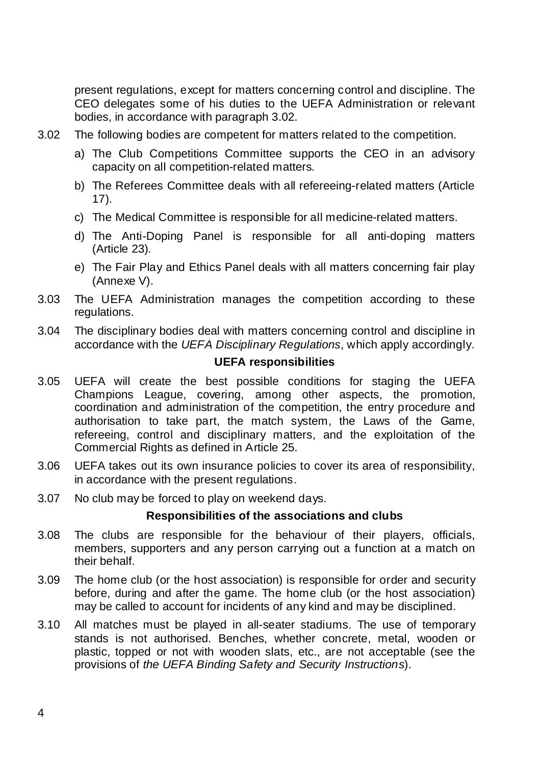present regulations, except for matters concerning control and discipline. The CEO delegates some of his duties to the UEFA Administration or relevant bodies, in accordance with paragraph 3.02.

3.02 The following bodies are competent for matters related to the competition.

a) The Club Competitions Committee supports the CEO in an advisory capacity on all competition-related matters.

b) The Referees Committee deals with all refereeing-related matters (Article 17).

c) The Medical Committee is responsible for all medicine-related matters.

d) The Anti-Doping Panel is responsible for all anti-doping matters (Article 23).

e) The Fair Play and Ethics Panel deals with all matters concerning fair play (Annexe V).

3.03 The UEFA Administration manages the competition according to these regulations.

3.04 The disciplinary bodies deal with matters concerning control and discipline in accordance with the *UEFA Disciplinary Regulations*, which apply accordingly.

**UEFA responsibilities**

3.05 UEFA will create the best possible conditions for staging the UEFA Champions League, covering, among other aspects, the promotion, coordination and administration of the competition, the entry procedure and authorisation to take part, the match system, the Laws of the Game, refereeing, control and disciplinary matters, and the exploitation of the Commercial Rights as defined in Article 25.

3.06 UEFA takes out its own insurance policies to cover its area of responsibility, in accordance with the present regulations.

3.07 No club may be forced to play on weekend days.

**Responsibilities of the associations and clubs**

3.08 The clubs are responsible for the behaviour of their players, officials, members, supporters and any person carrying out a function at a match on their behalf.

3.09 The home club (or the host association) is responsible for order and security before, during and after the game. The home club (or the host association) may be called to account for incidents of any kind and may be disciplined.

3.10 All matches must be played in all-seater stadiums. The use of temporary stands is not authorised. Benches, whether concrete, metal, wooden or plastic, topped or not with wooden slats, etc., are not acceptable (see the provisions of *the UEFA Binding Safety and Security Instructions*).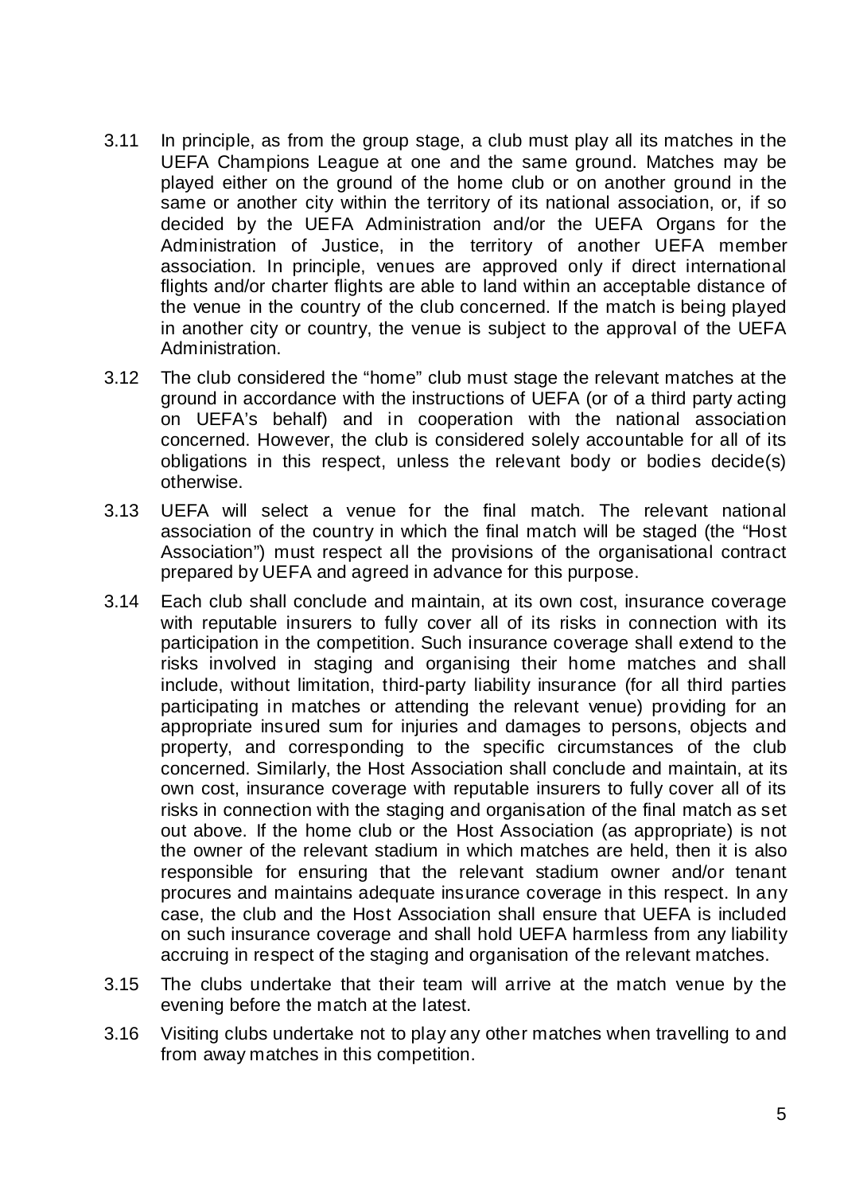3.11 In principle, as from the group stage, a club must play all its matches in the UEFA Champions League at one and the same ground. Matches may be played either on the ground of the home club or on another ground in the same or another city within the territory of its national association, or, if so decided by the UEFA Administration and/or the UEFA Organs for the Administration of Justice, in the territory of another UEFA member association. In principle, venues are approved only if direct international flights and/or charter flights are able to land within an acceptable distance of the venue in the country of the club concerned. If the match is being played in another city or country, the venue is subject to the approval of the UEFA Administration.

3.12 The club considered the "home" club must stage the relevant matches at the ground in accordance with the instructions of UEFA (or of a third party acting on UEFA's behalf) and in cooperation with the national association concerned. However, the club is considered solely accountable for all of its obligations in this respect, unless the relevant body or bodies decide(s) otherwise.

3.13 UEFA will select a venue for the final match. The relevant national association of the country in which the final match will be staged (the "Host Association") must respect all the provisions of the organisational contract prepared by UEFA and agreed in advance for this purpose.

3.14 Each club shall conclude and maintain, at its own cost, insurance coverage with reputable insurers to fully cover all of its risks in connection with its participation in the competition. Such insurance coverage shall extend to the risks involved in staging and organising their home matches and shall include, without limitation, third-party liability insurance (for all third parties participating in matches or attending the relevant venue) providing for an appropriate insured sum for injuries and damages to persons, objects and property, and corresponding to the specific circumstances of the club concerned. Similarly, the Host Association shall conclude and maintain, at its own cost, insurance coverage with reputable insurers to fully cover all of its risks in connection with the staging and organisation of the final match as set out above. If the home club or the Host Association (as appropriate) is not the owner of the relevant stadium in which matches are held, then it is also responsible for ensuring that the relevant stadium owner and/or tenant procures and maintains adequate insurance coverage in this respect. In any case, the club and the Host Association shall ensure that UEFA is included on such insurance coverage and shall hold UEFA harmless from any liability accruing in respect of the staging and organisation of the relevant matches.

3.15 The clubs undertake that their team will arrive at the match venue by the evening before the match at the latest.

3.16 Visiting clubs undertake not to play any other matches when travelling to and from away matches in this competition.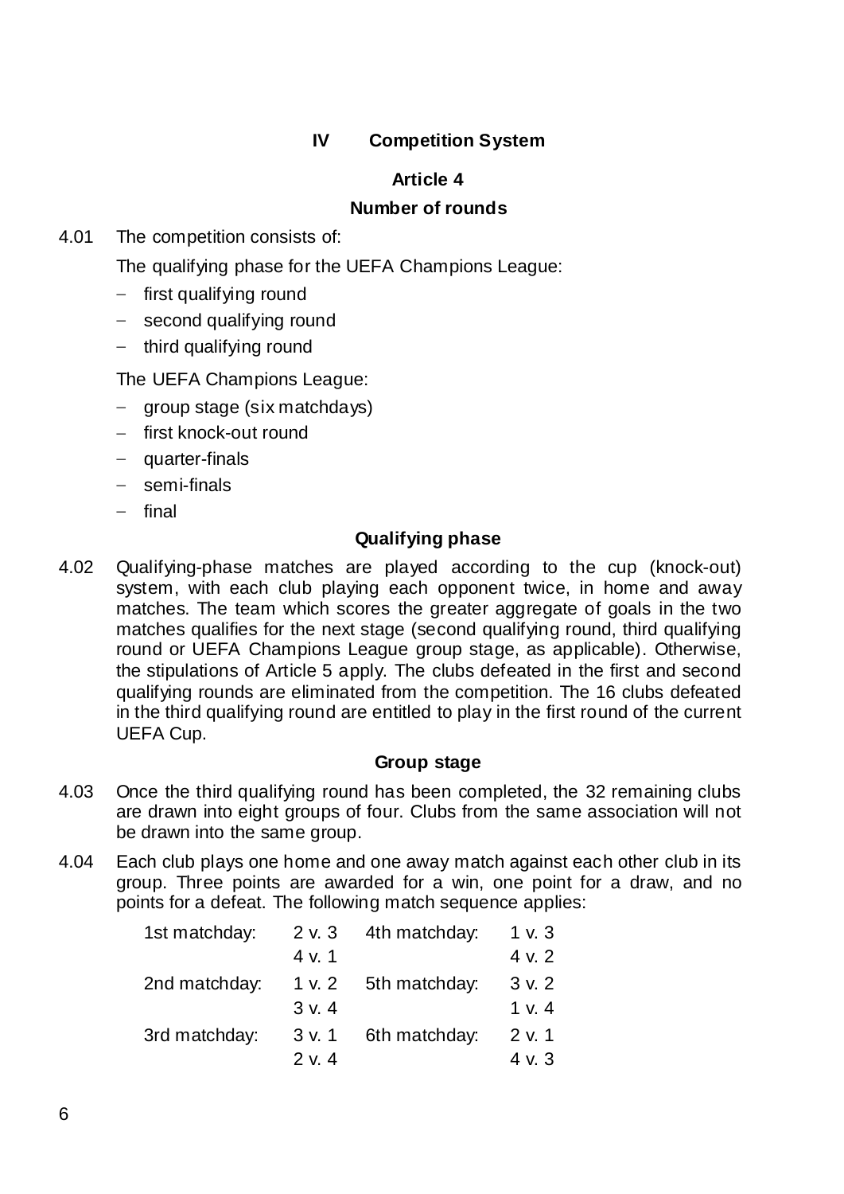## IV Competition System

### Article 4

### Number of rounds

4.01 The competition consists of:

The qualifying phase for the UEFA Champions League:

- first qualifying round
- second qualifying round
- third qualifying round

The UEFA Champions League:

- group stage (six matchdays)
- first knock-out round
- quarter-finals
- semi-finals
- final

### Qualifying phase

4.02 Qualifying-phase matches are played according to the cup (knock-out) system, with each club playing each opponent twice, in home and away matches. The team which scores the greater aggregate of goals in the two matches qualifies for the next stage (second qualifying round, third qualifying round or UEFA Champions League group stage, as applicable). Otherwise, the stipulations of Article 5 apply. The clubs defeated in the first and second qualifying rounds are eliminated from the competition. The 16 clubs defeated in the third qualifying round are entitled to play in the first round of the current UEFA Cup.

### Group stage

4.03 Once the third qualifying round has been completed, the 32 remaining clubs are drawn into eight groups of four. Clubs from the same association will not be drawn into the same group.

4.04 Each club plays one home and one away match against each other club in its group. Three points are awarded for a win, one point for a draw, and no points for a defeat. The following match sequence applies:

| | | | |
|---|---|---|---|
| 1st matchday: | 2 v. 3 | 4th matchday: | 1 v. 3 |
| | 4 v. 1 | | 4 v. 2 |
| 2nd matchday: | 1 v. 2 | 5th matchday: | 3 v. 2 |
| | 3 v. 4 | | 1 v. 4 |
| 3rd matchday: | 3 v. 1 | 6th matchday: | 2 v. 1 |
| | 2 v. 4 | | 4 v. 3 |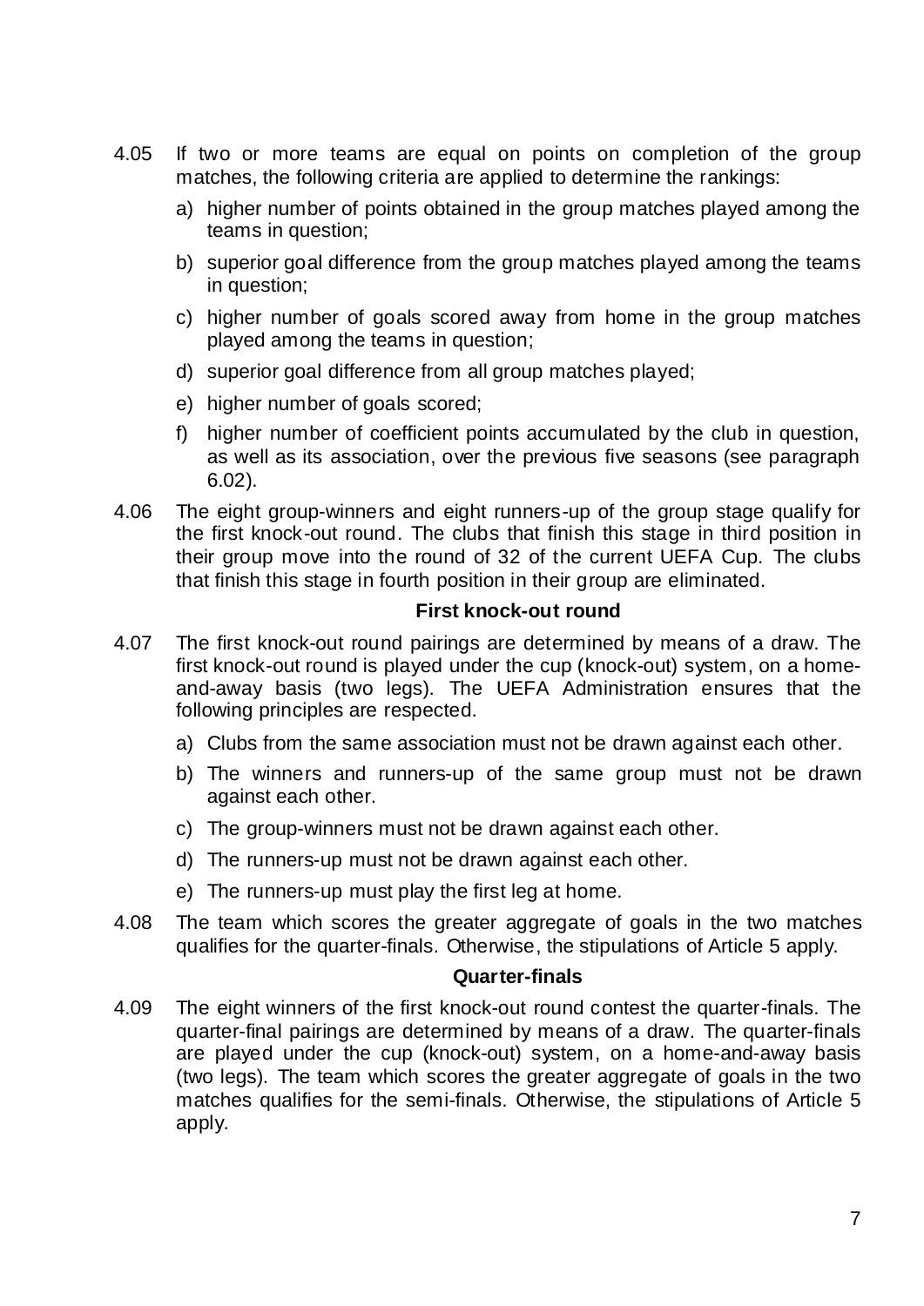4.05 If two or more teams are equal on points on completion of the group matches, the following criteria are applied to determine the rankings:

a) higher number of points obtained in the group matches played among the teams in question;

b) superior goal difference from the group matches played among the teams in question;

c) higher number of goals scored away from home in the group matches played among the teams in question;

d) superior goal difference from all group matches played;

e) higher number of goals scored;

f) higher number of coefficient points accumulated by the club in question, as well as its association, over the previous five seasons (see paragraph 6.02).

4.06 The eight group-winners and eight runners-up of the group stage qualify for the first knock-out round. The clubs that finish this stage in third position in their group move into the round of 32 of the current UEFA Cup. The clubs that finish this stage in fourth position in their group are eliminated.

**First knock-out round**

4.07 The first knock-out round pairings are determined by means of a draw. The first knock-out round is played under the cup (knock-out) system, on a home-and-away basis (two legs). The UEFA Administration ensures that the following principles are respected.

a) Clubs from the same association must not be drawn against each other.

b) The winners and runners-up of the same group must not be drawn against each other.

c) The group-winners must not be drawn against each other.

d) The runners-up must not be drawn against each other.

e) The runners-up must play the first leg at home.

4.08 The team which scores the greater aggregate of goals in the two matches qualifies for the quarter-finals. Otherwise, the stipulations of Article 5 apply.

**Quarter-finals**

4.09 The eight winners of the first knock-out round contest the quarter-finals. The quarter-final pairings are determined by means of a draw. The quarter-finals are played under the cup (knock-out) system, on a home-and-away basis (two legs). The team which scores the greater aggregate of goals in the two matches qualifies for the semi-finals. Otherwise, the stipulations of Article 5 apply.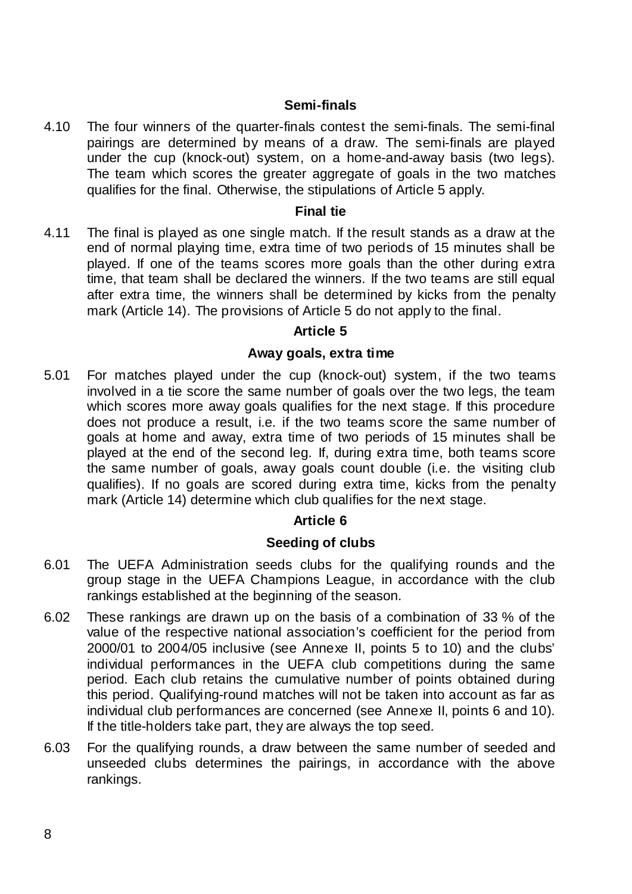**Semi-finals**

4.10 The four winners of the quarter-finals contest the semi-finals. The semi-final pairings are determined by means of a draw. The semi-finals are played under the cup (knock-out) system, on a home-and-away basis (two legs). The team which scores the greater aggregate of goals in the two matches qualifies for the final. Otherwise, the stipulations of Article 5 apply.

**Final tie**

4.11 The final is played as one single match. If the result stands as a draw at the end of normal playing time, extra time of two periods of 15 minutes shall be played. If one of the teams scores more goals than the other during extra time, that team shall be declared the winners. If the two teams are still equal after extra time, the winners shall be determined by kicks from the penalty mark (Article 14). The provisions of Article 5 do not apply to the final.

## Article 5

### Away goals, extra time

5.01 For matches played under the cup (knock-out) system, if the two teams involved in a tie score the same number of goals over the two legs, the team which scores more away goals qualifies for the next stage. If this procedure does not produce a result, i.e. if the two teams score the same number of goals at home and away, extra time of two periods of 15 minutes shall be played at the end of the second leg. If, during extra time, both teams score the same number of goals, away goals count double (i.e. the visiting club qualifies). If no goals are scored during extra time, kicks from the penalty mark (Article 14) determine which club qualifies for the next stage.

## Article 6

### Seeding of clubs

6.01 The UEFA Administration seeds clubs for the qualifying rounds and the group stage in the UEFA Champions League, in accordance with the club rankings established at the beginning of the season.

6.02 These rankings are drawn up on the basis of a combination of 33 % of the value of the respective national association's coefficient for the period from 2000/01 to 2004/05 inclusive (see Annexe II, points 5 to 10) and the clubs' individual performances in the UEFA club competitions during the same period. Each club retains the cumulative number of points obtained during this period. Qualifying-round matches will not be taken into account as far as individual club performances are concerned (see Annexe II, points 6 and 10). If the title-holders take part, they are always the top seed.

6.03 For the qualifying rounds, a draw between the same number of seeded and unseeded clubs determines the pairings, in accordance with the above rankings.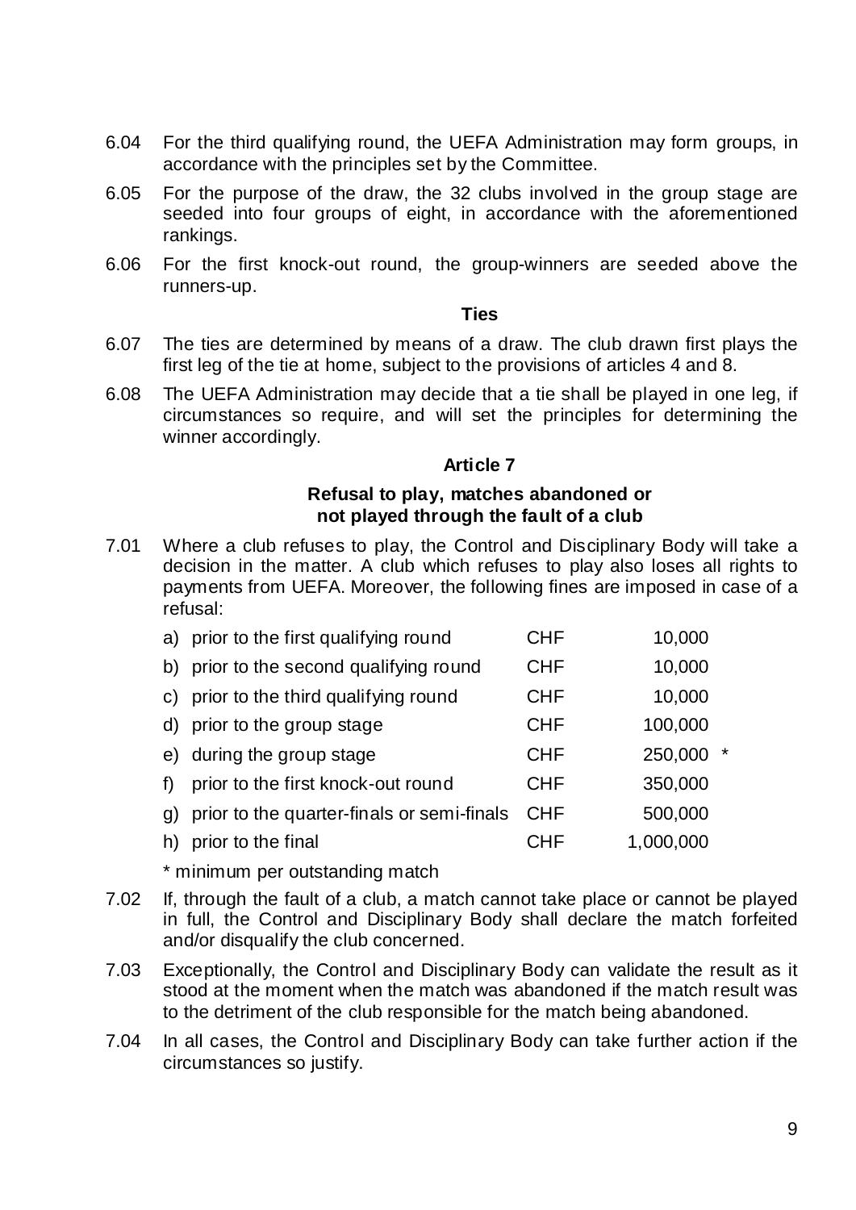6.04 For the third qualifying round, the UEFA Administration may form groups, in accordance with the principles set by the Committee.

6.05 For the purpose of the draw, the 32 clubs involved in the group stage are seeded into four groups of eight, in accordance with the aforementioned rankings.

6.06 For the first knock-out round, the group-winners are seeded above the runners-up.

**Ties**

6.07 The ties are determined by means of a draw. The club drawn first plays the first leg of the tie at home, subject to the provisions of articles 4 and 8.

6.08 The UEFA Administration may decide that a tie shall be played in one leg, if circumstances so require, and will set the principles for determining the winner accordingly.

### Article 7

### Refusal to play, matches abandoned or not played through the fault of a club

7.01 Where a club refuses to play, the Control and Disciplinary Body will take a decision in the matter. A club which refuses to play also loses all rights to payments from UEFA. Moreover, the following fines are imposed in case of a refusal:

| | | | |
|---|---|---|---|
| a) | prior to the first qualifying round | CHF | 10,000 |
| b) | prior to the second qualifying round | CHF | 10,000 |
| c) | prior to the third qualifying round | CHF | 10,000 |
| d) | prior to the group stage | CHF | 100,000 |
| e) | during the group stage | CHF | 250,000 * |
| f) | prior to the first knock-out round | CHF | 350,000 |
| g) | prior to the quarter-finals or semi-finals | CHF | 500,000 |
| h) | prior to the final | CHF | 1,000,000 |

\* minimum per outstanding match

7.02 If, through the fault of a club, a match cannot take place or cannot be played in full, the Control and Disciplinary Body shall declare the match forfeited and/or disqualify the club concerned.

7.03 Exceptionally, the Control and Disciplinary Body can validate the result as it stood at the moment when the match was abandoned if the match result was to the detriment of the club responsible for the match being abandoned.

7.04 In all cases, the Control and Disciplinary Body can take further action if the circumstances so justify.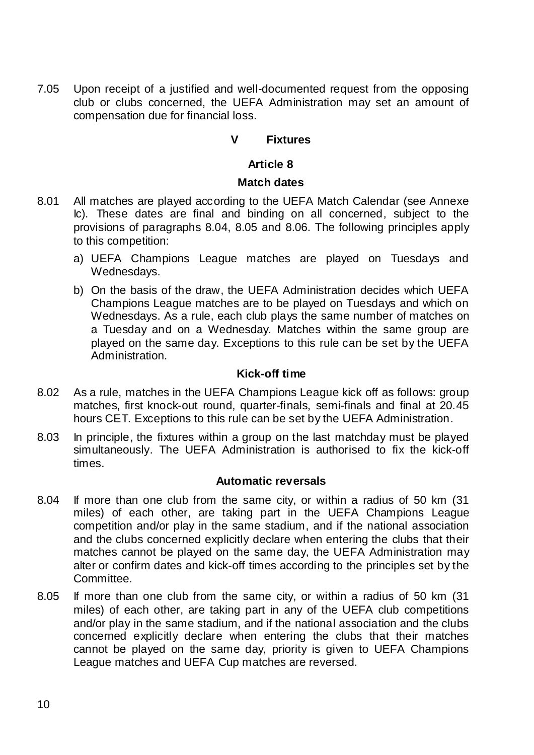7.05 Upon receipt of a justified and well-documented request from the opposing club or clubs concerned, the UEFA Administration may set an amount of compensation due for financial loss.

## V Fixtures

### Article 8

#### Match dates

8.01 All matches are played according to the UEFA Match Calendar (see Annexe Ic). These dates are final and binding on all concerned, subject to the provisions of paragraphs 8.04, 8.05 and 8.06. The following principles apply to this competition:

a) UEFA Champions League matches are played on Tuesdays and Wednesdays.

b) On the basis of the draw, the UEFA Administration decides which UEFA Champions League matches are to be played on Tuesdays and which on Wednesdays. As a rule, each club plays the same number of matches on a Tuesday and on a Wednesday. Matches within the same group are played on the same day. Exceptions to this rule can be set by the UEFA Administration.

#### Kick-off time

8.02 As a rule, matches in the UEFA Champions League kick off as follows: group matches, first knock-out round, quarter-finals, semi-finals and final at 20.45 hours CET. Exceptions to this rule can be set by the UEFA Administration.

8.03 In principle, the fixtures within a group on the last matchday must be played simultaneously. The UEFA Administration is authorised to fix the kick-off times.

#### Automatic reversals

8.04 If more than one club from the same city, or within a radius of 50 km (31 miles) of each other, are taking part in the UEFA Champions League competition and/or play in the same stadium, and if the national association and the clubs concerned explicitly declare when entering the clubs that their matches cannot be played on the same day, the UEFA Administration may alter or confirm dates and kick-off times according to the principles set by the Committee.

8.05 If more than one club from the same city, or within a radius of 50 km (31 miles) of each other, are taking part in any of the UEFA club competitions and/or play in the same stadium, and if the national association and the clubs concerned explicitly declare when entering the clubs that their matches cannot be played on the same day, priority is given to UEFA Champions League matches and UEFA Cup matches are reversed.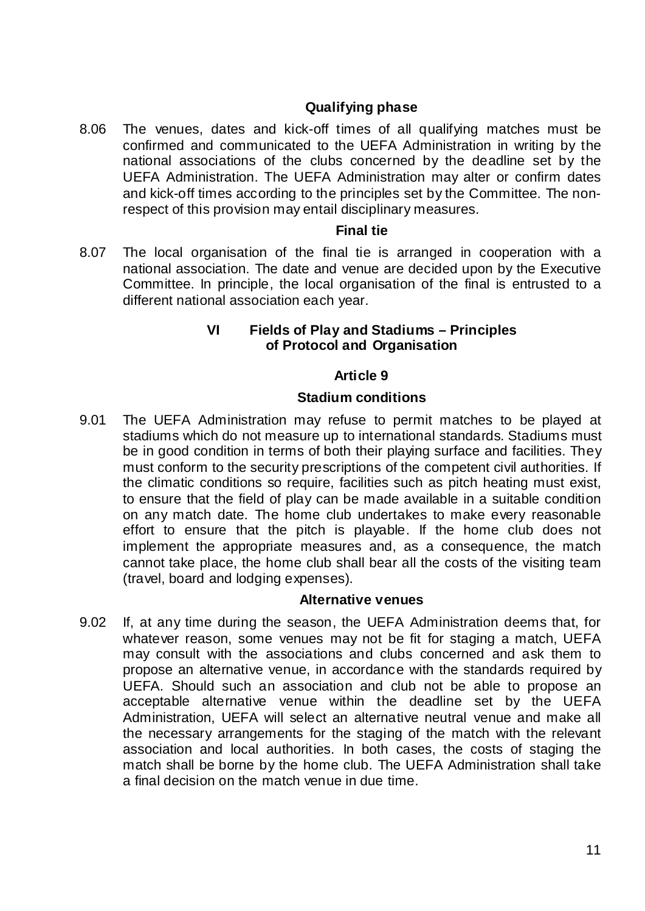### Qualifying phase

8.06 The venues, dates and kick-off times of all qualifying matches must be confirmed and communicated to the UEFA Administration in writing by the national associations of the clubs concerned by the deadline set by the UEFA Administration. The UEFA Administration may alter or confirm dates and kick-off times according to the principles set by the Committee. The non-respect of this provision may entail disciplinary measures.

### Final tie

8.07 The local organisation of the final tie is arranged in cooperation with a national association. The date and venue are decided upon by the Executive Committee. In principle, the local organisation of the final is entrusted to a different national association each year.

## VI Fields of Play and Stadiums – Principles of Protocol and Organisation

### Article 9

### Stadium conditions

9.01 The UEFA Administration may refuse to permit matches to be played at stadiums which do not measure up to international standards. Stadiums must be in good condition in terms of both their playing surface and facilities. They must conform to the security prescriptions of the competent civil authorities. If the climatic conditions so require, facilities such as pitch heating must exist, to ensure that the field of play can be made available in a suitable condition on any match date. The home club undertakes to make every reasonable effort to ensure that the pitch is playable. If the home club does not implement the appropriate measures and, as a consequence, the match cannot take place, the home club shall bear all the costs of the visiting team (travel, board and lodging expenses).

### Alternative venues

9.02 If, at any time during the season, the UEFA Administration deems that, for whatever reason, some venues may not be fit for staging a match, UEFA may consult with the associations and clubs concerned and ask them to propose an alternative venue, in accordance with the standards required by UEFA. Should such an association and club not be able to propose an acceptable alternative venue within the deadline set by the UEFA Administration, UEFA will select an alternative neutral venue and make all the necessary arrangements for the staging of the match with the relevant association and local authorities. In both cases, the costs of staging the match shall be borne by the home club. The UEFA Administration shall take a final decision on the match venue in due time.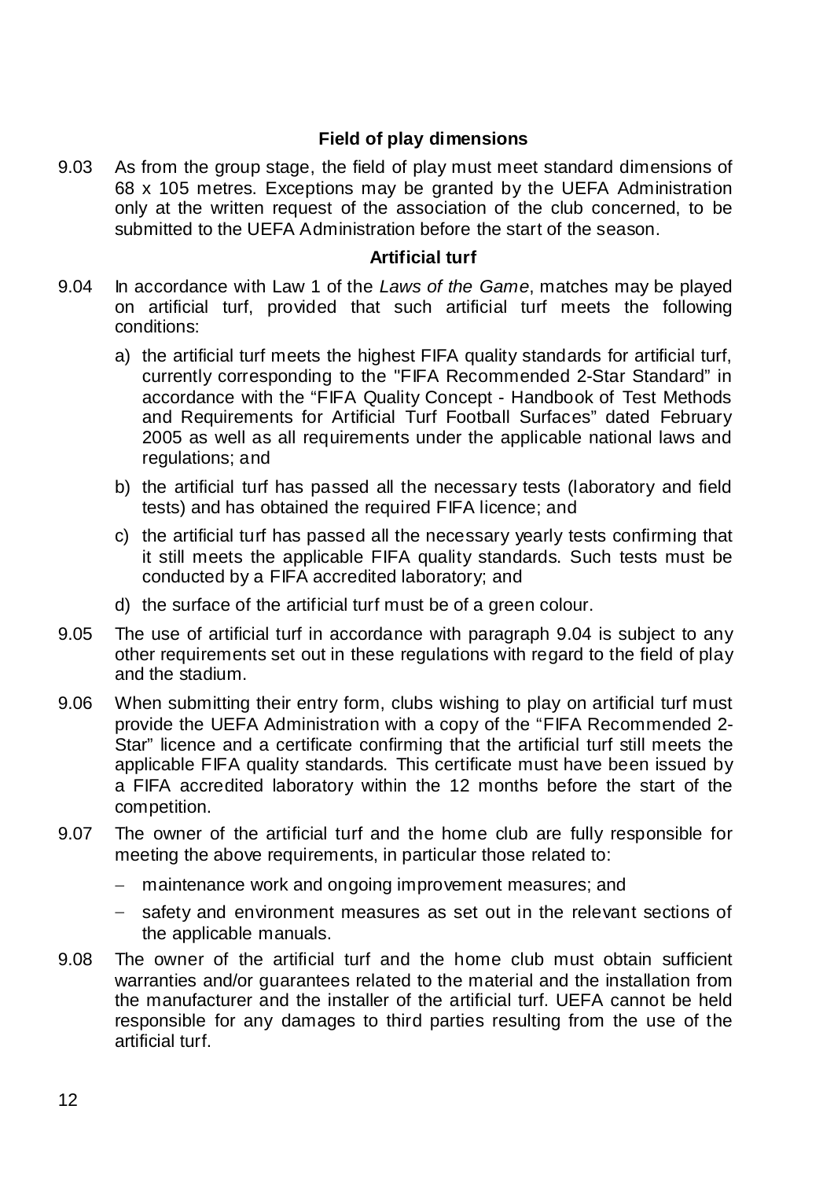### Field of play dimensions

9.03 As from the group stage, the field of play must meet standard dimensions of 68 x 105 metres. Exceptions may be granted by the UEFA Administration only at the written request of the association of the club concerned, to be submitted to the UEFA Administration before the start of the season.

### Artificial turf

9.04 In accordance with Law 1 of the *Laws of the Game*, matches may be played on artificial turf, provided that such artificial turf meets the following conditions:

a) the artificial turf meets the highest FIFA quality standards for artificial turf, currently corresponding to the "FIFA Recommended 2-Star Standard" in accordance with the "FIFA Quality Concept - Handbook of Test Methods and Requirements for Artificial Turf Football Surfaces" dated February 2005 as well as all requirements under the applicable national laws and regulations; and

b) the artificial turf has passed all the necessary tests (laboratory and field tests) and has obtained the required FIFA licence; and

c) the artificial turf has passed all the necessary yearly tests confirming that it still meets the applicable FIFA quality standards. Such tests must be conducted by a FIFA accredited laboratory; and

d) the surface of the artificial turf must be of a green colour.

9.05 The use of artificial turf in accordance with paragraph 9.04 is subject to any other requirements set out in these regulations with regard to the field of play and the stadium.

9.06 When submitting their entry form, clubs wishing to play on artificial turf must provide the UEFA Administration with a copy of the "FIFA Recommended 2-Star" licence and a certificate confirming that the artificial turf still meets the applicable FIFA quality standards. This certificate must have been issued by a FIFA accredited laboratory within the 12 months before the start of the competition.

9.07 The owner of the artificial turf and the home club are fully responsible for meeting the above requirements, in particular those related to:

- maintenance work and ongoing improvement measures; and
- safety and environment measures as set out in the relevant sections of the applicable manuals.

9.08 The owner of the artificial turf and the home club must obtain sufficient warranties and/or guarantees related to the material and the installation from the manufacturer and the installer of the artificial turf. UEFA cannot be held responsible for any damages to third parties resulting from the use of the artificial turf.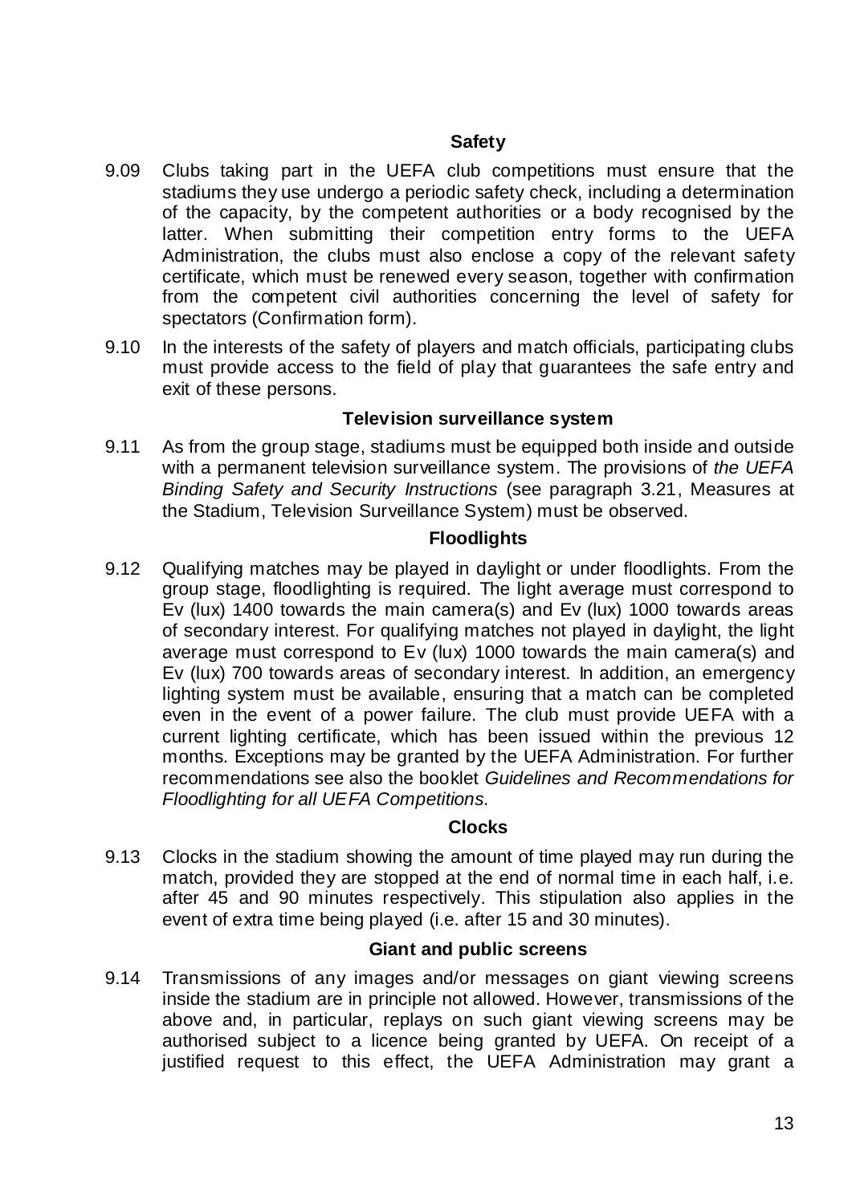### Safety

9.09 Clubs taking part in the UEFA club competitions must ensure that the stadiums they use undergo a periodic safety check, including a determination of the capacity, by the competent authorities or a body recognised by the latter. When submitting their competition entry forms to the UEFA Administration, the clubs must also enclose a copy of the relevant safety certificate, which must be renewed every season, together with confirmation from the competent civil authorities concerning the level of safety for spectators (Confirmation form).

9.10 In the interests of the safety of players and match officials, participating clubs must provide access to the field of play that guarantees the safe entry and exit of these persons.

### Television surveillance system

9.11 As from the group stage, stadiums must be equipped both inside and outside with a permanent television surveillance system. The provisions of *the UEFA Binding Safety and Security Instructions* (see paragraph 3.21, Measures at the Stadium, Television Surveillance System) must be observed.

### Floodlights

9.12 Qualifying matches may be played in daylight or under floodlights. From the group stage, floodlighting is required. The light average must correspond to Ev (lux) 1400 towards the main camera(s) and Ev (lux) 1000 towards areas of secondary interest. For qualifying matches not played in daylight, the light average must correspond to Ev (lux) 1000 towards the main camera(s) and Ev (lux) 700 towards areas of secondary interest. In addition, an emergency lighting system must be available, ensuring that a match can be completed even in the event of a power failure. The club must provide UEFA with a current lighting certificate, which has been issued within the previous 12 months. Exceptions may be granted by the UEFA Administration. For further recommendations see also the booklet *Guidelines and Recommendations for Floodlighting for all UEFA Competitions*.

### Clocks

9.13 Clocks in the stadium showing the amount of time played may run during the match, provided they are stopped at the end of normal time in each half, i.e. after 45 and 90 minutes respectively. This stipulation also applies in the event of extra time being played (i.e. after 15 and 30 minutes).

### Giant and public screens

9.14 Transmissions of any images and/or messages on giant viewing screens inside the stadium are in principle not allowed. However, transmissions of the above and, in particular, replays on such giant viewing screens may be authorised subject to a licence being granted by UEFA. On receipt of a justified request to this effect, the UEFA Administration may grant a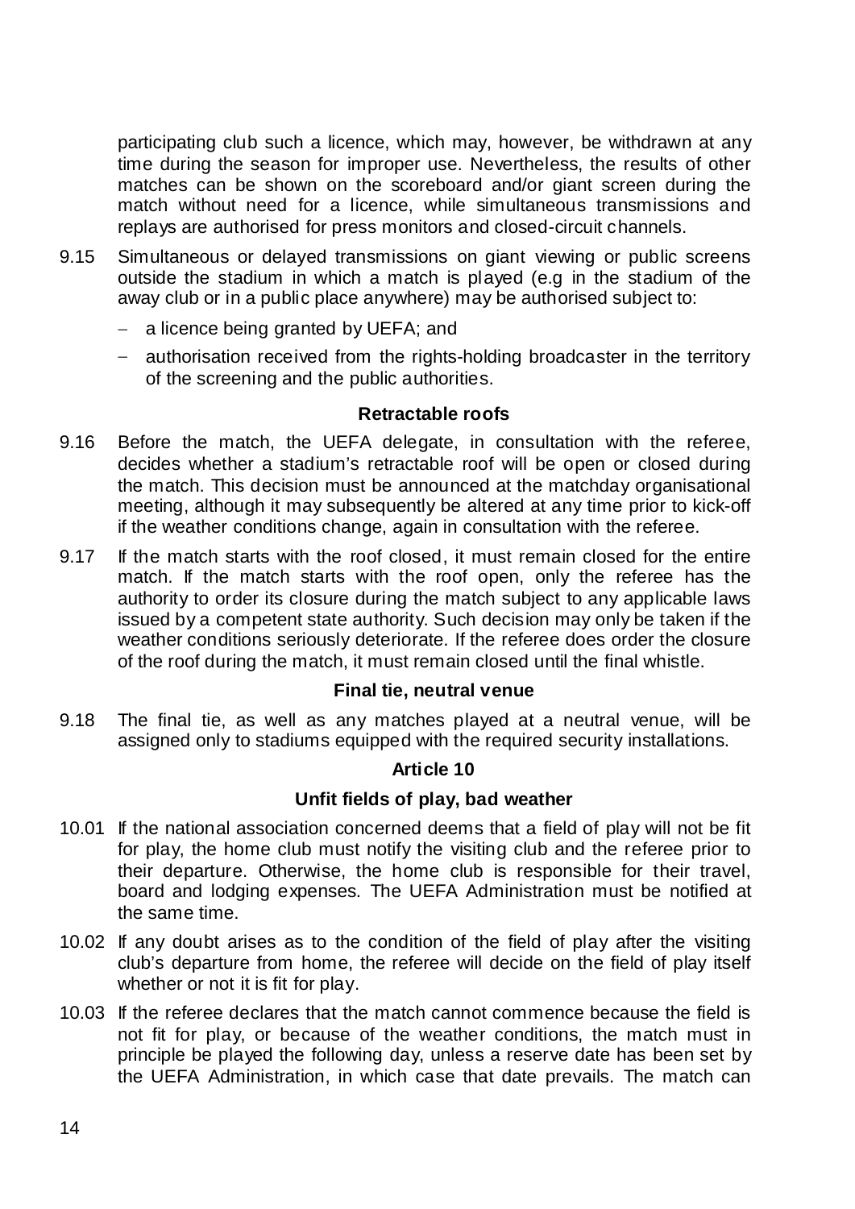participating club such a licence, which may, however, be withdrawn at any time during the season for improper use. Nevertheless, the results of other matches can be shown on the scoreboard and/or giant screen during the match without need for a licence, while simultaneous transmissions and replays are authorised for press monitors and closed-circuit channels.

9.15 Simultaneous or delayed transmissions on giant viewing or public screens outside the stadium in which a match is played (e.g in the stadium of the away club or in a public place anywhere) may be authorised subject to:

- a licence being granted by UEFA; and
- authorisation received from the rights-holding broadcaster in the territory of the screening and the public authorities.

**Retractable roofs**

9.16 Before the match, the UEFA delegate, in consultation with the referee, decides whether a stadium's retractable roof will be open or closed during the match. This decision must be announced at the matchday organisational meeting, although it may subsequently be altered at any time prior to kick-off if the weather conditions change, again in consultation with the referee.

9.17 If the match starts with the roof closed, it must remain closed for the entire match. If the match starts with the roof open, only the referee has the authority to order its closure during the match subject to any applicable laws issued by a competent state authority. Such decision may only be taken if the weather conditions seriously deteriorate. If the referee does order the closure of the roof during the match, it must remain closed until the final whistle.

**Final tie, neutral venue**

9.18 The final tie, as well as any matches played at a neutral venue, will be assigned only to stadiums equipped with the required security installations.

## Article 10

## Unfit fields of play, bad weather

10.01 If the national association concerned deems that a field of play will not be fit for play, the home club must notify the visiting club and the referee prior to their departure. Otherwise, the home club is responsible for their travel, board and lodging expenses. The UEFA Administration must be notified at the same time.

10.02 If any doubt arises as to the condition of the field of play after the visiting club's departure from home, the referee will decide on the field of play itself whether or not it is fit for play.

10.03 If the referee declares that the match cannot commence because the field is not fit for play, or because of the weather conditions, the match must in principle be played the following day, unless a reserve date has been set by the UEFA Administration, in which case that date prevails. The match can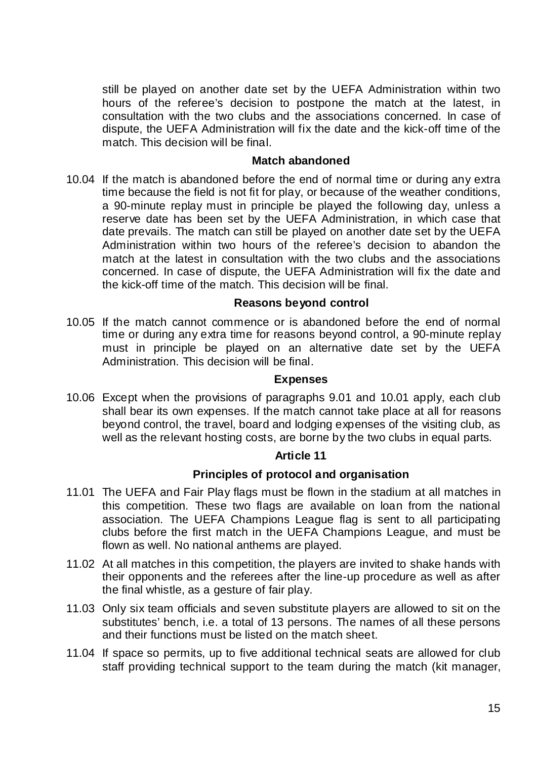still be played on another date set by the UEFA Administration within two hours of the referee's decision to postpone the match at the latest, in consultation with the two clubs and the associations concerned. In case of dispute, the UEFA Administration will fix the date and the kick-off time of the match. This decision will be final.

**Match abandoned**

10.04 If the match is abandoned before the end of normal time or during any extra time because the field is not fit for play, or because of the weather conditions, a 90-minute replay must in principle be played the following day, unless a reserve date has been set by the UEFA Administration, in which case that date prevails. The match can still be played on another date set by the UEFA Administration within two hours of the referee's decision to abandon the match at the latest in consultation with the two clubs and the associations concerned. In case of dispute, the UEFA Administration will fix the date and the kick-off time of the match. This decision will be final.

**Reasons beyond control**

10.05 If the match cannot commence or is abandoned before the end of normal time or during any extra time for reasons beyond control, a 90-minute replay must in principle be played on an alternative date set by the UEFA Administration. This decision will be final.

**Expenses**

10.06 Except when the provisions of paragraphs 9.01 and 10.01 apply, each club shall bear its own expenses. If the match cannot take place at all for reasons beyond control, the travel, board and lodging expenses of the visiting club, as well as the relevant hosting costs, are borne by the two clubs in equal parts.

## Article 11

### Principles of protocol and organisation

11.01 The UEFA and Fair Play flags must be flown in the stadium at all matches in this competition. These two flags are available on loan from the national association. The UEFA Champions League flag is sent to all participating clubs before the first match in the UEFA Champions League, and must be flown as well. No national anthems are played.

11.02 At all matches in this competition, the players are invited to shake hands with their opponents and the referees after the line-up procedure as well as after the final whistle, as a gesture of fair play.

11.03 Only six team officials and seven substitute players are allowed to sit on the substitutes' bench, i.e. a total of 13 persons. The names of all these persons and their functions must be listed on the match sheet.

11.04 If space so permits, up to five additional technical seats are allowed for club staff providing technical support to the team during the match (kit manager,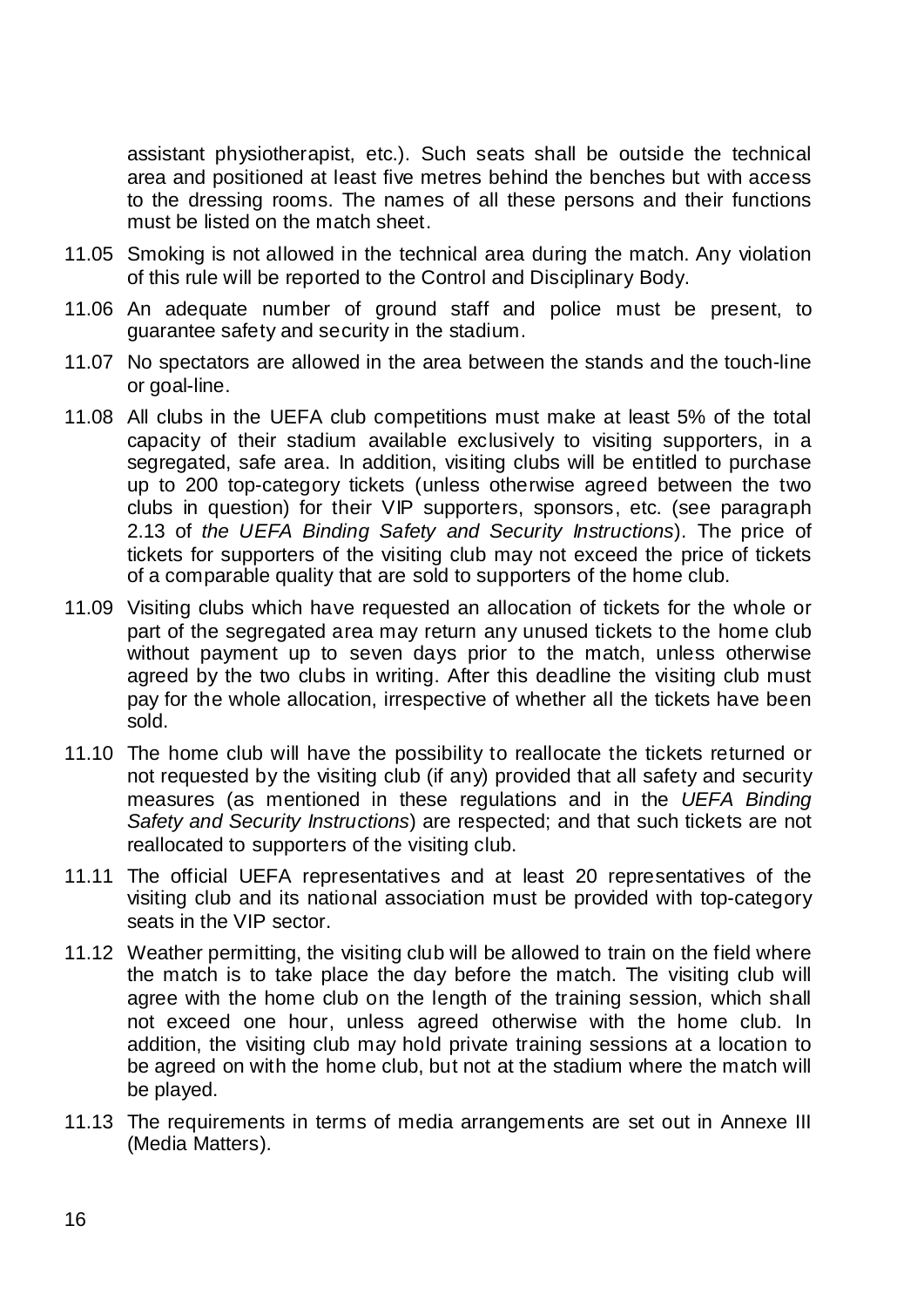assistant physiotherapist, etc.). Such seats shall be outside the technical area and positioned at least five metres behind the benches but with access to the dressing rooms. The names of all these persons and their functions must be listed on the match sheet.

11.05 Smoking is not allowed in the technical area during the match. Any violation of this rule will be reported to the Control and Disciplinary Body.

11.06 An adequate number of ground staff and police must be present, to guarantee safety and security in the stadium.

11.07 No spectators are allowed in the area between the stands and the touch-line or goal-line.

11.08 All clubs in the UEFA club competitions must make at least 5% of the total capacity of their stadium available exclusively to visiting supporters, in a segregated, safe area. In addition, visiting clubs will be entitled to purchase up to 200 top-category tickets (unless otherwise agreed between the two clubs in question) for their VIP supporters, sponsors, etc. (see paragraph 2.13 of *the UEFA Binding Safety and Security Instructions*). The price of tickets for supporters of the visiting club may not exceed the price of tickets of a comparable quality that are sold to supporters of the home club.

11.09 Visiting clubs which have requested an allocation of tickets for the whole or part of the segregated area may return any unused tickets to the home club without payment up to seven days prior to the match, unless otherwise agreed by the two clubs in writing. After this deadline the visiting club must pay for the whole allocation, irrespective of whether all the tickets have been sold.

11.10 The home club will have the possibility to reallocate the tickets returned or not requested by the visiting club (if any) provided that all safety and security measures (as mentioned in these regulations and in the *UEFA Binding Safety and Security Instructions*) are respected; and that such tickets are not reallocated to supporters of the visiting club.

11.11 The official UEFA representatives and at least 20 representatives of the visiting club and its national association must be provided with top-category seats in the VIP sector.

11.12 Weather permitting, the visiting club will be allowed to train on the field where the match is to take place the day before the match. The visiting club will agree with the home club on the length of the training session, which shall not exceed one hour, unless agreed otherwise with the home club. In addition, the visiting club may hold private training sessions at a location to be agreed on with the home club, but not at the stadium where the match will be played.

11.13 The requirements in terms of media arrangements are set out in Annexe III (Media Matters).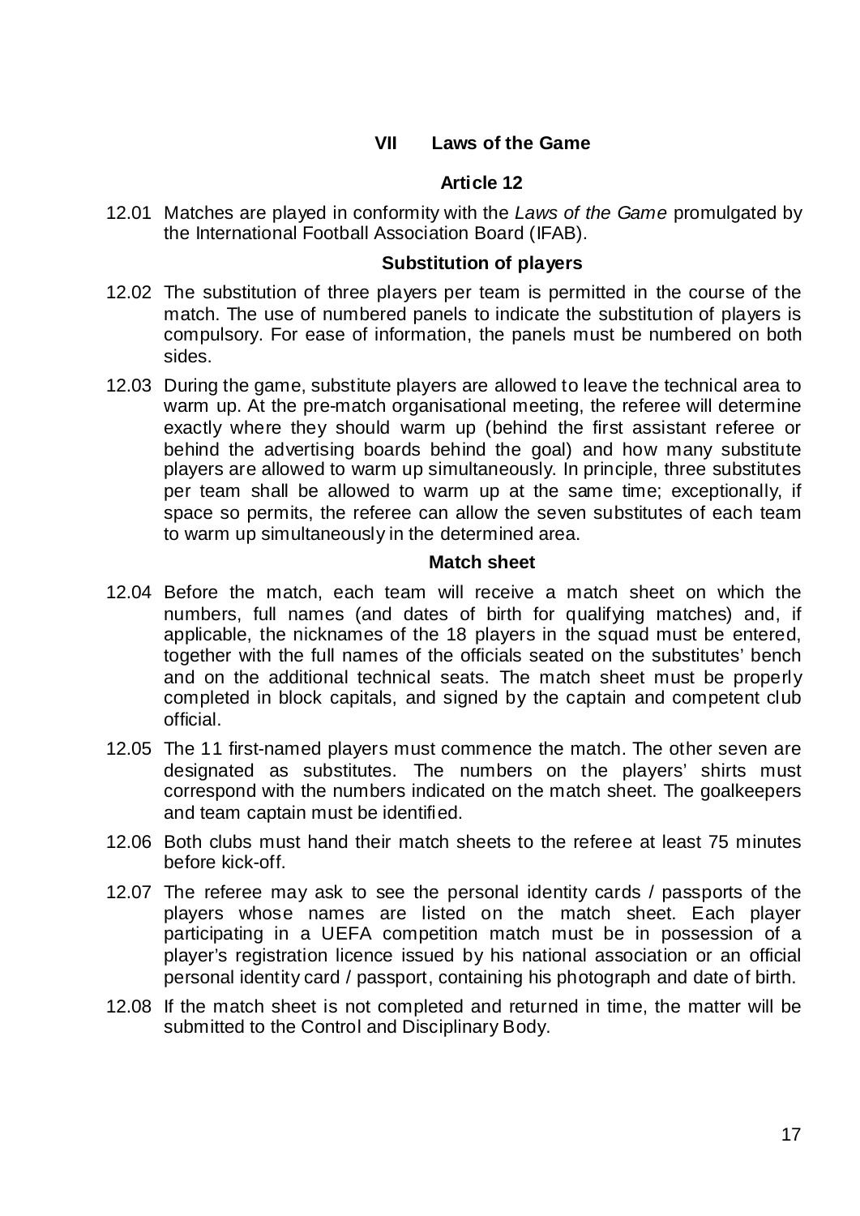## VII Laws of the Game

### Article 12

12.01 Matches are played in conformity with the *Laws of the Game* promulgated by the International Football Association Board (IFAB).

#### Substitution of players

12.02 The substitution of three players per team is permitted in the course of the match. The use of numbered panels to indicate the substitution of players is compulsory. For ease of information, the panels must be numbered on both sides.

12.03 During the game, substitute players are allowed to leave the technical area to warm up. At the pre-match organisational meeting, the referee will determine exactly where they should warm up (behind the first assistant referee or behind the advertising boards behind the goal) and how many substitute players are allowed to warm up simultaneously. In principle, three substitutes per team shall be allowed to warm up at the same time; exceptionally, if space so permits, the referee can allow the seven substitutes of each team to warm up simultaneously in the determined area.

#### Match sheet

12.04 Before the match, each team will receive a match sheet on which the numbers, full names (and dates of birth for qualifying matches) and, if applicable, the nicknames of the 18 players in the squad must be entered, together with the full names of the officials seated on the substitutes' bench and on the additional technical seats. The match sheet must be properly completed in block capitals, and signed by the captain and competent club official.

12.05 The 11 first-named players must commence the match. The other seven are designated as substitutes. The numbers on the players' shirts must correspond with the numbers indicated on the match sheet. The goalkeepers and team captain must be identified.

12.06 Both clubs must hand their match sheets to the referee at least 75 minutes before kick-off.

12.07 The referee may ask to see the personal identity cards / passports of the players whose names are listed on the match sheet. Each player participating in a UEFA competition match must be in possession of a player's registration licence issued by his national association or an official personal identity card / passport, containing his photograph and date of birth.

12.08 If the match sheet is not completed and returned in time, the matter will be submitted to the Control and Disciplinary Body.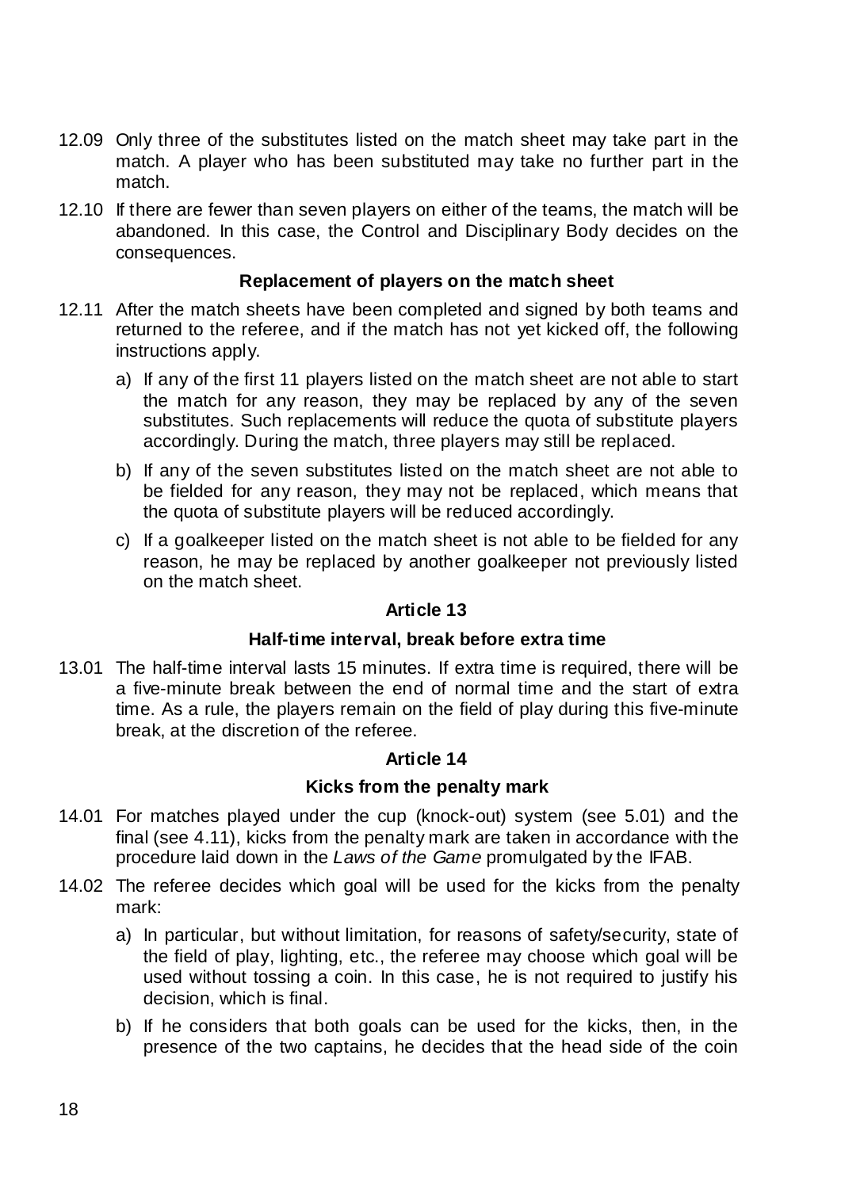12.09 Only three of the substitutes listed on the match sheet may take part in the match. A player who has been substituted may take no further part in the match.

12.10 If there are fewer than seven players on either of the teams, the match will be abandoned. In this case, the Control and Disciplinary Body decides on the consequences.

**Replacement of players on the match sheet**

12.11 After the match sheets have been completed and signed by both teams and returned to the referee, and if the match has not yet kicked off, the following instructions apply.

a) If any of the first 11 players listed on the match sheet are not able to start the match for any reason, they may be replaced by any of the seven substitutes. Such replacements will reduce the quota of substitute players accordingly. During the match, three players may still be replaced.

b) If any of the seven substitutes listed on the match sheet are not able to be fielded for any reason, they may not be replaced, which means that the quota of substitute players will be reduced accordingly.

c) If a goalkeeper listed on the match sheet is not able to be fielded for any reason, he may be replaced by another goalkeeper not previously listed on the match sheet.

## Article 13

### Half-time interval, break before extra time

13.01 The half-time interval lasts 15 minutes. If extra time is required, there will be a five-minute break between the end of normal time and the start of extra time. As a rule, the players remain on the field of play during this five-minute break, at the discretion of the referee.

## Article 14

### Kicks from the penalty mark

14.01 For matches played under the cup (knock-out) system (see 5.01) and the final (see 4.11), kicks from the penalty mark are taken in accordance with the procedure laid down in the *Laws of the Game* promulgated by the IFAB.

14.02 The referee decides which goal will be used for the kicks from the penalty mark:

a) In particular, but without limitation, for reasons of safety/security, state of the field of play, lighting, etc., the referee may choose which goal will be used without tossing a coin. In this case, he is not required to justify his decision, which is final.

b) If he considers that both goals can be used for the kicks, then, in the presence of the two captains, he decides that the head side of the coin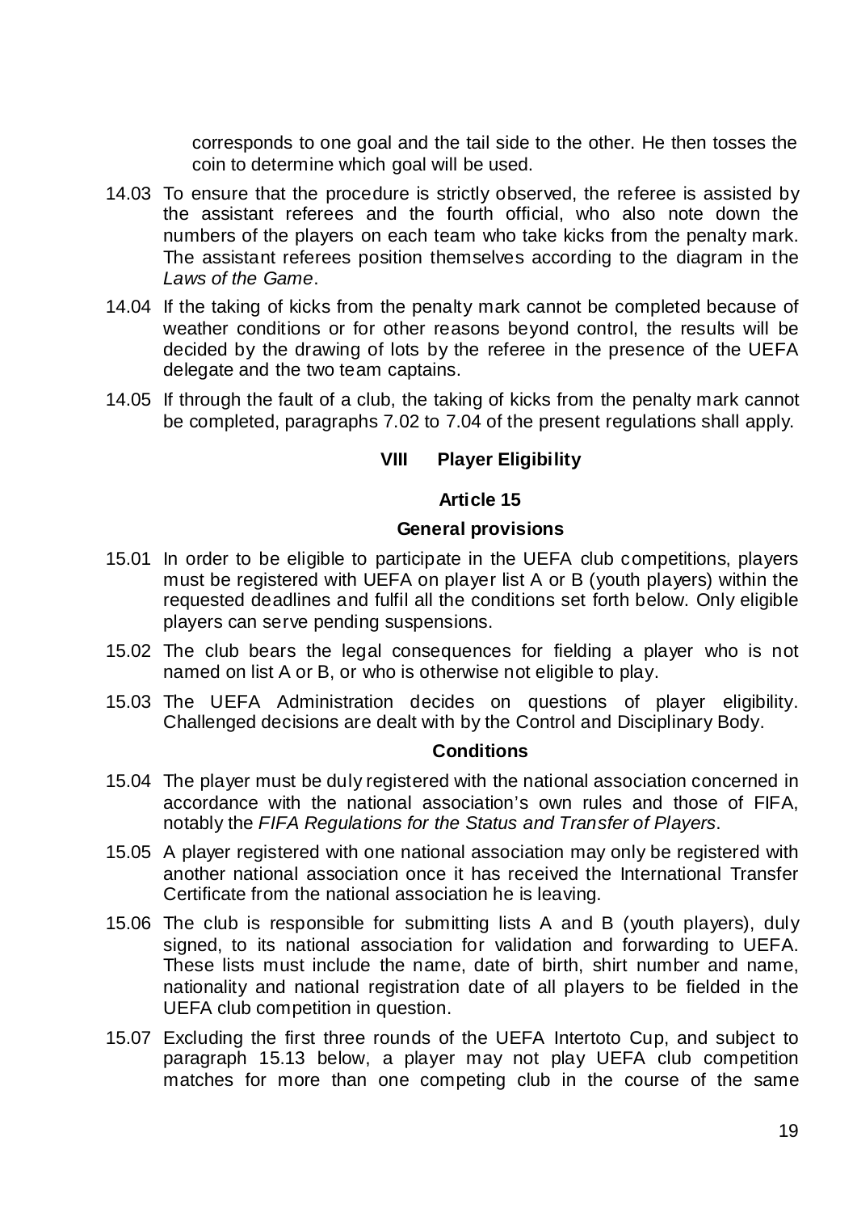corresponds to one goal and the tail side to the other. He then tosses the coin to determine which goal will be used.

14.03 To ensure that the procedure is strictly observed, the referee is assisted by the assistant referees and the fourth official, who also note down the numbers of the players on each team who take kicks from the penalty mark. The assistant referees position themselves according to the diagram in the *Laws of the Game*.

14.04 If the taking of kicks from the penalty mark cannot be completed because of weather conditions or for other reasons beyond control, the results will be decided by the drawing of lots by the referee in the presence of the UEFA delegate and the two team captains.

14.05 If through the fault of a club, the taking of kicks from the penalty mark cannot be completed, paragraphs 7.02 to 7.04 of the present regulations shall apply.

## VIII Player Eligibility

### Article 15

#### General provisions

15.01 In order to be eligible to participate in the UEFA club competitions, players must be registered with UEFA on player list A or B (youth players) within the requested deadlines and fulfil all the conditions set forth below. Only eligible players can serve pending suspensions.

15.02 The club bears the legal consequences for fielding a player who is not named on list A or B, or who is otherwise not eligible to play.

15.03 The UEFA Administration decides on questions of player eligibility. Challenged decisions are dealt with by the Control and Disciplinary Body.

#### Conditions

15.04 The player must be duly registered with the national association concerned in accordance with the national association's own rules and those of FIFA, notably the *FIFA Regulations for the Status and Transfer of Players*.

15.05 A player registered with one national association may only be registered with another national association once it has received the International Transfer Certificate from the national association he is leaving.

15.06 The club is responsible for submitting lists A and B (youth players), duly signed, to its national association for validation and forwarding to UEFA. These lists must include the name, date of birth, shirt number and name, nationality and national registration date of all players to be fielded in the UEFA club competition in question.

15.07 Excluding the first three rounds of the UEFA Intertoto Cup, and subject to paragraph 15.13 below, a player may not play UEFA club competition matches for more than one competing club in the course of the same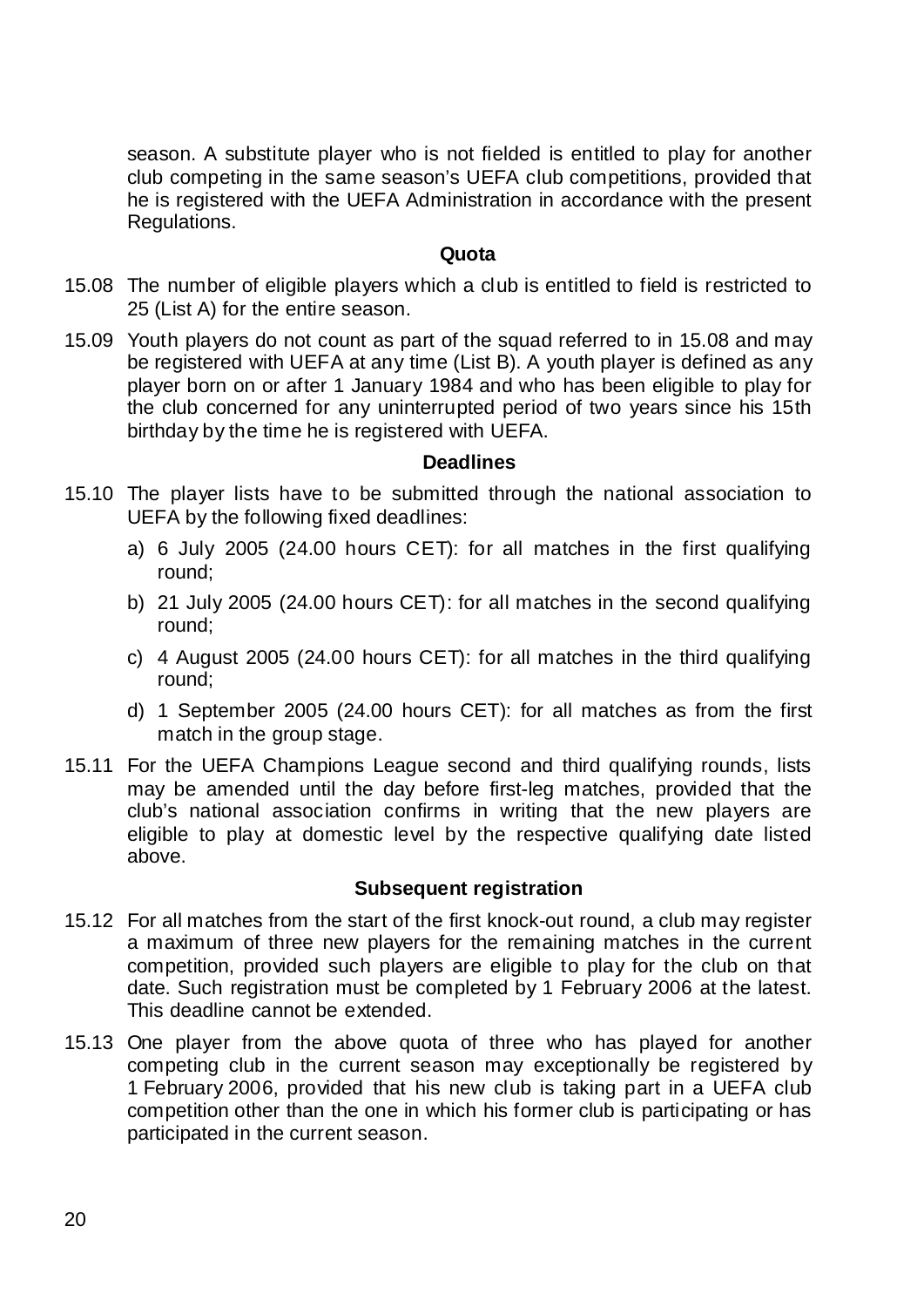season. A substitute player who is not fielded is entitled to play for another club competing in the same season's UEFA club competitions, provided that he is registered with the UEFA Administration in accordance with the present Regulations.

**Quota**

15.08 The number of eligible players which a club is entitled to field is restricted to 25 (List A) for the entire season.

15.09 Youth players do not count as part of the squad referred to in 15.08 and may be registered with UEFA at any time (List B). A youth player is defined as any player born on or after 1 January 1984 and who has been eligible to play for the club concerned for any uninterrupted period of two years since his 15th birthday by the time he is registered with UEFA.

**Deadlines**

15.10 The player lists have to be submitted through the national association to UEFA by the following fixed deadlines:

a) 6 July 2005 (24.00 hours CET): for all matches in the first qualifying round;

b) 21 July 2005 (24.00 hours CET): for all matches in the second qualifying round;

c) 4 August 2005 (24.00 hours CET): for all matches in the third qualifying round;

d) 1 September 2005 (24.00 hours CET): for all matches as from the first match in the group stage.

15.11 For the UEFA Champions League second and third qualifying rounds, lists may be amended until the day before first-leg matches, provided that the club's national association confirms in writing that the new players are eligible to play at domestic level by the respective qualifying date listed above.

**Subsequent registration**

15.12 For all matches from the start of the first knock-out round, a club may register a maximum of three new players for the remaining matches in the current competition, provided such players are eligible to play for the club on that date. Such registration must be completed by 1 February 2006 at the latest. This deadline cannot be extended.

15.13 One player from the above quota of three who has played for another competing club in the current season may exceptionally be registered by 1 February 2006, provided that his new club is taking part in a UEFA club competition other than the one in which his former club is participating or has participated in the current season.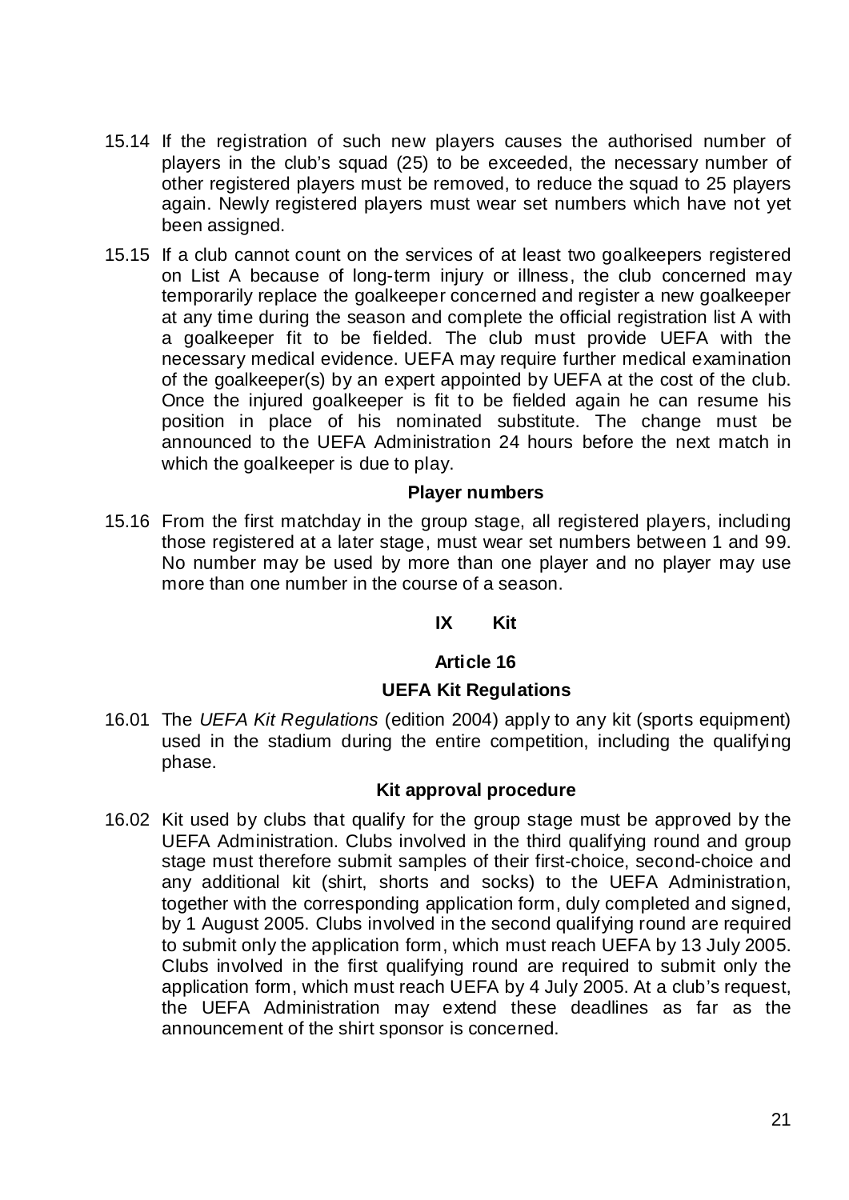15.14 If the registration of such new players causes the authorised number of players in the club's squad (25) to be exceeded, the necessary number of other registered players must be removed, to reduce the squad to 25 players again. Newly registered players must wear set numbers which have not yet been assigned.

15.15 If a club cannot count on the services of at least two goalkeepers registered on List A because of long-term injury or illness, the club concerned may temporarily replace the goalkeeper concerned and register a new goalkeeper at any time during the season and complete the official registration list A with a goalkeeper fit to be fielded. The club must provide UEFA with the necessary medical evidence. UEFA may require further medical examination of the goalkeeper(s) by an expert appointed by UEFA at the cost of the club. Once the injured goalkeeper is fit to be fielded again he can resume his position in place of his nominated substitute. The change must be announced to the UEFA Administration 24 hours before the next match in which the goalkeeper is due to play.

**Player numbers**

15.16 From the first matchday in the group stage, all registered players, including those registered at a later stage, must wear set numbers between 1 and 99. No number may be used by more than one player and no player may use more than one number in the course of a season.

## IX Kit

### Article 16

### UEFA Kit Regulations

16.01 The *UEFA Kit Regulations* (edition 2004) apply to any kit (sports equipment) used in the stadium during the entire competition, including the qualifying phase.

**Kit approval procedure**

16.02 Kit used by clubs that qualify for the group stage must be approved by the UEFA Administration. Clubs involved in the third qualifying round and group stage must therefore submit samples of their first-choice, second-choice and any additional kit (shirt, shorts and socks) to the UEFA Administration, together with the corresponding application form, duly completed and signed, by 1 August 2005. Clubs involved in the second qualifying round are required to submit only the application form, which must reach UEFA by 13 July 2005. Clubs involved in the first qualifying round are required to submit only the application form, which must reach UEFA by 4 July 2005. At a club's request, the UEFA Administration may extend these deadlines as far as the announcement of the shirt sponsor is concerned.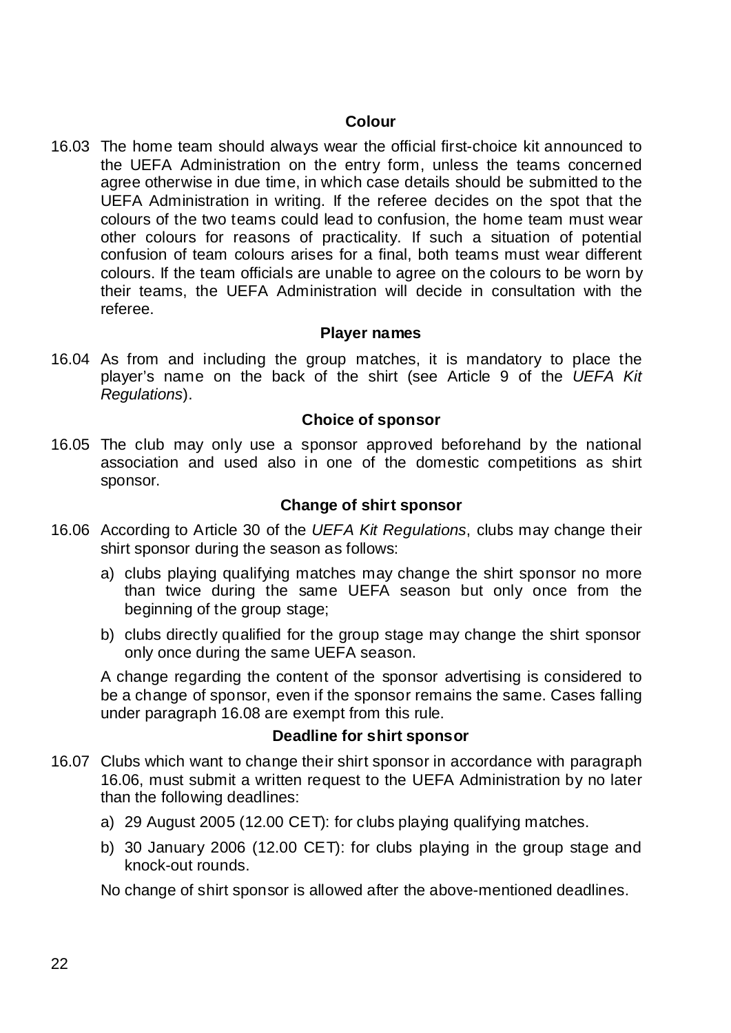#### Colour

16.03 The home team should always wear the official first-choice kit announced to the UEFA Administration on the entry form, unless the teams concerned agree otherwise in due time, in which case details should be submitted to the UEFA Administration in writing. If the referee decides on the spot that the colours of the two teams could lead to confusion, the home team must wear other colours for reasons of practicality. If such a situation of potential confusion of team colours arises for a final, both teams must wear different colours. If the team officials are unable to agree on the colours to be worn by their teams, the UEFA Administration will decide in consultation with the referee.

#### Player names

16.04 As from and including the group matches, it is mandatory to place the player's name on the back of the shirt (see Article 9 of the *UEFA Kit Regulations*).

#### Choice of sponsor

16.05 The club may only use a sponsor approved beforehand by the national association and used also in one of the domestic competitions as shirt sponsor.

#### Change of shirt sponsor

16.06 According to Article 30 of the *UEFA Kit Regulations*, clubs may change their shirt sponsor during the season as follows:

a) clubs playing qualifying matches may change the shirt sponsor no more than twice during the same UEFA season but only once from the beginning of the group stage;

b) clubs directly qualified for the group stage may change the shirt sponsor only once during the same UEFA season.

A change regarding the content of the sponsor advertising is considered to be a change of sponsor, even if the sponsor remains the same. Cases falling under paragraph 16.08 are exempt from this rule.

#### Deadline for shirt sponsor

16.07 Clubs which want to change their shirt sponsor in accordance with paragraph 16.06, must submit a written request to the UEFA Administration by no later than the following deadlines:

a) 29 August 2005 (12.00 CET): for clubs playing qualifying matches.

b) 30 January 2006 (12.00 CET): for clubs playing in the group stage and knock-out rounds.

No change of shirt sponsor is allowed after the above-mentioned deadlines.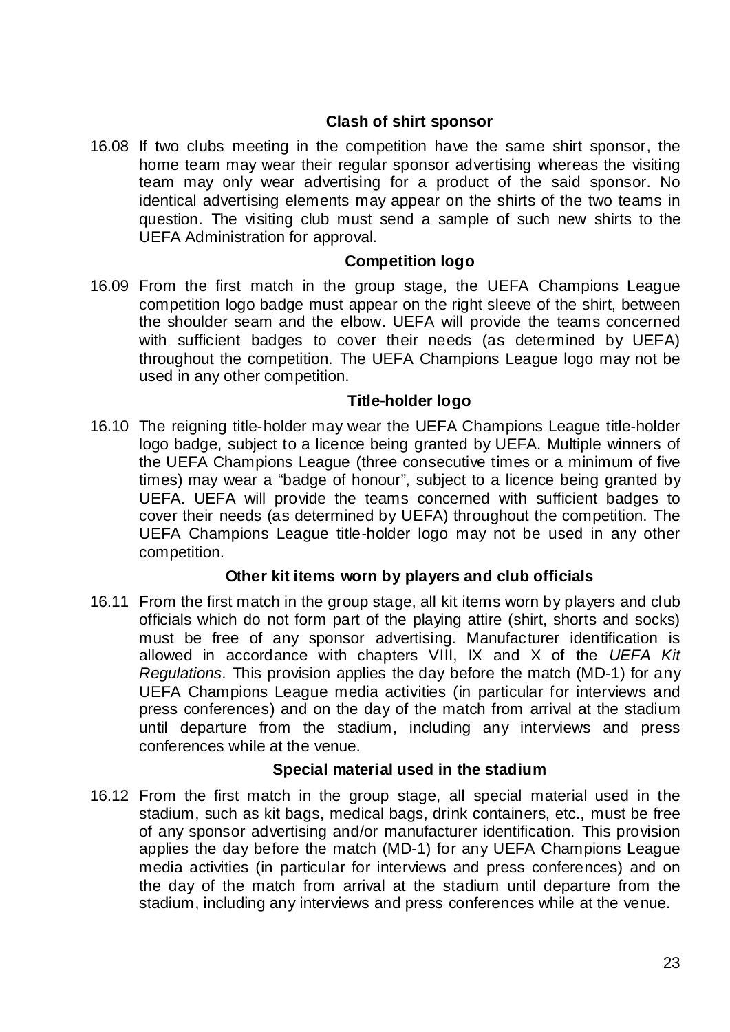#### Clash of shirt sponsor

16.08 If two clubs meeting in the competition have the same shirt sponsor, the home team may wear their regular sponsor advertising whereas the visiting team may only wear advertising for a product of the said sponsor. No identical advertising elements may appear on the shirts of the two teams in question. The visiting club must send a sample of such new shirts to the UEFA Administration for approval.

#### Competition logo

16.09 From the first match in the group stage, the UEFA Champions League competition logo badge must appear on the right sleeve of the shirt, between the shoulder seam and the elbow. UEFA will provide the teams concerned with sufficient badges to cover their needs (as determined by UEFA) throughout the competition. The UEFA Champions League logo may not be used in any other competition.

#### Title-holder logo

16.10 The reigning title-holder may wear the UEFA Champions League title-holder logo badge, subject to a licence being granted by UEFA. Multiple winners of the UEFA Champions League (three consecutive times or a minimum of five times) may wear a "badge of honour", subject to a licence being granted by UEFA. UEFA will provide the teams concerned with sufficient badges to cover their needs (as determined by UEFA) throughout the competition. The UEFA Champions League title-holder logo may not be used in any other competition.

#### Other kit items worn by players and club officials

16.11 From the first match in the group stage, all kit items worn by players and club officials which do not form part of the playing attire (shirt, shorts and socks) must be free of any sponsor advertising. Manufacturer identification is allowed in accordance with chapters VIII, IX and X of the *UEFA Kit Regulations*. This provision applies the day before the match (MD-1) for any UEFA Champions League media activities (in particular for interviews and press conferences) and on the day of the match from arrival at the stadium until departure from the stadium, including any interviews and press conferences while at the venue.

#### Special material used in the stadium

16.12 From the first match in the group stage, all special material used in the stadium, such as kit bags, medical bags, drink containers, etc., must be free of any sponsor advertising and/or manufacturer identification. This provision applies the day before the match (MD-1) for any UEFA Champions League media activities (in particular for interviews and press conferences) and on the day of the match from arrival at the stadium until departure from the stadium, including any interviews and press conferences while at the venue.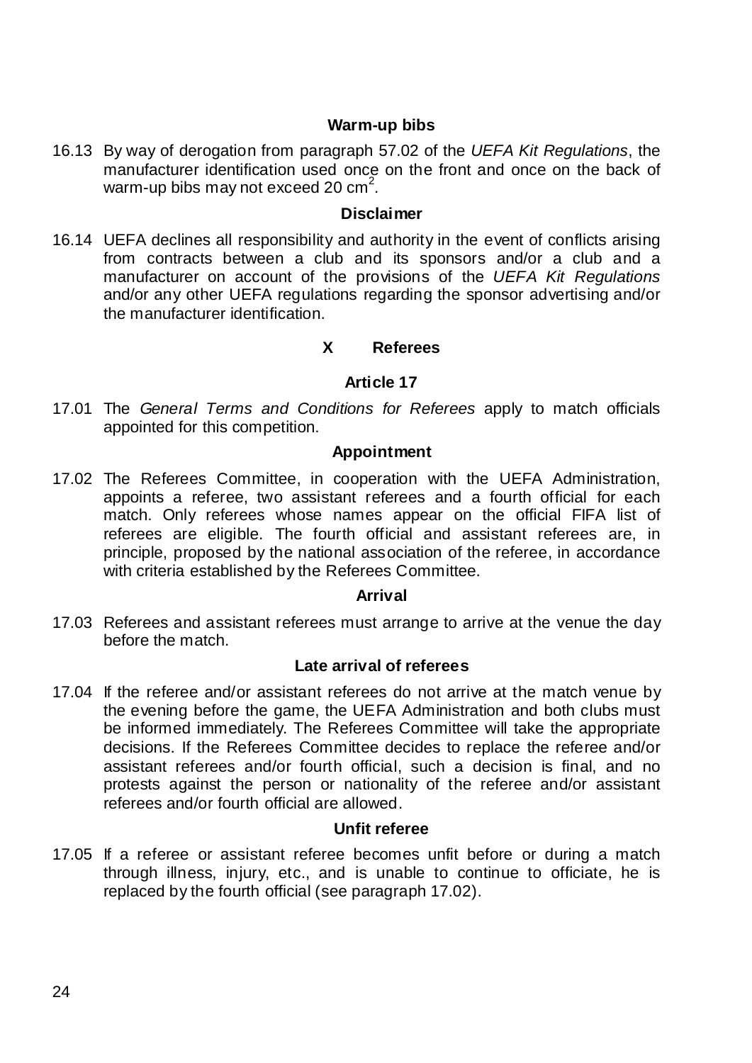**Warm-up bibs**

16.13 By way of derogation from paragraph 57.02 of the *UEFA Kit Regulations*, the manufacturer identification used once on the front and once on the back of warm-up bibs may not exceed 20 $cm^2$.

**Disclaimer**

16.14 UEFA declines all responsibility and authority in the event of conflicts arising from contracts between a club and its sponsors and/or a club and a manufacturer on account of the provisions of the *UEFA Kit Regulations* and/or any other UEFA regulations regarding the sponsor advertising and/or the manufacturer identification.

## X Referees

### Article 17

17.01 The *General Terms and Conditions for Referees* apply to match officials appointed for this competition.

**Appointment**

17.02 The Referees Committee, in cooperation with the UEFA Administration, appoints a referee, two assistant referees and a fourth official for each match. Only referees whose names appear on the official FIFA list of referees are eligible. The fourth official and assistant referees are, in principle, proposed by the national association of the referee, in accordance with criteria established by the Referees Committee.

**Arrival**

17.03 Referees and assistant referees must arrange to arrive at the venue the day before the match.

**Late arrival of referees**

17.04 If the referee and/or assistant referees do not arrive at the match venue by the evening before the game, the UEFA Administration and both clubs must be informed immediately. The Referees Committee will take the appropriate decisions. If the Referees Committee decides to replace the referee and/or assistant referees and/or fourth official, such a decision is final, and no protests against the person or nationality of the referee and/or assistant referees and/or fourth official are allowed.

**Unfit referee**

17.05 If a referee or assistant referee becomes unfit before or during a match through illness, injury, etc., and is unable to continue to officiate, he is replaced by the fourth official (see paragraph 17.02).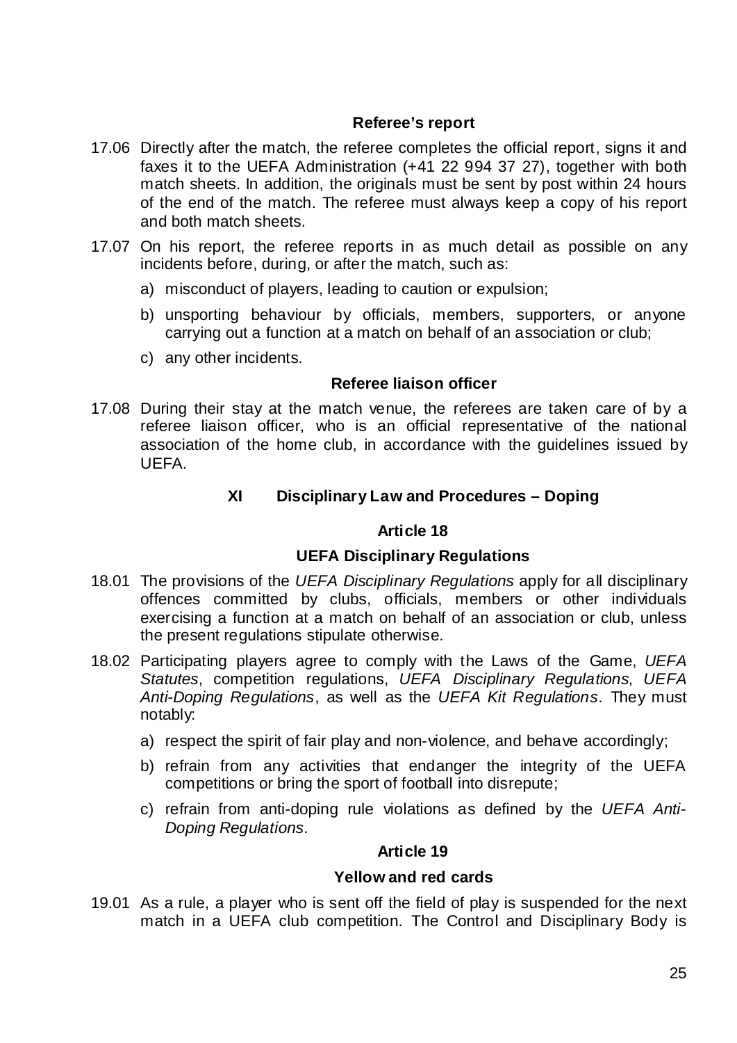#### Referee's report

17.06 Directly after the match, the referee completes the official report, signs it and faxes it to the UEFA Administration (+41 22 994 37 27), together with both match sheets. In addition, the originals must be sent by post within 24 hours of the end of the match. The referee must always keep a copy of his report and both match sheets.

17.07 On his report, the referee reports in as much detail as possible on any incidents before, during, or after the match, such as:

a) misconduct of players, leading to caution or expulsion;

b) unsporting behaviour by officials, members, supporters, or anyone carrying out a function at a match on behalf of an association or club;

c) any other incidents.

#### Referee liaison officer

17.08 During their stay at the match venue, the referees are taken care of by a referee liaison officer, who is an official representative of the national association of the home club, in accordance with the guidelines issued by UEFA.

## XI Disciplinary Law and Procedures – Doping

### Article 18

#### UEFA Disciplinary Regulations

18.01 The provisions of the *UEFA Disciplinary Regulations* apply for all disciplinary offences committed by clubs, officials, members or other individuals exercising a function at a match on behalf of an association or club, unless the present regulations stipulate otherwise.

18.02 Participating players agree to comply with the Laws of the Game, *UEFA Statutes*, competition regulations, *UEFA Disciplinary Regulations*, *UEFA Anti-Doping Regulations*, as well as the *UEFA Kit Regulations*. They must notably:

a) respect the spirit of fair play and non-violence, and behave accordingly;

b) refrain from any activities that endanger the integrity of the UEFA competitions or bring the sport of football into disrepute;

c) refrain from anti-doping rule violations as defined by the *UEFA Anti-Doping Regulations*.

### Article 19

#### Yellow and red cards

19.01 As a rule, a player who is sent off the field of play is suspended for the next match in a UEFA club competition. The Control and Disciplinary Body is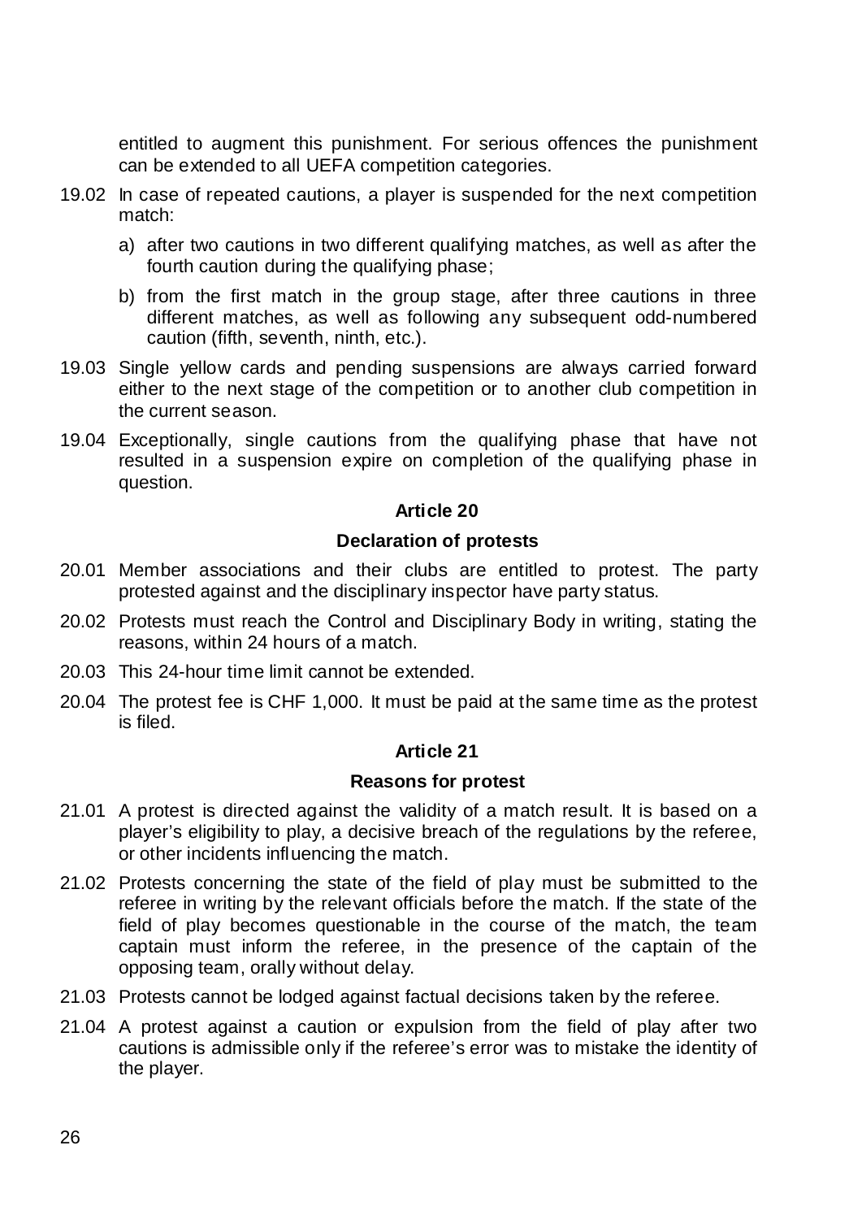entitled to augment this punishment. For serious offences the punishment can be extended to all UEFA competition categories.

19.02 In case of repeated cautions, a player is suspended for the next competition match:

a) after two cautions in two different qualifying matches, as well as after the fourth caution during the qualifying phase;

b) from the first match in the group stage, after three cautions in three different matches, as well as following any subsequent odd-numbered caution (fifth, seventh, ninth, etc.).

19.03 Single yellow cards and pending suspensions are always carried forward either to the next stage of the competition or to another club competition in the current season.

19.04 Exceptionally, single cautions from the qualifying phase that have not resulted in a suspension expire on completion of the qualifying phase in question.

### Article 20

### Declaration of protests

20.01 Member associations and their clubs are entitled to protest. The party protested against and the disciplinary inspector have party status.

20.02 Protests must reach the Control and Disciplinary Body in writing, stating the reasons, within 24 hours of a match.

20.03 This 24-hour time limit cannot be extended.

20.04 The protest fee is CHF 1,000. It must be paid at the same time as the protest is filed.

### Article 21

### Reasons for protest

21.01 A protest is directed against the validity of a match result. It is based on a player's eligibility to play, a decisive breach of the regulations by the referee, or other incidents influencing the match.

21.02 Protests concerning the state of the field of play must be submitted to the referee in writing by the relevant officials before the match. If the state of the field of play becomes questionable in the course of the match, the team captain must inform the referee, in the presence of the captain of the opposing team, orally without delay.

21.03 Protests cannot be lodged against factual decisions taken by the referee.

21.04 A protest against a caution or expulsion from the field of play after two cautions is admissible only if the referee's error was to mistake the identity of the player.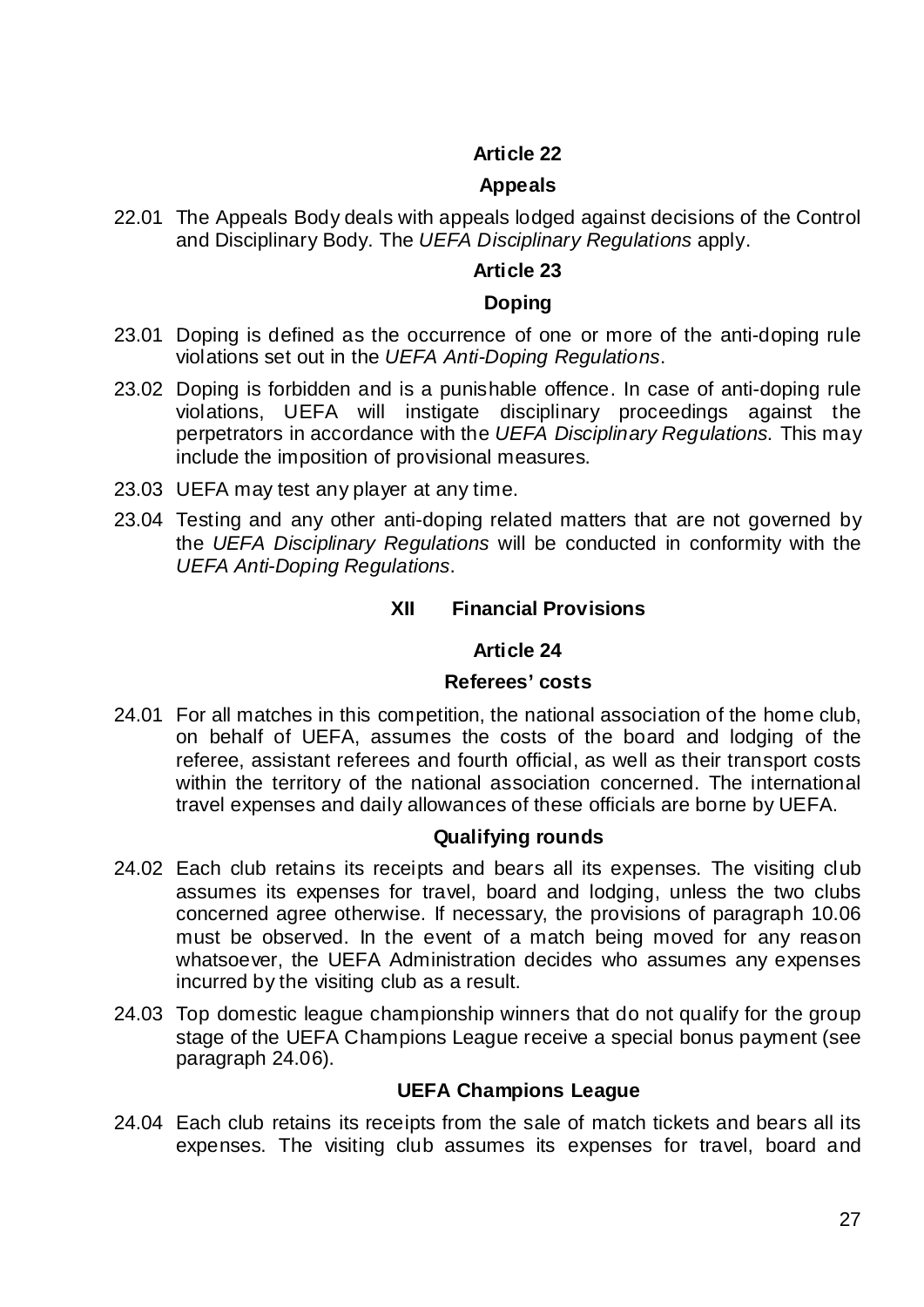## Article 22

### Appeals

22.01 The Appeals Body deals with appeals lodged against decisions of the Control and Disciplinary Body. The *UEFA Disciplinary Regulations* apply.

## Article 23

### Doping

23.01 Doping is defined as the occurrence of one or more of the anti-doping rule violations set out in the *UEFA Anti-Doping Regulations*.

23.02 Doping is forbidden and is a punishable offence. In case of anti-doping rule violations, UEFA will instigate disciplinary proceedings against the perpetrators in accordance with the *UEFA Disciplinary Regulations*. This may include the imposition of provisional measures.

23.03 UEFA may test any player at any time.

23.04 Testing and any other anti-doping related matters that are not governed by the *UEFA Disciplinary Regulations* will be conducted in conformity with the *UEFA Anti-Doping Regulations*.

# XII Financial Provisions

## Article 24

### Referees' costs

24.01 For all matches in this competition, the national association of the home club, on behalf of UEFA, assumes the costs of the board and lodging of the referee, assistant referees and fourth official, as well as their transport costs within the territory of the national association concerned. The international travel expenses and daily allowances of these officials are borne by UEFA.

### Qualifying rounds

24.02 Each club retains its receipts and bears all its expenses. The visiting club assumes its expenses for travel, board and lodging, unless the two clubs concerned agree otherwise. If necessary, the provisions of paragraph 10.06 must be observed. In the event of a match being moved for any reason whatsoever, the UEFA Administration decides who assumes any expenses incurred by the visiting club as a result.

24.03 Top domestic league championship winners that do not qualify for the group stage of the UEFA Champions League receive a special bonus payment (see paragraph 24.06).

### UEFA Champions League

24.04 Each club retains its receipts from the sale of match tickets and bears all its expenses. The visiting club assumes its expenses for travel, board and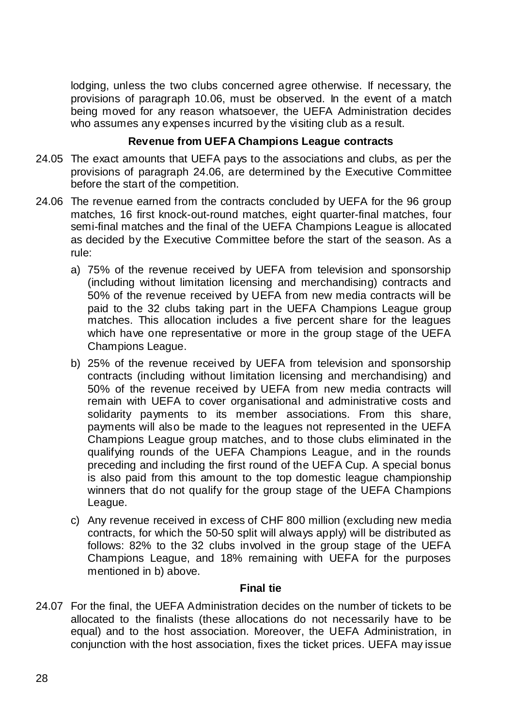lodging, unless the two clubs concerned agree otherwise. If necessary, the provisions of paragraph 10.06, must be observed. In the event of a match being moved for any reason whatsoever, the UEFA Administration decides who assumes any expenses incurred by the visiting club as a result.

**Revenue from UEFA Champions League contracts**

24.05 The exact amounts that UEFA pays to the associations and clubs, as per the provisions of paragraph 24.06, are determined by the Executive Committee before the start of the competition.

24.06 The revenue earned from the contracts concluded by UEFA for the 96 group matches, 16 first knock-out-round matches, eight quarter-final matches, four semi-final matches and the final of the UEFA Champions League is allocated as decided by the Executive Committee before the start of the season. As a rule:

a) 75% of the revenue received by UEFA from television and sponsorship (including without limitation licensing and merchandising) contracts and 50% of the revenue received by UEFA from new media contracts will be paid to the 32 clubs taking part in the UEFA Champions League group matches. This allocation includes a five percent share for the leagues which have one representative or more in the group stage of the UEFA Champions League.

b) 25% of the revenue received by UEFA from television and sponsorship contracts (including without limitation licensing and merchandising) and 50% of the revenue received by UEFA from new media contracts will remain with UEFA to cover organisational and administrative costs and solidarity payments to its member associations. From this share, payments will also be made to the leagues not represented in the UEFA Champions League group matches, and to those clubs eliminated in the qualifying rounds of the UEFA Champions League, and in the rounds preceding and including the first round of the UEFA Cup. A special bonus is also paid from this amount to the top domestic league championship winners that do not qualify for the group stage of the UEFA Champions League.

c) Any revenue received in excess of CHF 800 million (excluding new media contracts, for which the 50-50 split will always apply) will be distributed as follows: 82% to the 32 clubs involved in the group stage of the UEFA Champions League, and 18% remaining with UEFA for the purposes mentioned in b) above.

**Final tie**

24.07 For the final, the UEFA Administration decides on the number of tickets to be allocated to the finalists (these allocations do not necessarily have to be equal) and to the host association. Moreover, the UEFA Administration, in conjunction with the host association, fixes the ticket prices. UEFA may issue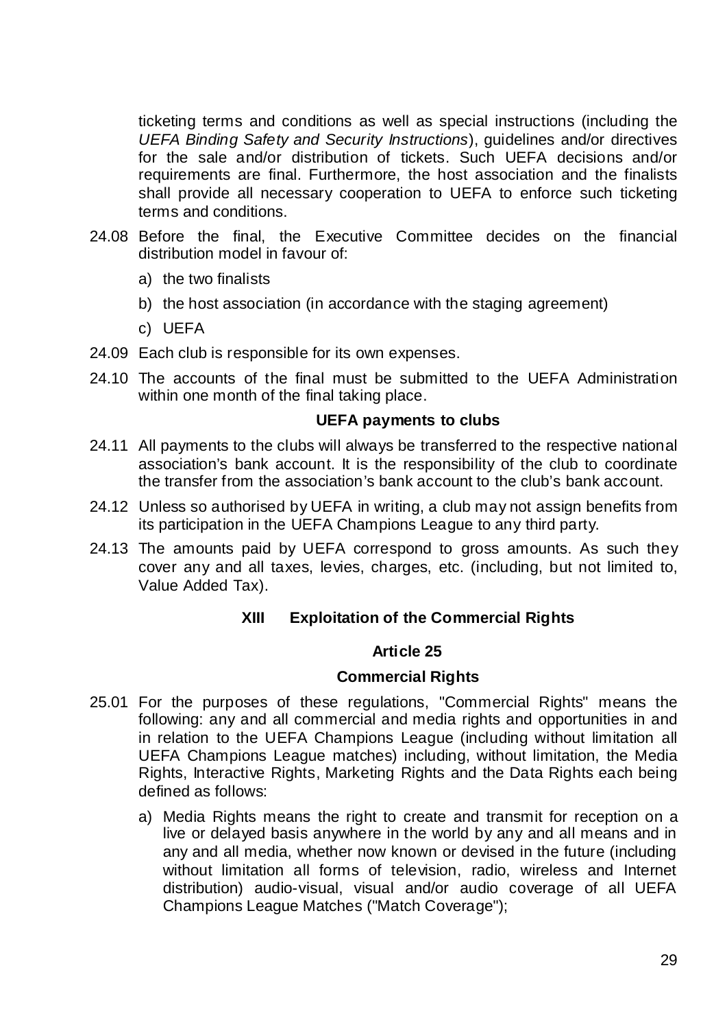ticketing terms and conditions as well as special instructions (including the *UEFA Binding Safety and Security Instructions*), guidelines and/or directives for the sale and/or distribution of tickets. Such UEFA decisions and/or requirements are final. Furthermore, the host association and the finalists shall provide all necessary cooperation to UEFA to enforce such ticketing terms and conditions.

24.08 Before the final, the Executive Committee decides on the financial distribution model in favour of:

a) the two finalists

b) the host association (in accordance with the staging agreement)

c) UEFA

24.09 Each club is responsible for its own expenses.

24.10 The accounts of the final must be submitted to the UEFA Administration within one month of the final taking place.

**UEFA payments to clubs**

24.11 All payments to the clubs will always be transferred to the respective national association's bank account. It is the responsibility of the club to coordinate the transfer from the association's bank account to the club's bank account.

24.12 Unless so authorised by UEFA in writing, a club may not assign benefits from its participation in the UEFA Champions League to any third party.

24.13 The amounts paid by UEFA correspond to gross amounts. As such they cover any and all taxes, levies, charges, etc. (including, but not limited to, Value Added Tax).

## XIII Exploitation of the Commercial Rights

### Article 25

### Commercial Rights

25.01 For the purposes of these regulations, "Commercial Rights" means the following: any and all commercial and media rights and opportunities in and in relation to the UEFA Champions League (including without limitation all UEFA Champions League matches) including, without limitation, the Media Rights, Interactive Rights, Marketing Rights and the Data Rights each being defined as follows:

a) Media Rights means the right to create and transmit for reception on a live or delayed basis anywhere in the world by any and all means and in any and all media, whether now known or devised in the future (including without limitation all forms of television, radio, wireless and Internet distribution) audio-visual, visual and/or audio coverage of all UEFA Champions League Matches ("Match Coverage");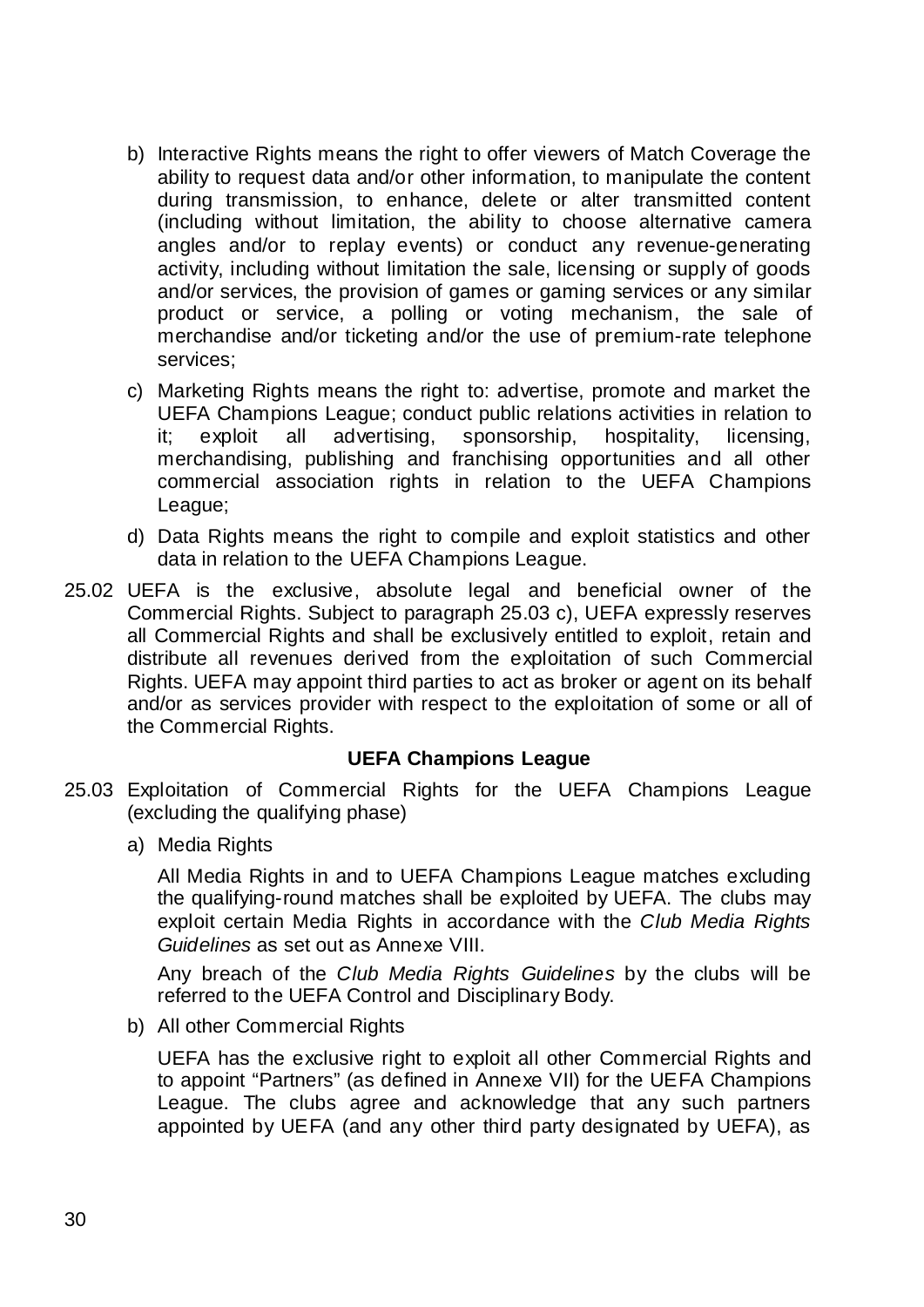b) Interactive Rights means the right to offer viewers of Match Coverage the ability to request data and/or other information, to manipulate the content during transmission, to enhance, delete or alter transmitted content (including without limitation, the ability to choose alternative camera angles and/or to replay events) or conduct any revenue-generating activity, including without limitation the sale, licensing or supply of goods and/or services, the provision of games or gaming services or any similar product or service, a polling or voting mechanism, the sale of merchandise and/or ticketing and/or the use of premium-rate telephone services;

c) Marketing Rights means the right to: advertise, promote and market the UEFA Champions League; conduct public relations activities in relation to it; exploit all advertising, sponsorship, hospitality, licensing, merchandising, publishing and franchising opportunities and all other commercial association rights in relation to the UEFA Champions League;

d) Data Rights means the right to compile and exploit statistics and other data in relation to the UEFA Champions League.

25.02 UEFA is the exclusive, absolute legal and beneficial owner of the Commercial Rights. Subject to paragraph 25.03 c), UEFA expressly reserves all Commercial Rights and shall be exclusively entitled to exploit, retain and distribute all revenues derived from the exploitation of such Commercial Rights. UEFA may appoint third parties to act as broker or agent on its behalf and/or as services provider with respect to the exploitation of some or all of the Commercial Rights.

**UEFA Champions League**

25.03 Exploitation of Commercial Rights for the UEFA Champions League (excluding the qualifying phase)

a) Media Rights

All Media Rights in and to UEFA Champions League matches excluding the qualifying-round matches shall be exploited by UEFA. The clubs may exploit certain Media Rights in accordance with the *Club Media Rights Guidelines* as set out as Annexe VIII.

Any breach of the *Club Media Rights Guidelines* by the clubs will be referred to the UEFA Control and Disciplinary Body.

b) All other Commercial Rights

UEFA has the exclusive right to exploit all other Commercial Rights and to appoint "Partners" (as defined in Annexe VII) for the UEFA Champions League. The clubs agree and acknowledge that any such partners appointed by UEFA (and any other third party designated by UEFA), as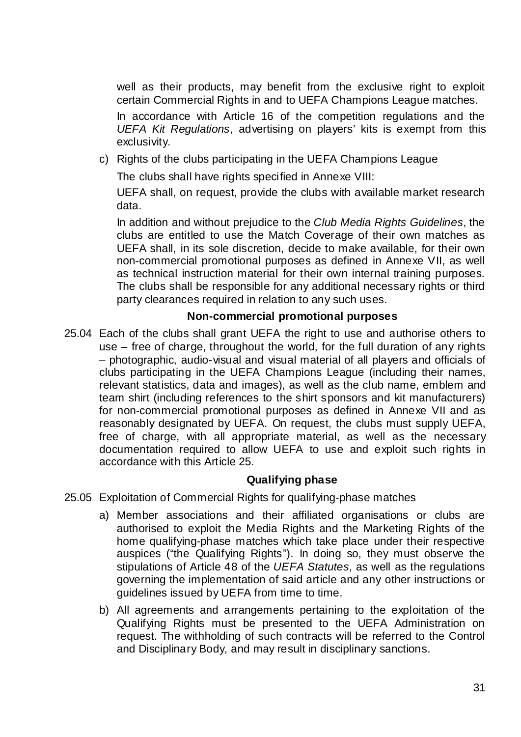well as their products, may benefit from the exclusive right to exploit certain Commercial Rights in and to UEFA Champions League matches.

In accordance with Article 16 of the competition regulations and the *UEFA Kit Regulations*, advertising on players' kits is exempt from this exclusivity.

c) Rights of the clubs participating in the UEFA Champions League

The clubs shall have rights specified in Annexe VIII:

UEFA shall, on request, provide the clubs with available market research data.

In addition and without prejudice to the *Club Media Rights Guidelines*, the clubs are entitled to use the Match Coverage of their own matches as UEFA shall, in its sole discretion, decide to make available, for their own non-commercial promotional purposes as defined in Annexe VII, as well as technical instruction material for their own internal training purposes. The clubs shall be responsible for any additional necessary rights or third party clearances required in relation to any such uses.

**Non-commercial promotional purposes**

25.04 Each of the clubs shall grant UEFA the right to use and authorise others to use – free of charge, throughout the world, for the full duration of any rights – photographic, audio-visual and visual material of all players and officials of clubs participating in the UEFA Champions League (including their names, relevant statistics, data and images), as well as the club name, emblem and team shirt (including references to the shirt sponsors and kit manufacturers) for non-commercial promotional purposes as defined in Annexe VII and as reasonably designated by UEFA. On request, the clubs must supply UEFA, free of charge, with all appropriate material, as well as the necessary documentation required to allow UEFA to use and exploit such rights in accordance with this Article 25.

**Qualifying phase**

25.05 Exploitation of Commercial Rights for qualifying-phase matches

a) Member associations and their affiliated organisations or clubs are authorised to exploit the Media Rights and the Marketing Rights of the home qualifying-phase matches which take place under their respective auspices ("the Qualifying Rights"). In doing so, they must observe the stipulations of Article 48 of the *UEFA Statutes*, as well as the regulations governing the implementation of said article and any other instructions or guidelines issued by UEFA from time to time.

b) All agreements and arrangements pertaining to the exploitation of the Qualifying Rights must be presented to the UEFA Administration on request. The withholding of such contracts will be referred to the Control and Disciplinary Body, and may result in disciplinary sanctions.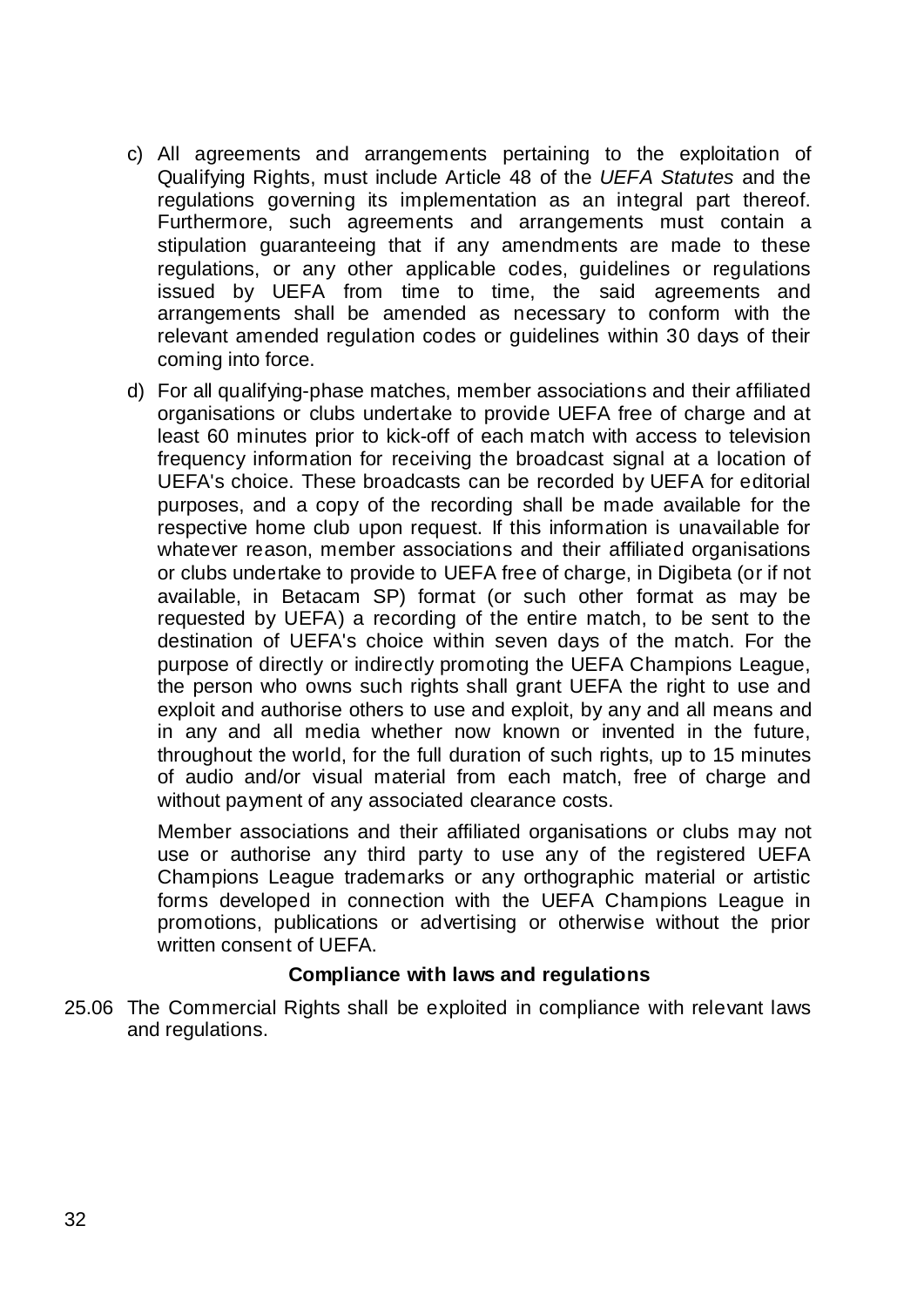c) All agreements and arrangements pertaining to the exploitation of Qualifying Rights, must include Article 48 of the *UEFA Statutes* and the regulations governing its implementation as an integral part thereof. Furthermore, such agreements and arrangements must contain a stipulation guaranteeing that if any amendments are made to these regulations, or any other applicable codes, guidelines or regulations issued by UEFA from time to time, the said agreements and arrangements shall be amended as necessary to conform with the relevant amended regulation codes or guidelines within 30 days of their coming into force.

d) For all qualifying-phase matches, member associations and their affiliated organisations or clubs undertake to provide UEFA free of charge and at least 60 minutes prior to kick-off of each match with access to television frequency information for receiving the broadcast signal at a location of UEFA's choice. These broadcasts can be recorded by UEFA for editorial purposes, and a copy of the recording shall be made available for the respective home club upon request. If this information is unavailable for whatever reason, member associations and their affiliated organisations or clubs undertake to provide to UEFA free of charge, in Digibeta (or if not available, in Betacam SP) format (or such other format as may be requested by UEFA) a recording of the entire match, to be sent to the destination of UEFA's choice within seven days of the match. For the purpose of directly or indirectly promoting the UEFA Champions League, the person who owns such rights shall grant UEFA the right to use and exploit and authorise others to use and exploit, by any and all means and in any and all media whether now known or invented in the future, throughout the world, for the full duration of such rights, up to 15 minutes of audio and/or visual material from each match, free of charge and without payment of any associated clearance costs.

   Member associations and their affiliated organisations or clubs may not use or authorise any third party to use any of the registered UEFA Champions League trademarks or any orthographic material or artistic forms developed in connection with the UEFA Champions League in promotions, publications or advertising or otherwise without the prior written consent of UEFA.

**Compliance with laws and regulations**

25.06 The Commercial Rights shall be exploited in compliance with relevant laws and regulations.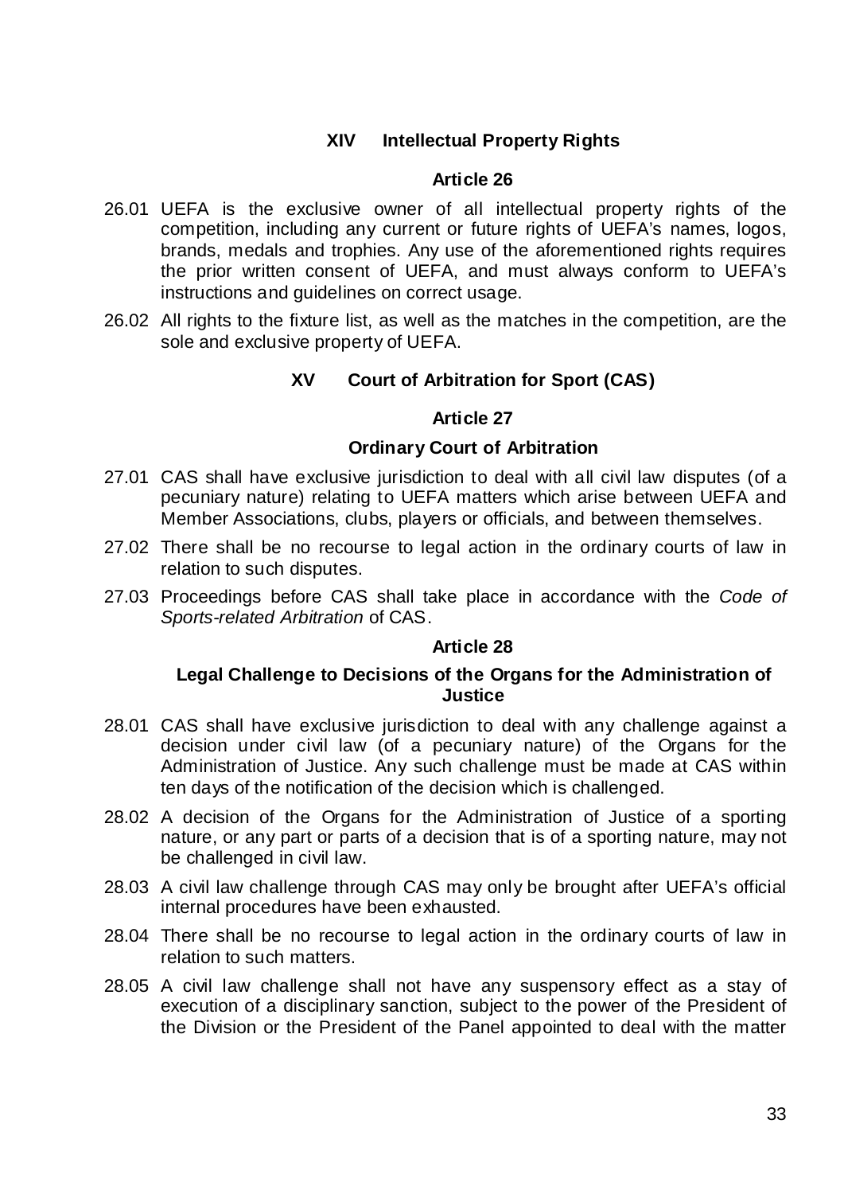## XIV Intellectual Property Rights

### Article 26

26.01 UEFA is the exclusive owner of all intellectual property rights of the competition, including any current or future rights of UEFA's names, logos, brands, medals and trophies. Any use of the aforementioned rights requires the prior written consent of UEFA, and must always conform to UEFA's instructions and guidelines on correct usage.

26.02 All rights to the fixture list, as well as the matches in the competition, are the sole and exclusive property of UEFA.

## XV Court of Arbitration for Sport (CAS)

### Article 27

### Ordinary Court of Arbitration

27.01 CAS shall have exclusive jurisdiction to deal with all civil law disputes (of a pecuniary nature) relating to UEFA matters which arise between UEFA and Member Associations, clubs, players or officials, and between themselves.

27.02 There shall be no recourse to legal action in the ordinary courts of law in relation to such disputes.

27.03 Proceedings before CAS shall take place in accordance with the *Code of Sports-related Arbitration* of CAS.

### Article 28

### Legal Challenge to Decisions of the Organs for the Administration of Justice

28.01 CAS shall have exclusive jurisdiction to deal with any challenge against a decision under civil law (of a pecuniary nature) of the Organs for the Administration of Justice. Any such challenge must be made at CAS within ten days of the notification of the decision which is challenged.

28.02 A decision of the Organs for the Administration of Justice of a sporting nature, or any part or parts of a decision that is of a sporting nature, may not be challenged in civil law.

28.03 A civil law challenge through CAS may only be brought after UEFA's official internal procedures have been exhausted.

28.04 There shall be no recourse to legal action in the ordinary courts of law in relation to such matters.

28.05 A civil law challenge shall not have any suspensory effect as a stay of execution of a disciplinary sanction, subject to the power of the President of the Division or the President of the Panel appointed to deal with the matter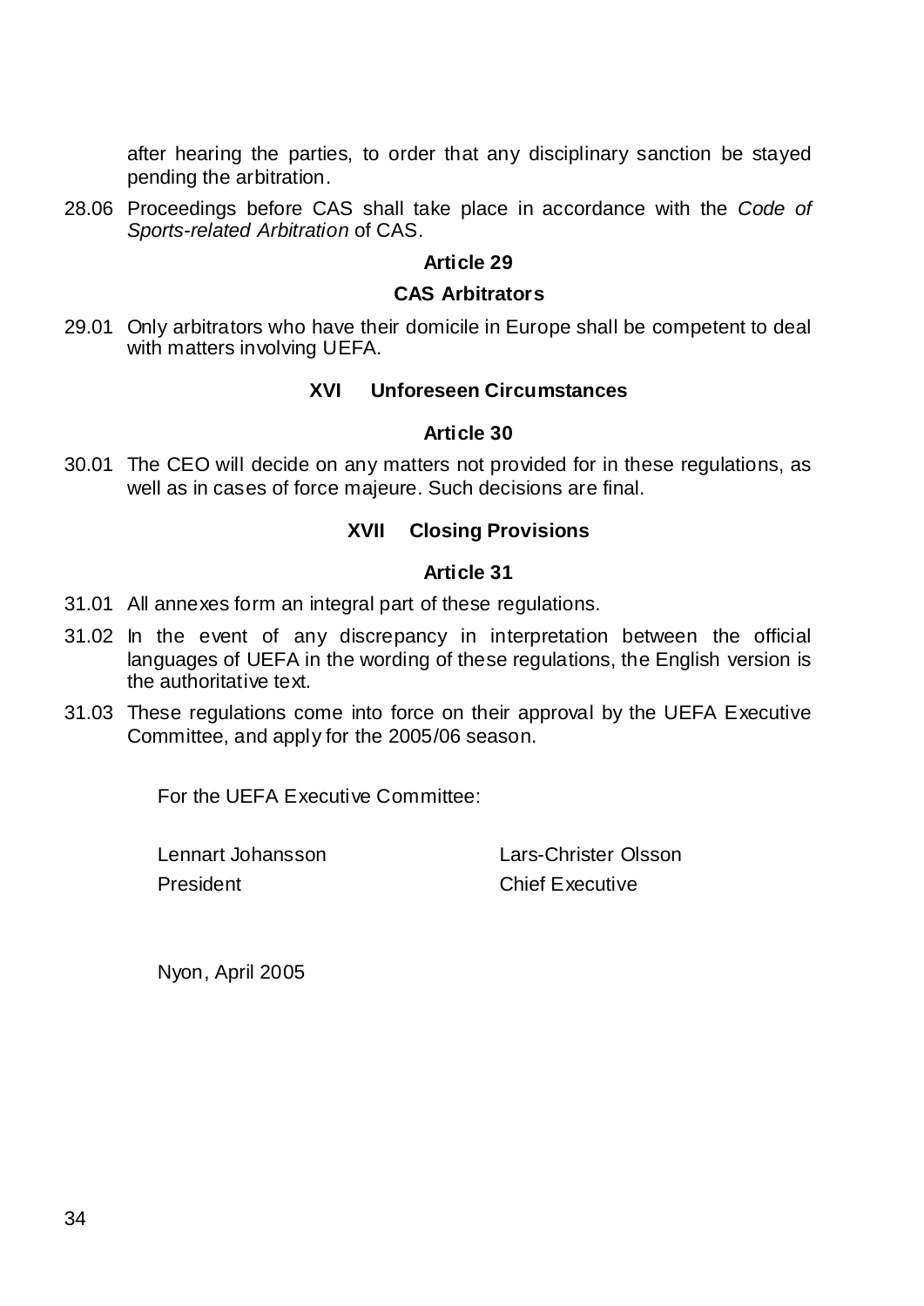after hearing the parties, to order that any disciplinary sanction be stayed pending the arbitration.

28.06 Proceedings before CAS shall take place in accordance with the *Code of Sports-related Arbitration* of CAS.

### Article 29

### CAS Arbitrators

29.01 Only arbitrators who have their domicile in Europe shall be competent to deal with matters involving UEFA.

## XVI Unforeseen Circumstances

### Article 30

30.01 The CEO will decide on any matters not provided for in these regulations, as well as in cases of force majeure. Such decisions are final.

## XVII Closing Provisions

### Article 31

31.01 All annexes form an integral part of these regulations.

31.02 In the event of any discrepancy in interpretation between the official languages of UEFA in the wording of these regulations, the English version is the authoritative text.

31.03 These regulations come into force on their approval by the UEFA Executive Committee, and apply for the 2005/06 season.

For the UEFA Executive Committee:

| Lennart Johansson | Lars-Christer Olsson |
|---|---|
| President | Chief Executive |

Nyon, April 2005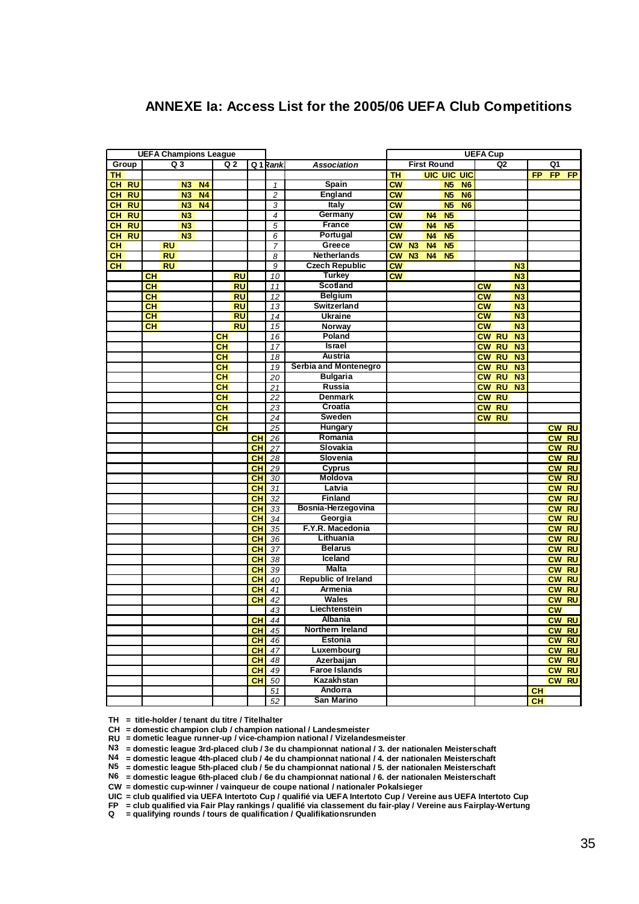# ANNEXE Ia: Access List for the 2005/06 UEFA Club Competitions

| UEFA Champions League | | | | | | UEFA Cup | | |
|---|---|---|---|---|---|---|---|---|
| Group | Q 3 | Q 2 | Q 1 | Rank | Association | First Round | Q2 | Q1 |
| TH | | | | | | TH UIC UIC UIC | | FP FP FP |
| CH RU | N3 N4 | | | 1 | Spain | CW N5 N6 | | |
| CH RU | N3 N4 | | | 2 | England | CW N5 N6 | | |
| CH RU | N3 N4 | | | 3 | Italy | CW N5 N6 | | |
| CH RU | N3 | | | 4 | Germany | CW N4 N5 | | |
| CH RU | N3 | | | 5 | France | CW N4 N5 | | |
| CH RU | N3 | | | 6 | Portugal | CW N4 N5 | | |
| CH | RU | | | 7 | Greece | CW N3 N4 N5 | | |
| CH | RU | | | 8 | Netherlands | CW N3 N4 N5 | | |
| CH | RU | | | 9 | Czech Republic | CW | N3 | |
| | CH | RU | | 10 | Turkey | CW | N3 | |
| | CH | RU | | 11 | Scotland | | CW N3 | |
| | CH | RU | | 12 | Belgium | | CW N3 | |
| | CH | RU | | 13 | Switzerland | | CW N3 | |
| | CH | RU | | 14 | Ukraine | | CW N3 | |
| | CH | RU | | 15 | Norway | | CW N3 | |
| | | CH | | 16 | Poland | | CW RU N3 | |
| | | CH | | 17 | Israel | | CW RU N3 | |
| | | CH | | 18 | Austria | | CW RU N3 | |
| | | CH | | 19 | Serbia and Montenegro | | CW RU N3 | |
| | | CH | | 20 | Bulgaria | | CW RU N3 | |
| | | CH | | 21 | Russia | | CW RU N3 | |
| | | CH | | 22 | Denmark | | CW RU | |
| | | CH | | 23 | Croatia | | CW RU | |
| | | CH | | 24 | Sweden | | CW RU | |
| | | CH | | 25 | Hungary | | | CW RU |
| | | | CH | 26 | Romania | | | CW RU |
| | | | CH | 27 | Slovakia | | | CW RU |
| | | | CH | 28 | Slovenia | | | CW RU |
| | | | CH | 29 | Cyprus | | | CW RU |
| | | | CH | 30 | Moldova | | | CW RU |
| | | | CH | 31 | Latvia | | | CW RU |
| | | | CH | 32 | Finland | | | CW RU |
| | | | CH | 33 | Bosnia-Herzegovina | | | CW RU |
| | | | CH | 34 | Georgia | | | CW RU |
| | | | CH | 35 | F.Y.R. Macedonia | | | CW RU |
| | | | CH | 36 | Lithuania | | | CW RU |
| | | | CH | 37 | Belarus | | | CW RU |
| | | | CH | 38 | Iceland | | | CW RU |
| | | | CH | 39 | Malta | | | CW RU |
| | | | CH | 40 | Republic of Ireland | | | CW RU |
| | | | CH | 41 | Armenia | | | CW RU |
| | | | CH | 42 | Wales | | | CW RU |
| | | | | 43 | Liechtenstein | | | CW |
| | | | CH | 44 | Albania | | | CW RU |
| | | | CH | 45 | Northern Ireland | | | CW RU |
| | | | CH | 46 | Estonia | | | CW RU |
| | | | CH | 47 | Luxembourg | | | CW RU |
| | | | CH | 48 | Azerbaijan | | | CW RU |
| | | | CH | 49 | Faroe Islands | | | CW RU |
| | | | CH | 50 | Kazakhstan | | | CW RU |
| | | | | 51 | Andorra | | | CH |
| | | | | 52 | San Marino | | | CH |

**TH** = title-holder / tenant du titre / Titelhalter
**CH** = domestic champion club / champion national / Landesmeister
**RU** = dometic league runner-up / vice-champion national / Vizelandesmeister
**N3** = domestic league 3rd-placed club / 3e du championnat national / 3. der nationalen Meisterschaft
**N4** = domestic league 4th-placed club / 4e du championnat national / 4. der nationalen Meisterschaft
**N5** = domestic league 5th-placed club / 5e du championnat national / 5. der nationalen Meisterschaft
**N6** = domestic league 6th-placed club / 6e du championnat national / 6. der nationalen Meisterschaft
**CW** = domestic cup-winner / vainqueur de coupe national / nationaler Pokalsieger
**UIC** = club qualified via UEFA Intertoto Cup / qualifié via UEFA Intertoto Cup / Vereine aus UEFA Intertoto Cup
**FP** = club qualified via Fair Play rankings / qualifié via classement du fair-play / Vereine aus Fairplay-Wertung
**Q** = qualifying rounds / tours de qualification / Qualifikationsrunden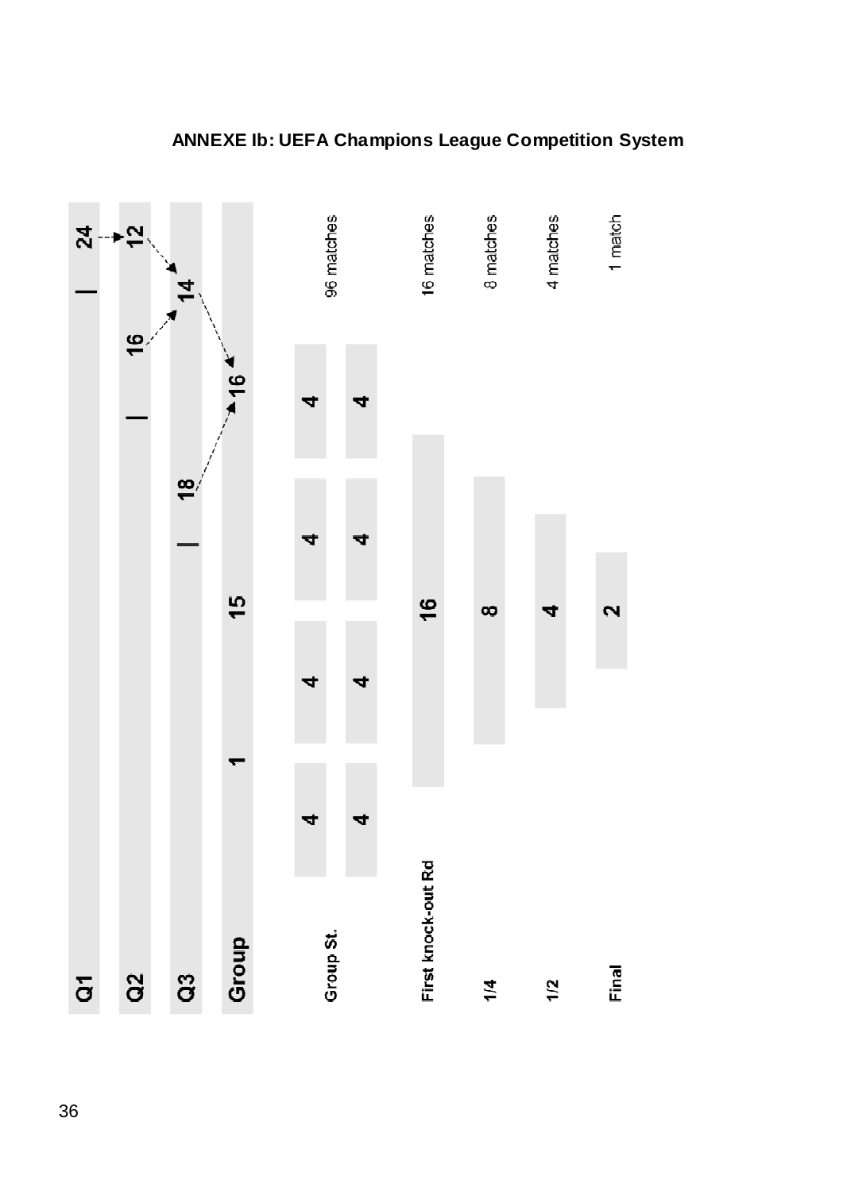## ANNEXE Ib: UEFA Champions League Competition System

| Round | Teams | | | |
|---|---|---|---|---|
| Q1 | 24 | | | |
| Q2 | 12 | 16 | | |
| Q3 | 14 | 18 | | |
| Group | 16 | 15 | 1 | |

| Stage | Teams | Matches |
|---|---|---|
| Group St. | 4 4 / 4 4 / 4 4 / 4 4 | 96 matches |
| First knock-out Rd | 16 | 16 matches |
| 1/4 | 8 | 8 matches |
| 1/2 | 4 | 4 matches |
| Final | 2 | 1 match |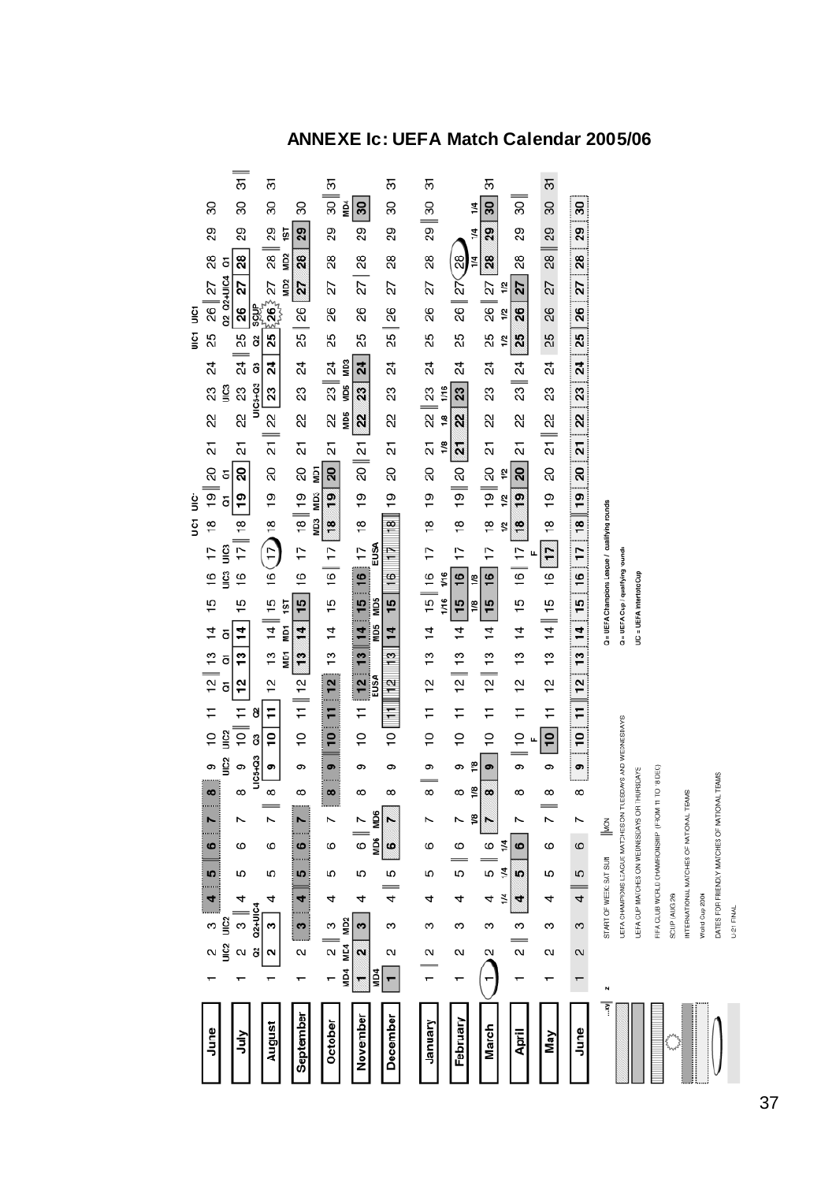# ANNEXE Ic: UEFA Match Calendar 2005/06

| Month | 1 | 2 | 3 | 4 | 5 | 6 | 7 | 8 | 9 | 10 | 11 | 12 | 13 | 14 | 15 | 16 | 17 | 18 | 19 | 20 | 21 | 22 | 23 | 24 | 25 | 26 | 27 | 28 | 29 | 30 | 31 |
|---|---|---|---|---|---|---|---|---|---|---|---|---|---|---|---|---|---|---|---|---|---|---|---|---|---|---|---|---|---|---|---|
| June | 1 | 2 UIC2 | 3 UIC2 | 4 | 5 | 6 | 7 | 8 | 9 UIC2 | 10 UIC2 | 11 | 12 Q1 | 13 Q1 | 14 Q1 | 15 | 16 UIC3 | 17 UIC3 | 18 UC1 | 19 UIC1 | 20 | 21 | 22 | 23 UIC3 | 24 | 25 UIC1 | 26 UIC1 | 27 | 28 | 29 | 30 | |
| July | 1 | 2 Q2 | 3 Q2+UIC4 | 4 | 5 | 6 | 7 | 8 | 9 UIC5+Q3 | 10 Q3 | 11 Q2 | 12 | 13 | 14 | 15 | 16 | 17 | 18 | 19 Q1 | 20 Q1 | 21 | 22 | 23 UIC5+Q3 | 24 Q3 | 25 Q2 | 26 Q2 | 27 Q2+UIC4 | 28 Q1 | 29 | 30 | 31 |
| August | 1 | 2 | 3 | 4 | 5 | 6 | 7 | 8 | 9 | 10 | 11 | 12 | 13 | 14 | 15 | 16 | 17 | 18 | 19 | 20 | 21 | 22 | 23 | 24 | 25 | 26 SCUP | 27 | 28 | 29 | 30 | 31 |
| September | 1 | 2 | 3 | 4 | 5 | 6 | 7 | 8 | 9 | 10 | 11 | 12 | 13 MD1 | 14 MD1 | 15 1ST | 16 | 17 | 18 | 19 | 20 | 21 | 22 | 23 | 24 | 25 | 26 | 27 MD2 | 28 MD2 | 29 1ST | 30 | |
| October | 1 | 2 | 3 | 4 | 5 | 6 | 7 | 8 | 9 | 10 | 11 | 12 | 13 | 14 | 15 | 16 | 17 | 18 MD3 | 19 MD3 | 20 MD1 | 21 | 22 | 23 | 24 | 25 | 26 | 27 | 28 | 29 | 30 | 31 |
| November | 1 MD4 | 2 MD4 | 3 MD2 | 4 | 5 | 6 | 7 | 8 | 9 | 10 | 11 | 12 | 13 | 14 | 15 | 16 | 17 | 18 | 19 | 20 | 21 | 22 MD5 | 23 MD5 | 24 MD3 | 25 | 26 | 27 | 28 | 29 | 30 MD4 | |
| December | 1 MD4 | 2 | 3 | 4 | 5 | 6 MD6 | 7 MD6 | 8 | 9 | 10 | 11 | 12 EUSA | 13 | 14 MD5 | 15 MD5 | 16 | 17 EUSA | 18 | 19 | 20 | 21 | 22 | 23 | 24 | 25 | 26 | 27 | 28 | 29 | 30 | 31 |
| January | 1 | 2 | 3 | 4 | 5 | 6 | 7 | 8 | 9 | 10 | 11 | 12 | 13 | 14 | 15 | 16 | 17 | 18 | 19 | 20 | 21 | 22 | 23 | 24 | 25 | 26 | 27 | 28 | 29 | 30 | 31 |
| February | 1 | 2 | 3 | 4 | 5 | 6 | 7 | 8 | 9 | 10 | 11 | 12 | 13 | 14 | 15 1/16 | 16 1/16 | 17 | 18 | 19 | 20 | 21 1/8 | 22 1/8 | 23 1/16 | 24 | 25 | 26 | 27 | 28 | | | |
| March | 1 | 2 | 3 | 4 | 5 | 6 | 7 1/8 | 8 1/8 | 9 1/8 | 10 | 11 | 12 | 13 | 14 | 15 1/8 | 16 1/8 | 17 | 18 | 19 | 20 | 21 | 22 | 23 | 24 | 25 | 26 | 27 | 28 1/4 | 29 1/4 | 30 1/4 | 31 |
| April | 1 | 2 | 3 | 4 1/4 | 5 1/4 | 6 1/4 | 7 | 8 | 9 | 10 | 11 | 12 | 13 | 14 | 15 | 16 | 17 | 18 1/2 | 19 1/2 | 20 1/2 | 21 | 22 | 23 | 24 | 25 1/2 | 26 1/2 | 27 1/2 | 28 | 29 | 30 | |
| May | 1 | 2 | 3 | 4 | 5 | 6 | 7 | 8 | 9 | 10 F | 11 | 12 | 13 | 14 | 15 | 16 | 17 F | 18 | 19 | 20 | 21 | 22 | 23 | 24 | 25 | 26 | 27 | 28 | 29 | 30 | 31 |
| June | 1 | 2 | 3 | 4 | 5 | 6 | 7 | 8 | 9 | 10 | 11 | 12 | 13 | 14 | 15 | 16 | 17 | 18 | 19 | 20 | 21 | 22 | 23 | 24 | 25 | 26 | 27 | 28 | 29 | 30 | |

**Legend:**

- START OF WEEK: SAT SUN ‖ MON
- UEFA CHAMPIONS LEAGUE MATCHES ON TUESDAYS AND WEDNESDAYS
- UEFA CUP MATCHES ON WEDNESDAYS OR THURSDAYS
- FIFA CLUB WORLD CHAMPIONSHIP (FROM 11 TO 18 DEC)
- SCUP (AUG 26)
- INTERNATIONAL MATCHES OF NATIONAL TEAMS
- World Cup 2006
- DATES FOR FRIENDLY MATCHES OF NATIONAL TEAMS
- U-21 FINAL

Q = UEFA Champions League / qualifying rounds
Q = UEFA Cup / qualifying rounds
UIC = UEFA Intertoto Cup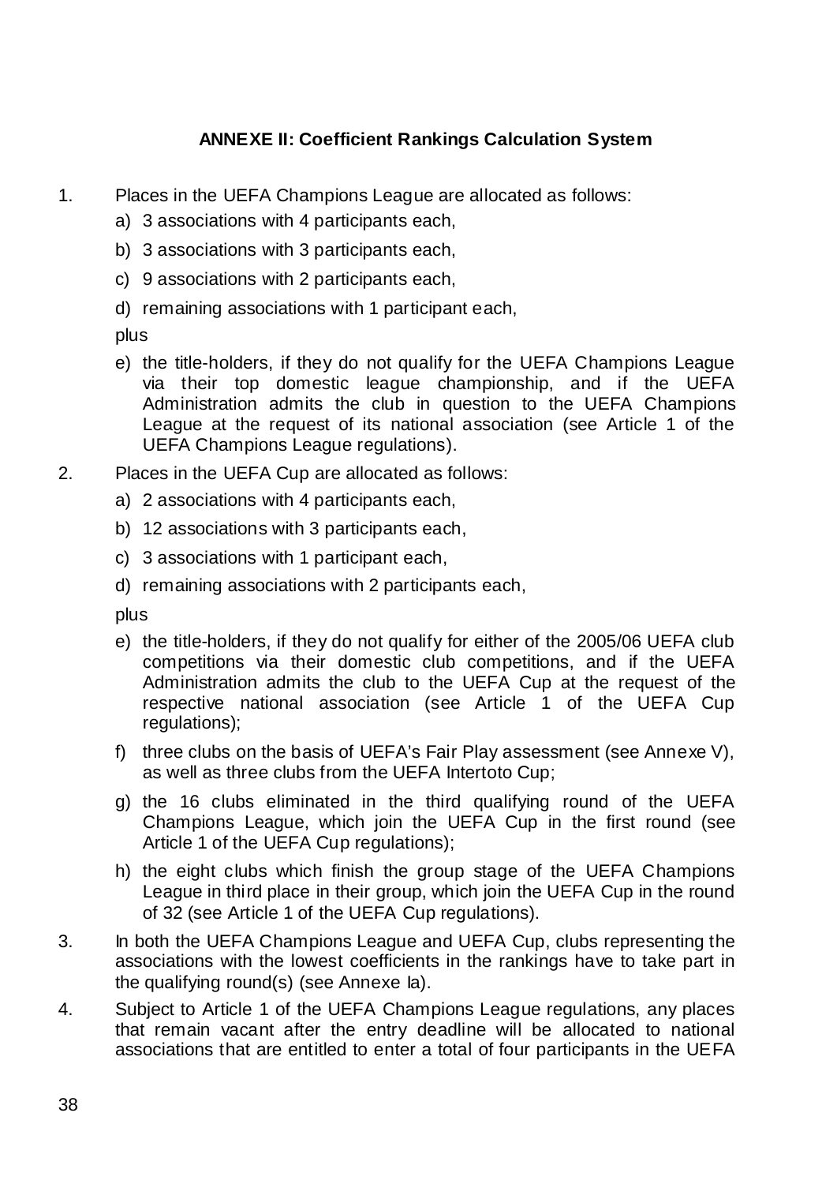## ANNEXE II: Coefficient Rankings Calculation System

1. Places in the UEFA Champions League are allocated as follows:
   a) 3 associations with 4 participants each,
   b) 3 associations with 3 participants each,
   c) 9 associations with 2 participants each,
   d) remaining associations with 1 participant each,

   plus

   e) the title-holders, if they do not qualify for the UEFA Champions League via their top domestic league championship, and if the UEFA Administration admits the club in question to the UEFA Champions League at the request of its national association (see Article 1 of the UEFA Champions League regulations).

2. Places in the UEFA Cup are allocated as follows:
   a) 2 associations with 4 participants each,
   b) 12 associations with 3 participants each,
   c) 3 associations with 1 participant each,
   d) remaining associations with 2 participants each,

   plus

   e) the title-holders, if they do not qualify for either of the 2005/06 UEFA club competitions via their domestic club competitions, and if the UEFA Administration admits the club to the UEFA Cup at the request of the respective national association (see Article 1 of the UEFA Cup regulations);
   f) three clubs on the basis of UEFA's Fair Play assessment (see Annexe V), as well as three clubs from the UEFA Intertoto Cup;
   g) the 16 clubs eliminated in the third qualifying round of the UEFA Champions League, which join the UEFA Cup in the first round (see Article 1 of the UEFA Cup regulations);
   h) the eight clubs which finish the group stage of the UEFA Champions League in third place in their group, which join the UEFA Cup in the round of 32 (see Article 1 of the UEFA Cup regulations).

3. In both the UEFA Champions League and UEFA Cup, clubs representing the associations with the lowest coefficients in the rankings have to take part in the qualifying round(s) (see Annexe Ia).

4. Subject to Article 1 of the UEFA Champions League regulations, any places that remain vacant after the entry deadline will be allocated to national associations that are entitled to enter a total of four participants in the UEFA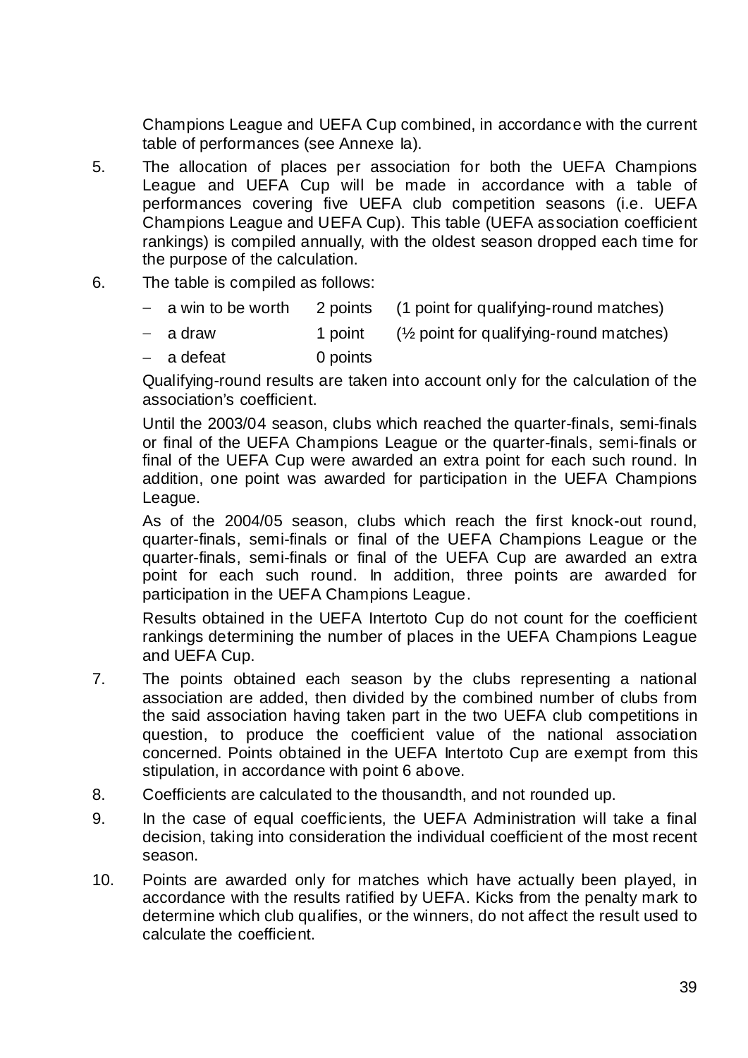Champions League and UEFA Cup combined, in accordance with the current table of performances (see Annexe Ia).

5. The allocation of places per association for both the UEFA Champions League and UEFA Cup will be made in accordance with a table of performances covering five UEFA club competition seasons (i.e. UEFA Champions League and UEFA Cup). This table (UEFA association coefficient rankings) is compiled annually, with the oldest season dropped each time for the purpose of the calculation.

6. The table is compiled as follows:

   - a win to be worth 2 points (1 point for qualifying-round matches)
   - a draw 1 point (½ point for qualifying-round matches)
   - a defeat 0 points

   Qualifying-round results are taken into account only for the calculation of the association's coefficient.

   Until the 2003/04 season, clubs which reached the quarter-finals, semi-finals or final of the UEFA Champions League or the quarter-finals, semi-finals or final of the UEFA Cup were awarded an extra point for each such round. In addition, one point was awarded for participation in the UEFA Champions League.

   As of the 2004/05 season, clubs which reach the first knock-out round, quarter-finals, semi-finals or final of the UEFA Champions League or the quarter-finals, semi-finals or final of the UEFA Cup are awarded an extra point for each such round. In addition, three points are awarded for participation in the UEFA Champions League.

   Results obtained in the UEFA Intertoto Cup do not count for the coefficient rankings determining the number of places in the UEFA Champions League and UEFA Cup.

7. The points obtained each season by the clubs representing a national association are added, then divided by the combined number of clubs from the said association having taken part in the two UEFA club competitions in question, to produce the coefficient value of the national association concerned. Points obtained in the UEFA Intertoto Cup are exempt from this stipulation, in accordance with point 6 above.

8. Coefficients are calculated to the thousandth, and not rounded up.

9. In the case of equal coefficients, the UEFA Administration will take a final decision, taking into consideration the individual coefficient of the most recent season.

10. Points are awarded only for matches which have actually been played, in accordance with the results ratified by UEFA. Kicks from the penalty mark to determine which club qualifies, or the winners, do not affect the result used to calculate the coefficient.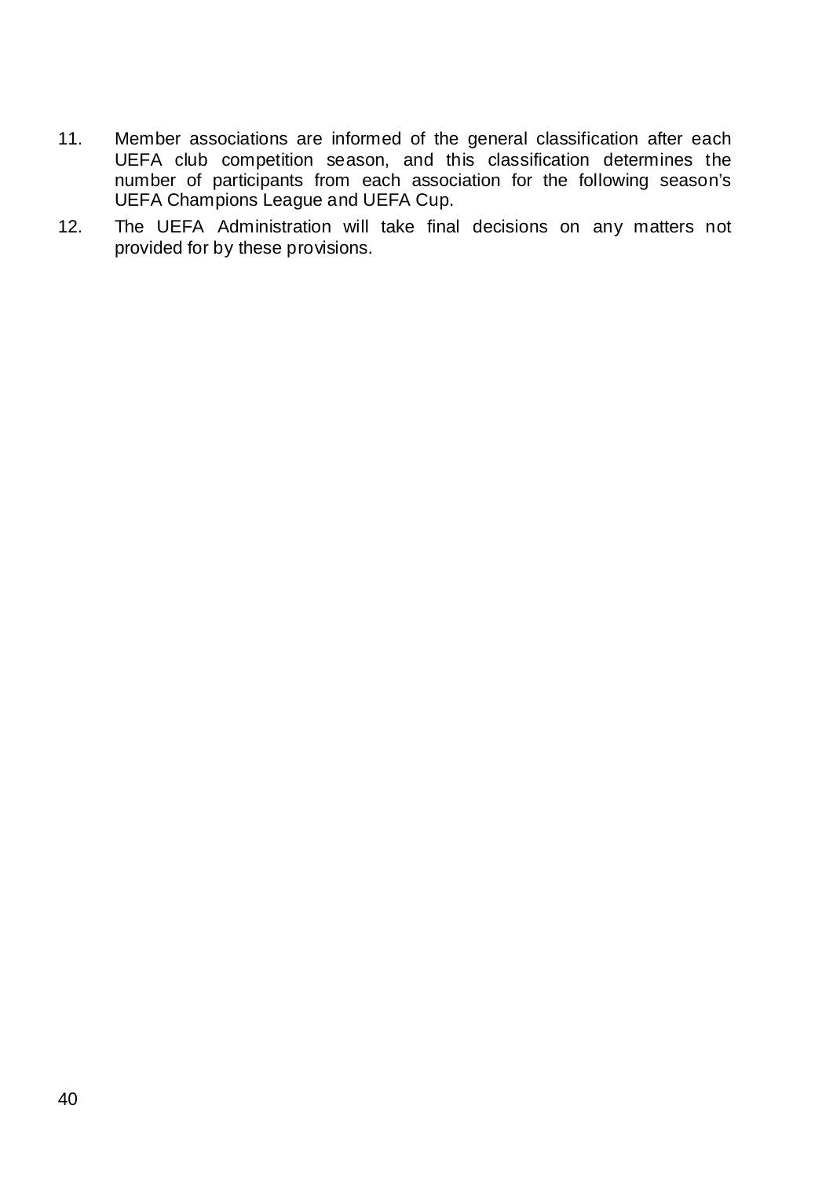11. Member associations are informed of the general classification after each UEFA club competition season, and this classification determines the number of participants from each association for the following season's UEFA Champions League and UEFA Cup.
12. The UEFA Administration will take final decisions on any matters not provided for by these provisions.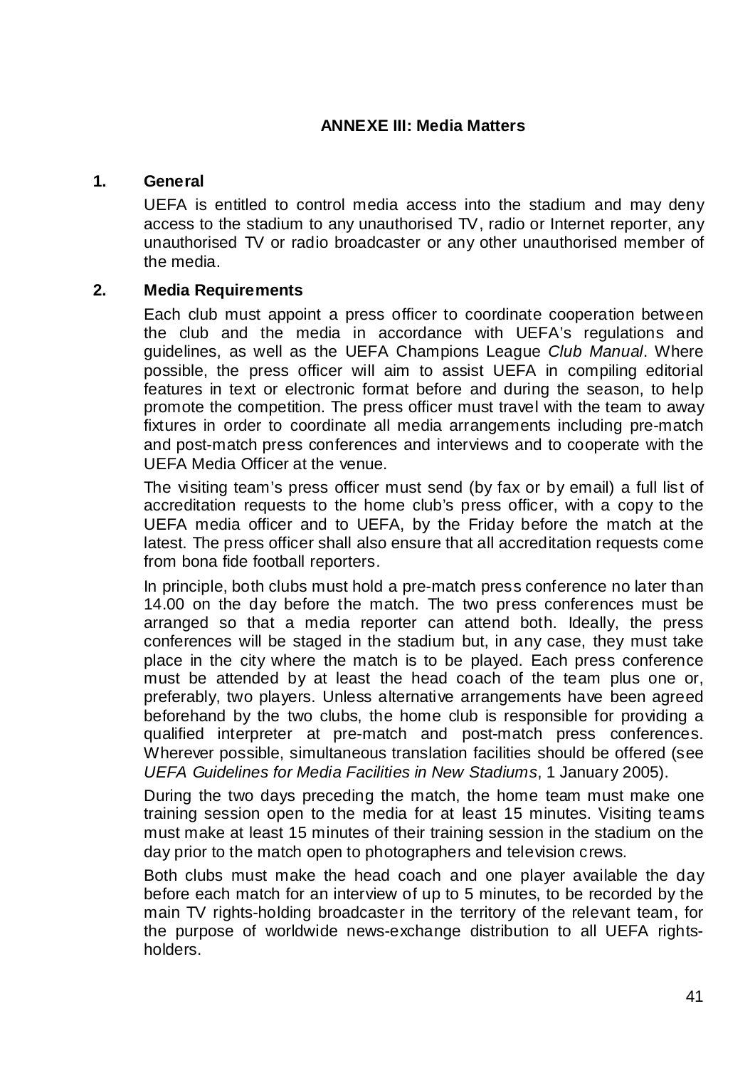## ANNEXE III: Media Matters

### 1. General

UEFA is entitled to control media access into the stadium and may deny access to the stadium to any unauthorised TV, radio or Internet reporter, any unauthorised TV or radio broadcaster or any other unauthorised member of the media.

### 2. Media Requirements

Each club must appoint a press officer to coordinate cooperation between the club and the media in accordance with UEFA's regulations and guidelines, as well as the UEFA Champions League *Club Manual*. Where possible, the press officer will aim to assist UEFA in compiling editorial features in text or electronic format before and during the season, to help promote the competition. The press officer must travel with the team to away fixtures in order to coordinate all media arrangements including pre-match and post-match press conferences and interviews and to cooperate with the UEFA Media Officer at the venue.

The visiting team's press officer must send (by fax or by email) a full list of accreditation requests to the home club's press officer, with a copy to the UEFA media officer and to UEFA, by the Friday before the match at the latest. The press officer shall also ensure that all accreditation requests come from bona fide football reporters.

In principle, both clubs must hold a pre-match press conference no later than 14.00 on the day before the match. The two press conferences must be arranged so that a media reporter can attend both. Ideally, the press conferences will be staged in the stadium but, in any case, they must take place in the city where the match is to be played. Each press conference must be attended by at least the head coach of the team plus one or, preferably, two players. Unless alternative arrangements have been agreed beforehand by the two clubs, the home club is responsible for providing a qualified interpreter at pre-match and post-match press conferences. Wherever possible, simultaneous translation facilities should be offered (see *UEFA Guidelines for Media Facilities in New Stadiums*, 1 January 2005).

During the two days preceding the match, the home team must make one training session open to the media for at least 15 minutes. Visiting teams must make at least 15 minutes of their training session in the stadium on the day prior to the match open to photographers and television crews.

Both clubs must make the head coach and one player available the day before each match for an interview of up to 5 minutes, to be recorded by the main TV rights-holding broadcaster in the territory of the relevant team, for the purpose of worldwide news-exchange distribution to all UEFA rights-holders.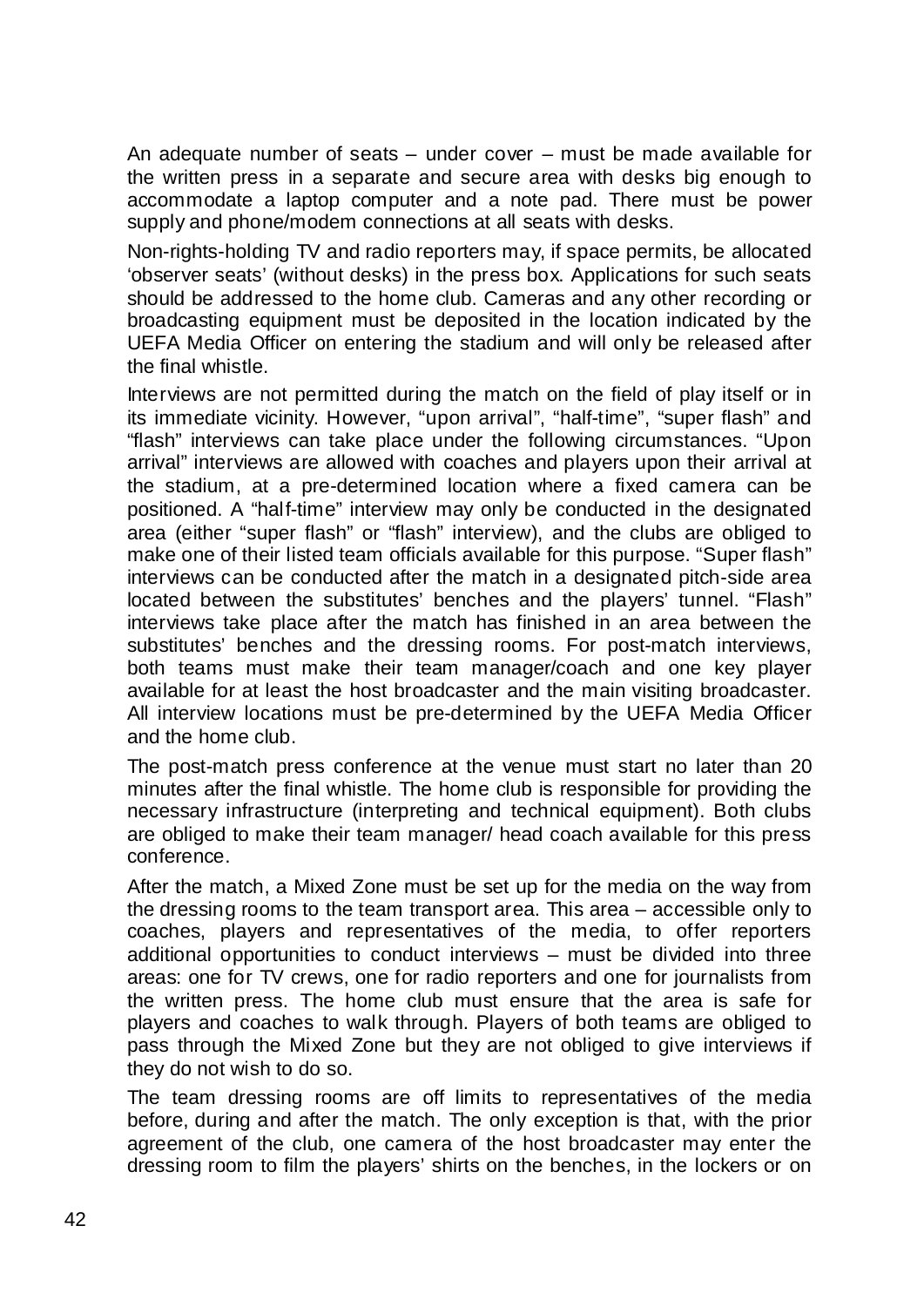An adequate number of seats – under cover – must be made available for the written press in a separate and secure area with desks big enough to accommodate a laptop computer and a note pad. There must be power supply and phone/modem connections at all seats with desks.

Non-rights-holding TV and radio reporters may, if space permits, be allocated 'observer seats' (without desks) in the press box. Applications for such seats should be addressed to the home club. Cameras and any other recording or broadcasting equipment must be deposited in the location indicated by the UEFA Media Officer on entering the stadium and will only be released after the final whistle.

Interviews are not permitted during the match on the field of play itself or in its immediate vicinity. However, "upon arrival", "half-time", "super flash" and "flash" interviews can take place under the following circumstances. "Upon arrival" interviews are allowed with coaches and players upon their arrival at the stadium, at a pre-determined location where a fixed camera can be positioned. A "half-time" interview may only be conducted in the designated area (either "super flash" or "flash" interview), and the clubs are obliged to make one of their listed team officials available for this purpose. "Super flash" interviews can be conducted after the match in a designated pitch-side area located between the substitutes' benches and the players' tunnel. "Flash" interviews take place after the match has finished in an area between the substitutes' benches and the dressing rooms. For post-match interviews, both teams must make their team manager/coach and one key player available for at least the host broadcaster and the main visiting broadcaster. All interview locations must be pre-determined by the UEFA Media Officer and the home club.

The post-match press conference at the venue must start no later than 20 minutes after the final whistle. The home club is responsible for providing the necessary infrastructure (interpreting and technical equipment). Both clubs are obliged to make their team manager/ head coach available for this press conference.

After the match, a Mixed Zone must be set up for the media on the way from the dressing rooms to the team transport area. This area – accessible only to coaches, players and representatives of the media, to offer reporters additional opportunities to conduct interviews – must be divided into three areas: one for TV crews, one for radio reporters and one for journalists from the written press. The home club must ensure that the area is safe for players and coaches to walk through. Players of both teams are obliged to pass through the Mixed Zone but they are not obliged to give interviews if they do not wish to do so.

The team dressing rooms are off limits to representatives of the media before, during and after the match. The only exception is that, with the prior agreement of the club, one camera of the host broadcaster may enter the dressing room to film the players' shirts on the benches, in the lockers or on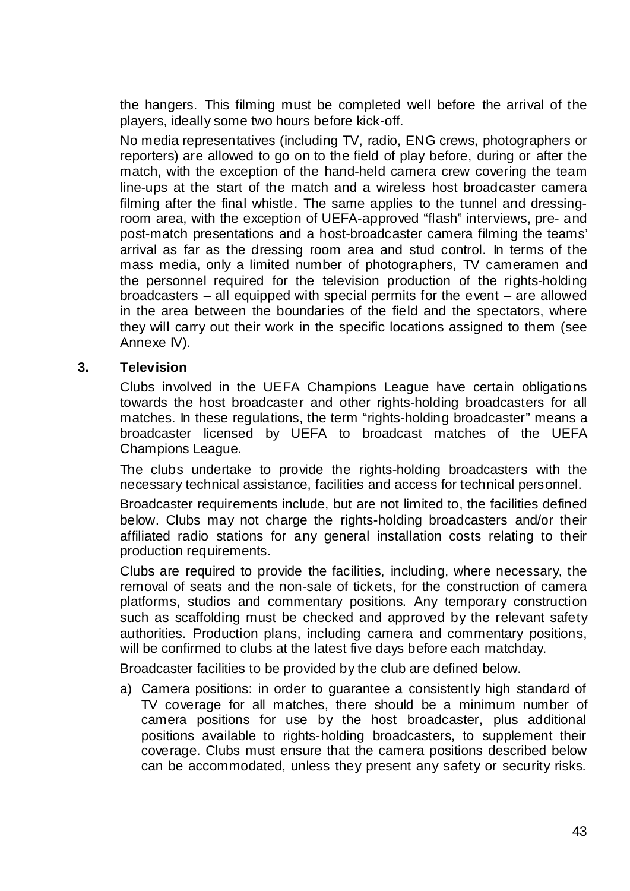the hangers. This filming must be completed well before the arrival of the players, ideally some two hours before kick-off.

No media representatives (including TV, radio, ENG crews, photographers or reporters) are allowed to go on to the field of play before, during or after the match, with the exception of the hand-held camera crew covering the team line-ups at the start of the match and a wireless host broadcaster camera filming after the final whistle. The same applies to the tunnel and dressing-room area, with the exception of UEFA-approved "flash" interviews, pre- and post-match presentations and a host-broadcaster camera filming the teams' arrival as far as the dressing room area and stud control. In terms of the mass media, only a limited number of photographers, TV cameramen and the personnel required for the television production of the rights-holding broadcasters – all equipped with special permits for the event – are allowed in the area between the boundaries of the field and the spectators, where they will carry out their work in the specific locations assigned to them (see Annexe IV).

### 3. Television

Clubs involved in the UEFA Champions League have certain obligations towards the host broadcaster and other rights-holding broadcasters for all matches. In these regulations, the term "rights-holding broadcaster" means a broadcaster licensed by UEFA to broadcast matches of the UEFA Champions League.

The clubs undertake to provide the rights-holding broadcasters with the necessary technical assistance, facilities and access for technical personnel.

Broadcaster requirements include, but are not limited to, the facilities defined below. Clubs may not charge the rights-holding broadcasters and/or their affiliated radio stations for any general installation costs relating to their production requirements.

Clubs are required to provide the facilities, including, where necessary, the removal of seats and the non-sale of tickets, for the construction of camera platforms, studios and commentary positions. Any temporary construction such as scaffolding must be checked and approved by the relevant safety authorities. Production plans, including camera and commentary positions, will be confirmed to clubs at the latest five days before each matchday.

Broadcaster facilities to be provided by the club are defined below.

a) Camera positions: in order to guarantee a consistently high standard of TV coverage for all matches, there should be a minimum number of camera positions for use by the host broadcaster, plus additional positions available to rights-holding broadcasters, to supplement their coverage. Clubs must ensure that the camera positions described below can be accommodated, unless they present any safety or security risks.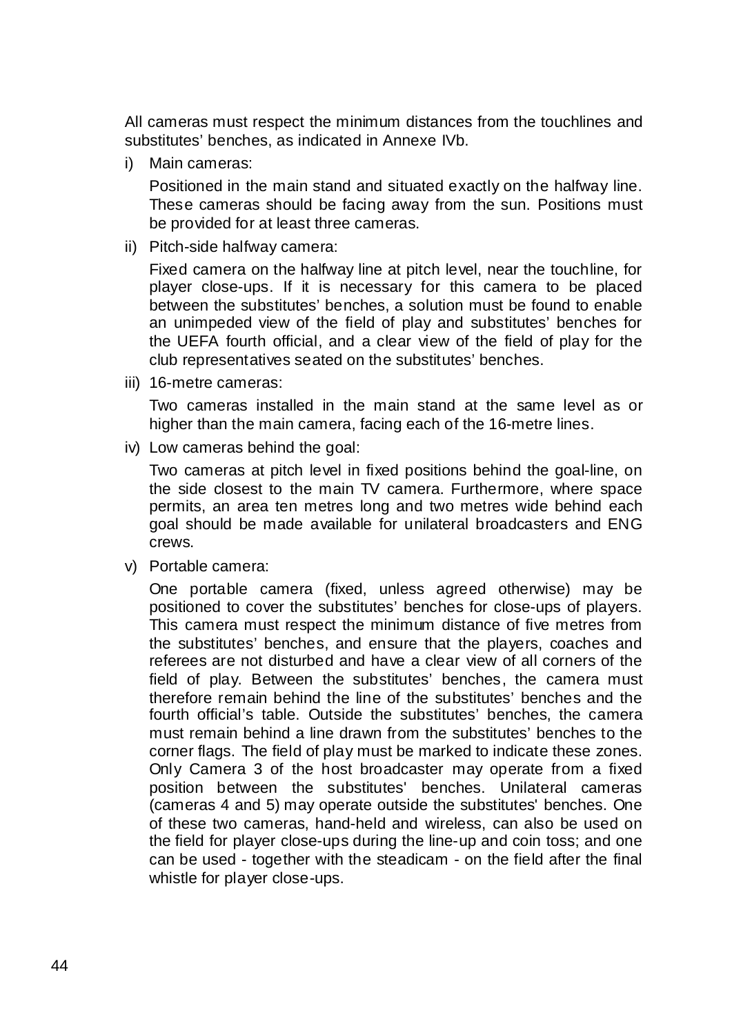All cameras must respect the minimum distances from the touchlines and substitutes' benches, as indicated in Annexe IVb.

i) Main cameras:

   Positioned in the main stand and situated exactly on the halfway line. These cameras should be facing away from the sun. Positions must be provided for at least three cameras.

ii) Pitch-side halfway camera:

   Fixed camera on the halfway line at pitch level, near the touchline, for player close-ups. If it is necessary for this camera to be placed between the substitutes' benches, a solution must be found to enable an unimpeded view of the field of play and substitutes' benches for the UEFA fourth official, and a clear view of the field of play for the club representatives seated on the substitutes' benches.

iii) 16-metre cameras:

   Two cameras installed in the main stand at the same level as or higher than the main camera, facing each of the 16-metre lines.

iv) Low cameras behind the goal:

   Two cameras at pitch level in fixed positions behind the goal-line, on the side closest to the main TV camera. Furthermore, where space permits, an area ten metres long and two metres wide behind each goal should be made available for unilateral broadcasters and ENG crews.

v) Portable camera:

   One portable camera (fixed, unless agreed otherwise) may be positioned to cover the substitutes' benches for close-ups of players. This camera must respect the minimum distance of five metres from the substitutes' benches, and ensure that the players, coaches and referees are not disturbed and have a clear view of all corners of the field of play. Between the substitutes' benches, the camera must therefore remain behind the line of the substitutes' benches and the fourth official's table. Outside the substitutes' benches, the camera must remain behind a line drawn from the substitutes' benches to the corner flags. The field of play must be marked to indicate these zones. Only Camera 3 of the host broadcaster may operate from a fixed position between the substitutes' benches. Unilateral cameras (cameras 4 and 5) may operate outside the substitutes' benches. One of these two cameras, hand-held and wireless, can also be used on the field for player close-ups during the line-up and coin toss; and one can be used - together with the steadicam - on the field after the final whistle for player close-ups.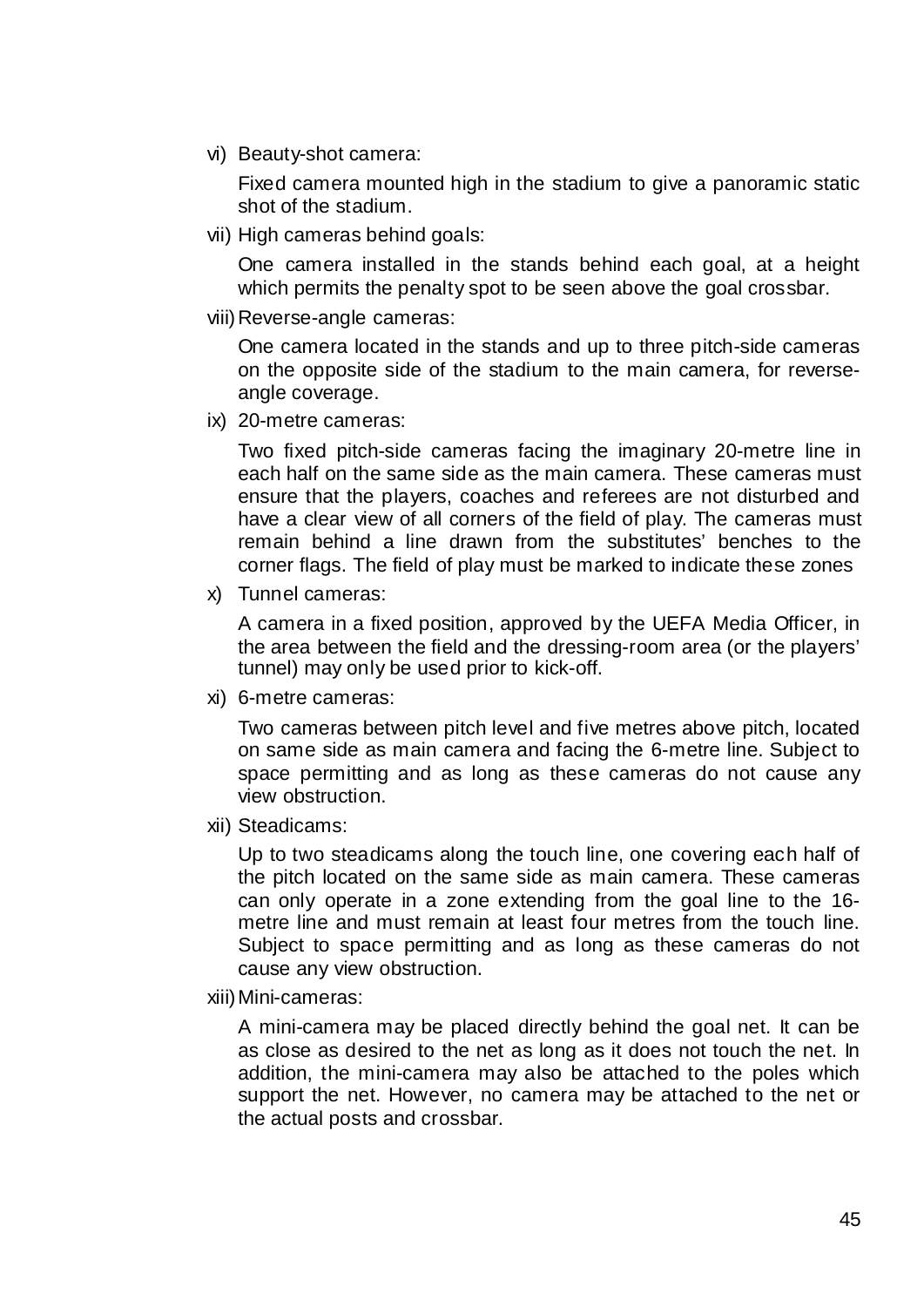vi) Beauty-shot camera:

Fixed camera mounted high in the stadium to give a panoramic static shot of the stadium.

vii) High cameras behind goals:

One camera installed in the stands behind each goal, at a height which permits the penalty spot to be seen above the goal crossbar.

viii) Reverse-angle cameras:

One camera located in the stands and up to three pitch-side cameras on the opposite side of the stadium to the main camera, for reverse-angle coverage.

ix) 20-metre cameras:

Two fixed pitch-side cameras facing the imaginary 20-metre line in each half on the same side as the main camera. These cameras must ensure that the players, coaches and referees are not disturbed and have a clear view of all corners of the field of play. The cameras must remain behind a line drawn from the substitutes' benches to the corner flags. The field of play must be marked to indicate these zones

x) Tunnel cameras:

A camera in a fixed position, approved by the UEFA Media Officer, in the area between the field and the dressing-room area (or the players' tunnel) may only be used prior to kick-off.

xi) 6-metre cameras:

Two cameras between pitch level and five metres above pitch, located on same side as main camera and facing the 6-metre line. Subject to space permitting and as long as these cameras do not cause any view obstruction.

xii) Steadicams:

Up to two steadicams along the touch line, one covering each half of the pitch located on the same side as main camera. These cameras can only operate in a zone extending from the goal line to the 16-metre line and must remain at least four metres from the touch line. Subject to space permitting and as long as these cameras do not cause any view obstruction.

xiii) Mini-cameras:

A mini-camera may be placed directly behind the goal net. It can be as close as desired to the net as long as it does not touch the net. In addition, the mini-camera may also be attached to the poles which support the net. However, no camera may be attached to the net or the actual posts and crossbar.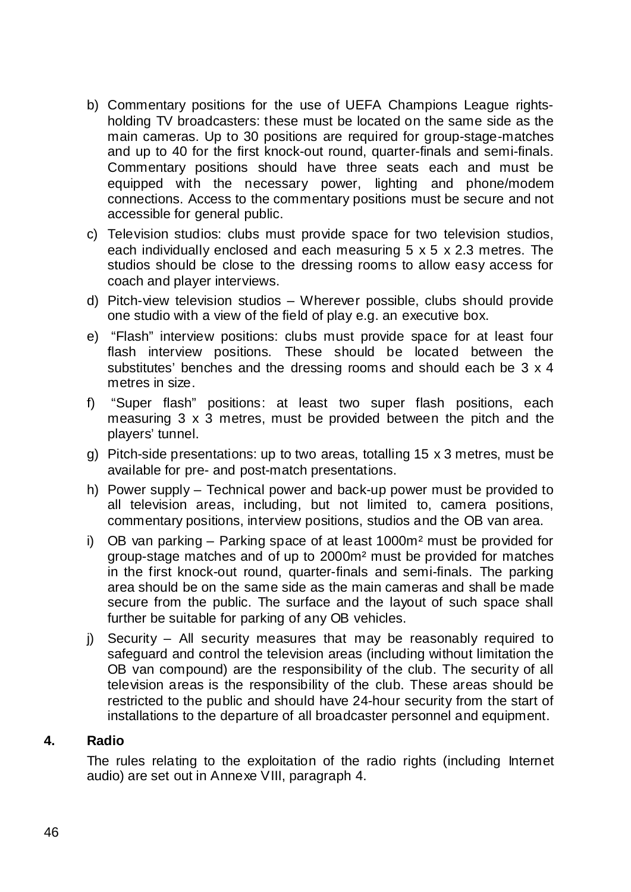b) Commentary positions for the use of UEFA Champions League rights-holding TV broadcasters: these must be located on the same side as the main cameras. Up to 30 positions are required for group-stage-matches and up to 40 for the first knock-out round, quarter-finals and semi-finals. Commentary positions should have three seats each and must be equipped with the necessary power, lighting and phone/modem connections. Access to the commentary positions must be secure and not accessible for general public.

c) Television studios: clubs must provide space for two television studios, each individually enclosed and each measuring 5 x 5 x 2.3 metres. The studios should be close to the dressing rooms to allow easy access for coach and player interviews.

d) Pitch-view television studios – Wherever possible, clubs should provide one studio with a view of the field of play e.g. an executive box.

e) "Flash" interview positions: clubs must provide space for at least four flash interview positions. These should be located between the substitutes' benches and the dressing rooms and should each be 3 x 4 metres in size.

f) "Super flash" positions: at least two super flash positions, each measuring 3 x 3 metres, must be provided between the pitch and the players' tunnel.

g) Pitch-side presentations: up to two areas, totalling 15 x 3 metres, must be available for pre- and post-match presentations.

h) Power supply – Technical power and back-up power must be provided to all television areas, including, but not limited to, camera positions, commentary positions, interview positions, studios and the OB van area.

i) OB van parking – Parking space of at least 1000m² must be provided for group-stage matches and of up to 2000m² must be provided for matches in the first knock-out round, quarter-finals and semi-finals. The parking area should be on the same side as the main cameras and shall be made secure from the public. The surface and the layout of such space shall further be suitable for parking of any OB vehicles.

j) Security – All security measures that may be reasonably required to safeguard and control the television areas (including without limitation the OB van compound) are the responsibility of the club. The security of all television areas is the responsibility of the club. These areas should be restricted to the public and should have 24-hour security from the start of installations to the departure of all broadcaster personnel and equipment.

**4. Radio**

The rules relating to the exploitation of the radio rights (including Internet audio) are set out in Annexe VIII, paragraph 4.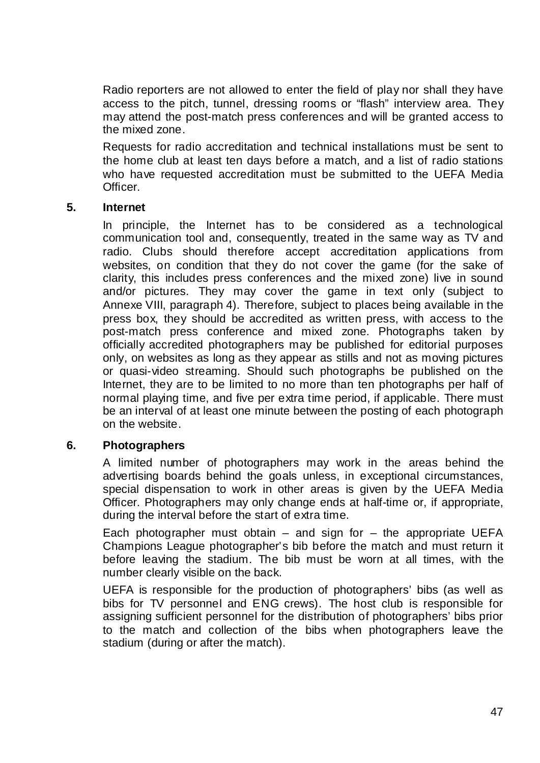Radio reporters are not allowed to enter the field of play nor shall they have access to the pitch, tunnel, dressing rooms or "flash" interview area. They may attend the post-match press conferences and will be granted access to the mixed zone.

Requests for radio accreditation and technical installations must be sent to the home club at least ten days before a match, and a list of radio stations who have requested accreditation must be submitted to the UEFA Media Officer.

**5. Internet**

In principle, the Internet has to be considered as a technological communication tool and, consequently, treated in the same way as TV and radio. Clubs should therefore accept accreditation applications from websites, on condition that they do not cover the game (for the sake of clarity, this includes press conferences and the mixed zone) live in sound and/or pictures. They may cover the game in text only (subject to Annexe VIII, paragraph 4). Therefore, subject to places being available in the press box, they should be accredited as written press, with access to the post-match press conference and mixed zone. Photographs taken by officially accredited photographers may be published for editorial purposes only, on websites as long as they appear as stills and not as moving pictures or quasi-video streaming. Should such photographs be published on the Internet, they are to be limited to no more than ten photographs per half of normal playing time, and five per extra time period, if applicable. There must be an interval of at least one minute between the posting of each photograph on the website.

**6. Photographers**

A limited number of photographers may work in the areas behind the advertising boards behind the goals unless, in exceptional circumstances, special dispensation to work in other areas is given by the UEFA Media Officer. Photographers may only change ends at half-time or, if appropriate, during the interval before the start of extra time.

Each photographer must obtain – and sign for – the appropriate UEFA Champions League photographer's bib before the match and must return it before leaving the stadium. The bib must be worn at all times, with the number clearly visible on the back.

UEFA is responsible for the production of photographers' bibs (as well as bibs for TV personnel and ENG crews). The host club is responsible for assigning sufficient personnel for the distribution of photographers' bibs prior to the match and collection of the bibs when photographers leave the stadium (during or after the match).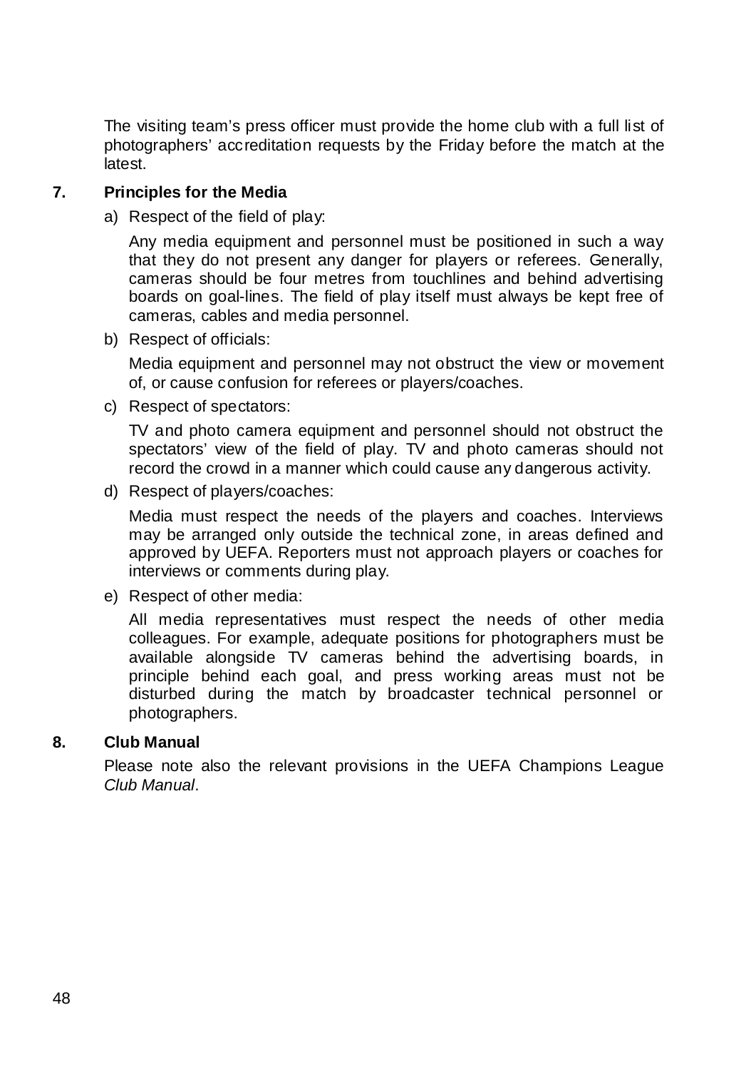The visiting team's press officer must provide the home club with a full list of photographers' accreditation requests by the Friday before the match at the latest.

## 7. Principles for the Media

a) Respect of the field of play:

   Any media equipment and personnel must be positioned in such a way that they do not present any danger for players or referees. Generally, cameras should be four metres from touchlines and behind advertising boards on goal-lines. The field of play itself must always be kept free of cameras, cables and media personnel.

b) Respect of officials:

   Media equipment and personnel may not obstruct the view or movement of, or cause confusion for referees or players/coaches.

c) Respect of spectators:

   TV and photo camera equipment and personnel should not obstruct the spectators' view of the field of play. TV and photo cameras should not record the crowd in a manner which could cause any dangerous activity.

d) Respect of players/coaches:

   Media must respect the needs of the players and coaches. Interviews may be arranged only outside the technical zone, in areas defined and approved by UEFA. Reporters must not approach players or coaches for interviews or comments during play.

e) Respect of other media:

   All media representatives must respect the needs of other media colleagues. For example, adequate positions for photographers must be available alongside TV cameras behind the advertising boards, in principle behind each goal, and press working areas must not be disturbed during the match by broadcaster technical personnel or photographers.

## 8. Club Manual

Please note also the relevant provisions in the UEFA Champions League *Club Manual*.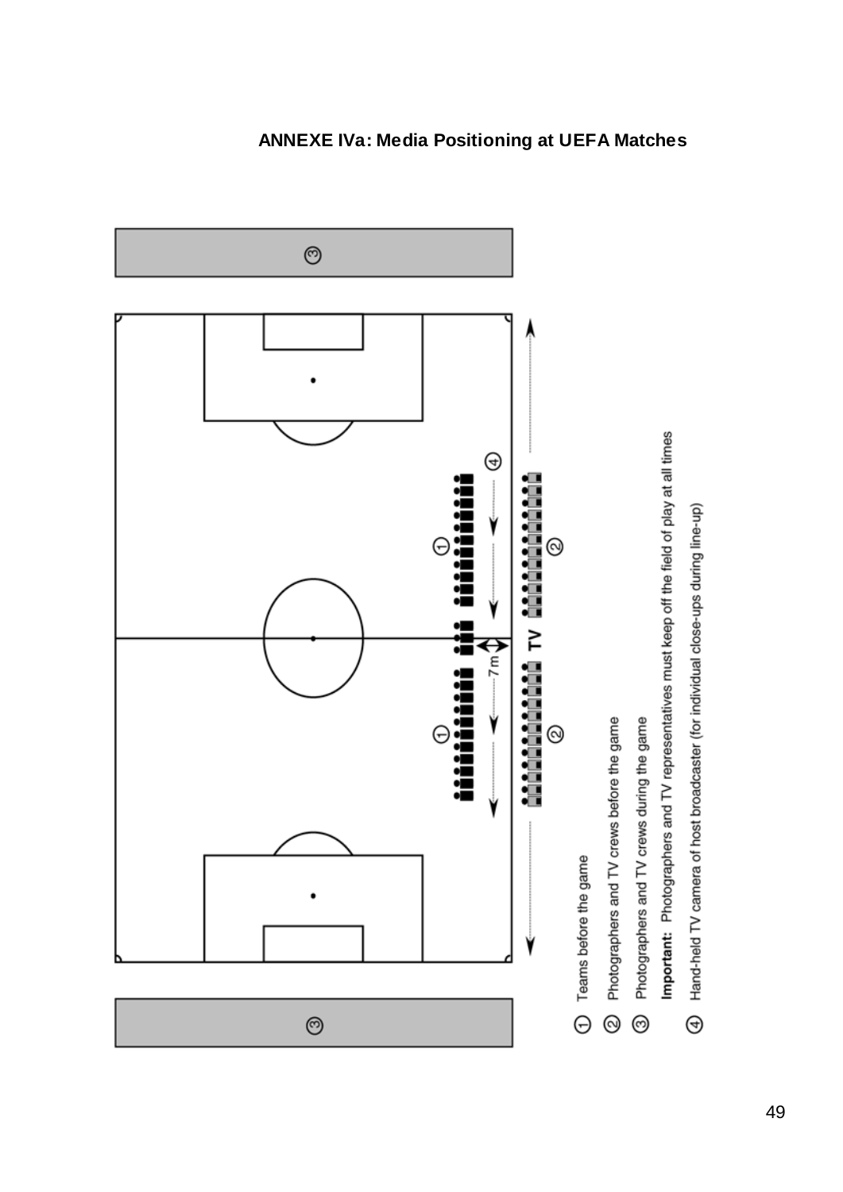**ANNEXE IVa: Media Positioning at UEFA Matches**

① Teams before the game

② Photographers and TV crews before the game

③ Photographers and TV crews during the game

**Important:** Photographers and TV representatives must keep off the field of play at all times

④ Hand-held TV camera of host broadcaster (for individual close-ups during line-up)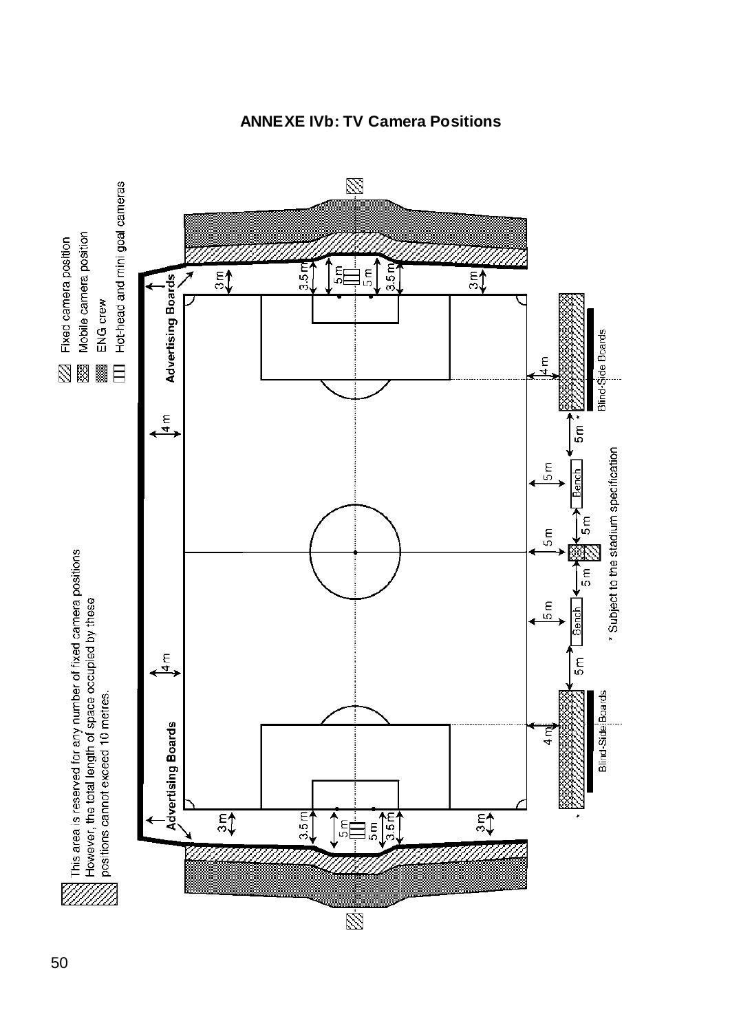# ANNEXE IVb: TV Camera Positions

- Fixed camera position
- Mobile camera position
- ENG crew
- Hot-head and mini goal cameras

This area is reserved for any number of fixed camera positions. However, the total length of space occupied by these positions cannot exceed 10 metres.

Advertising Boards

Advertising Boards

Blind-Side Boards

Blind-Side Boards

Bench

Bench

3 m

3.5 m

5 m

5 m

3.5 m

3 m

4 m

4 m

4 m

4 m

5 m *

5 m

5 m

5 m

5 m

5 m

5 m

5 m

* Subject to the stadium specification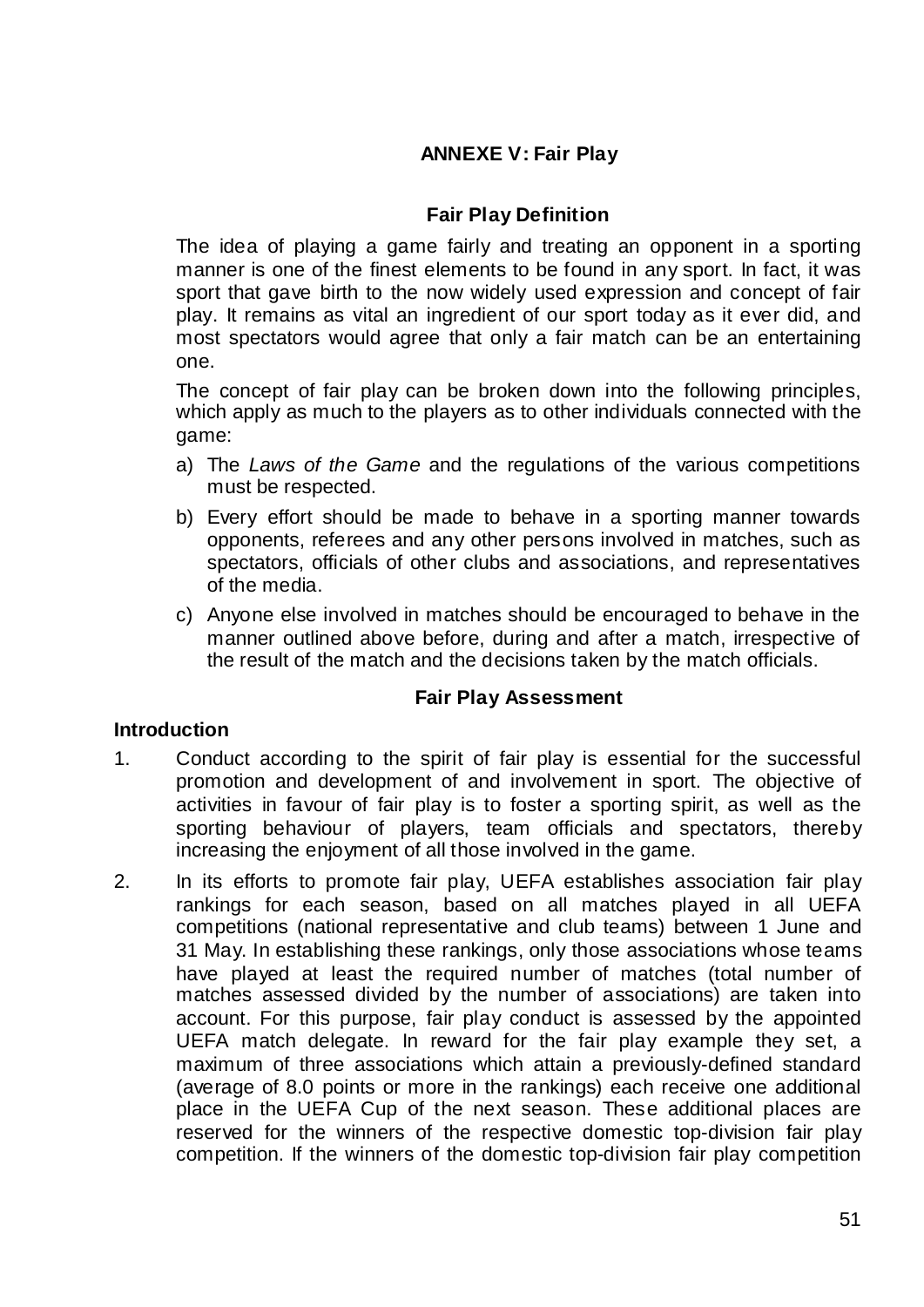# ANNEXE V: Fair Play

## Fair Play Definition

The idea of playing a game fairly and treating an opponent in a sporting manner is one of the finest elements to be found in any sport. In fact, it was sport that gave birth to the now widely used expression and concept of fair play. It remains as vital an ingredient of our sport today as it ever did, and most spectators would agree that only a fair match can be an entertaining one.

The concept of fair play can be broken down into the following principles, which apply as much to the players as to other individuals connected with the game:

a) The *Laws of the Game* and the regulations of the various competitions must be respected.

b) Every effort should be made to behave in a sporting manner towards opponents, referees and any other persons involved in matches, such as spectators, officials of other clubs and associations, and representatives of the media.

c) Anyone else involved in matches should be encouraged to behave in the manner outlined above before, during and after a match, irrespective of the result of the match and the decisions taken by the match officials.

## Fair Play Assessment

### Introduction

1. Conduct according to the spirit of fair play is essential for the successful promotion and development of and involvement in sport. The objective of activities in favour of fair play is to foster a sporting spirit, as well as the sporting behaviour of players, team officials and spectators, thereby increasing the enjoyment of all those involved in the game.

2. In its efforts to promote fair play, UEFA establishes association fair play rankings for each season, based on all matches played in all UEFA competitions (national representative and club teams) between 1 June and 31 May. In establishing these rankings, only those associations whose teams have played at least the required number of matches (total number of matches assessed divided by the number of associations) are taken into account. For this purpose, fair play conduct is assessed by the appointed UEFA match delegate. In reward for the fair play example they set, a maximum of three associations which attain a previously-defined standard (average of 8.0 points or more in the rankings) each receive one additional place in the UEFA Cup of the next season. These additional places are reserved for the winners of the respective domestic top-division fair play competition. If the winners of the domestic top-division fair play competition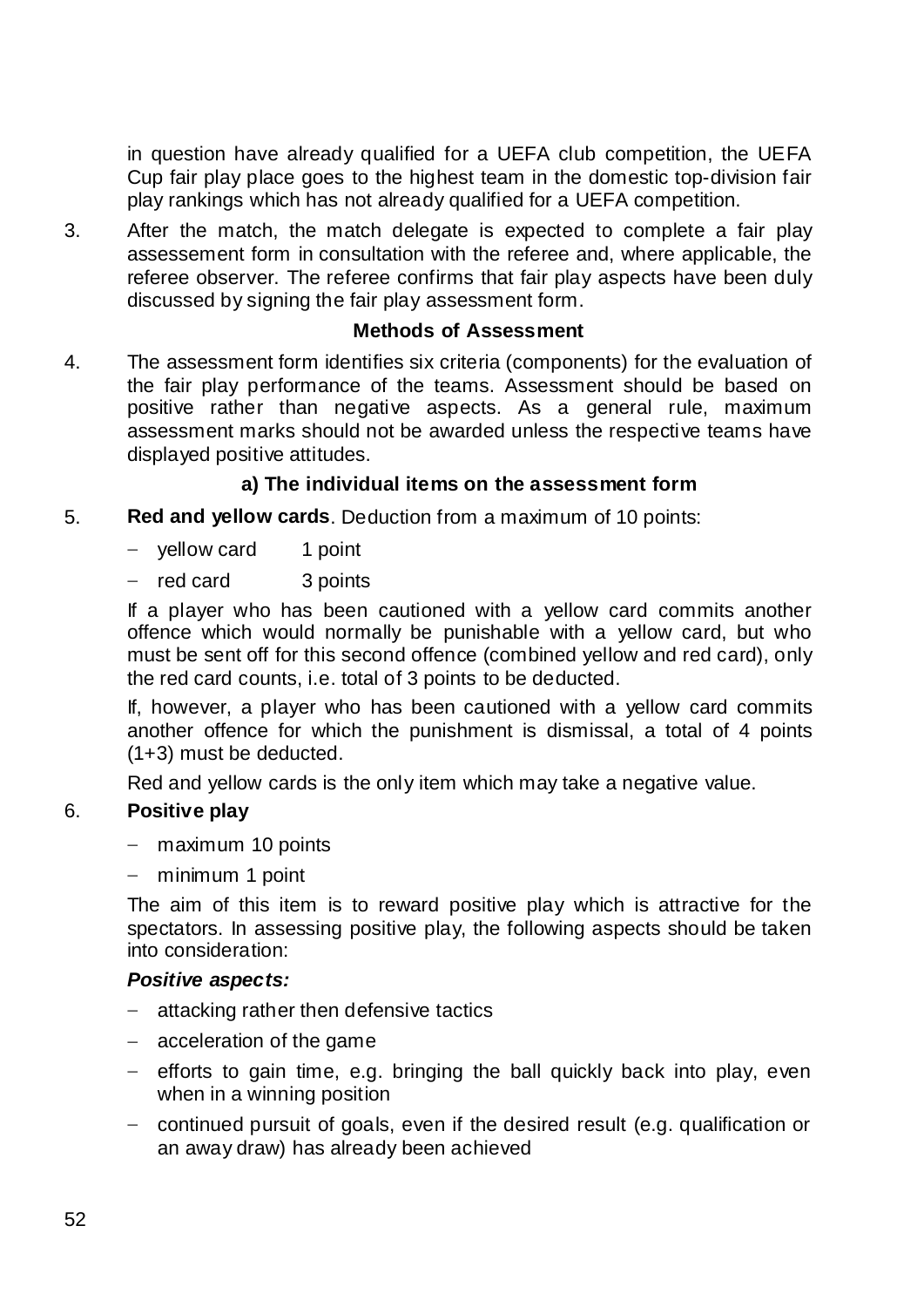in question have already qualified for a UEFA club competition, the UEFA Cup fair play place goes to the highest team in the domestic top-division fair play rankings which has not already qualified for a UEFA competition.

3. After the match, the match delegate is expected to complete a fair play assessement form in consultation with the referee and, where applicable, the referee observer. The referee confirms that fair play aspects have been duly discussed by signing the fair play assessment form.

### Methods of Assessment

4. The assessment form identifies six criteria (components) for the evaluation of the fair play performance of the teams. Assessment should be based on positive rather than negative aspects. As a general rule, maximum assessment marks should not be awarded unless the respective teams have displayed positive attitudes.

#### a) The individual items on the assessment form

5. **Red and yellow cards**. Deduction from a maximum of 10 points:

   - yellow card 1 point
   - red card 3 points

   If a player who has been cautioned with a yellow card commits another offence which would normally be punishable with a yellow card, but who must be sent off for this second offence (combined yellow and red card), only the red card counts, i.e. total of 3 points to be deducted.

   If, however, a player who has been cautioned with a yellow card commits another offence for which the punishment is dismissal, a total of 4 points (1+3) must be deducted.

   Red and yellow cards is the only item which may take a negative value.

6. **Positive play**

   - maximum 10 points
   - minimum 1 point

   The aim of this item is to reward positive play which is attractive for the spectators. In assessing positive play, the following aspects should be taken into consideration:

   ***Positive aspects:***

   - attacking rather then defensive tactics
   - acceleration of the game
   - efforts to gain time, e.g. bringing the ball quickly back into play, even when in a winning position
   - continued pursuit of goals, even if the desired result (e.g. qualification or an away draw) has already been achieved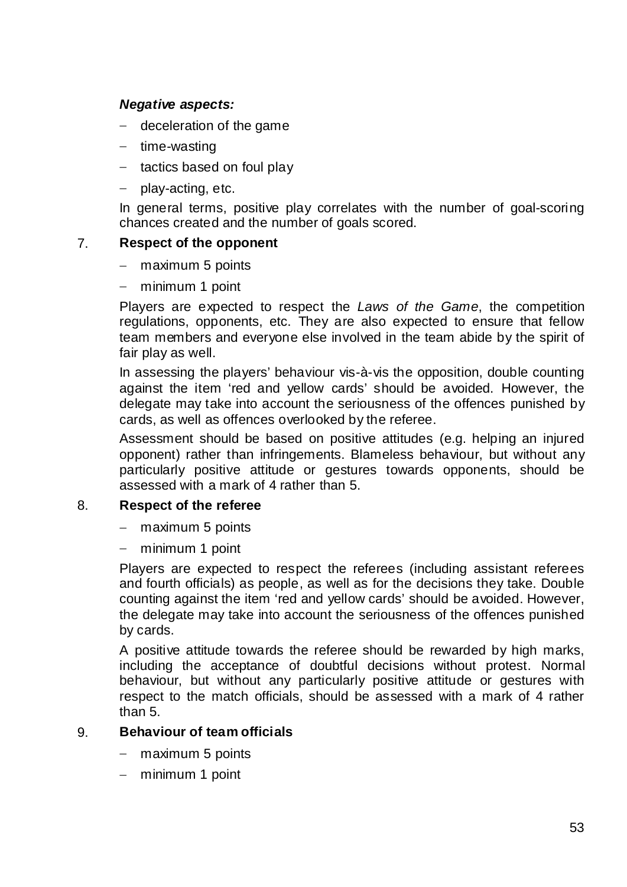***Negative aspects:***

- deceleration of the game
- time-wasting
- tactics based on foul play
- play-acting, etc.

In general terms, positive play correlates with the number of goal-scoring chances created and the number of goals scored.

7. **Respect of the opponent**

- maximum 5 points
- minimum 1 point

Players are expected to respect the *Laws of the Game*, the competition regulations, opponents, etc. They are also expected to ensure that fellow team members and everyone else involved in the team abide by the spirit of fair play as well.

In assessing the players' behaviour vis-à-vis the opposition, double counting against the item 'red and yellow cards' should be avoided. However, the delegate may take into account the seriousness of the offences punished by cards, as well as offences overlooked by the referee.

Assessment should be based on positive attitudes (e.g. helping an injured opponent) rather than infringements. Blameless behaviour, but without any particularly positive attitude or gestures towards opponents, should be assessed with a mark of 4 rather than 5.

8. **Respect of the referee**

- maximum 5 points
- minimum 1 point

Players are expected to respect the referees (including assistant referees and fourth officials) as people, as well as for the decisions they take. Double counting against the item 'red and yellow cards' should be avoided. However, the delegate may take into account the seriousness of the offences punished by cards.

A positive attitude towards the referee should be rewarded by high marks, including the acceptance of doubtful decisions without protest. Normal behaviour, but without any particularly positive attitude or gestures with respect to the match officials, should be assessed with a mark of 4 rather than 5.

9. **Behaviour of team officials**

- maximum 5 points
- minimum 1 point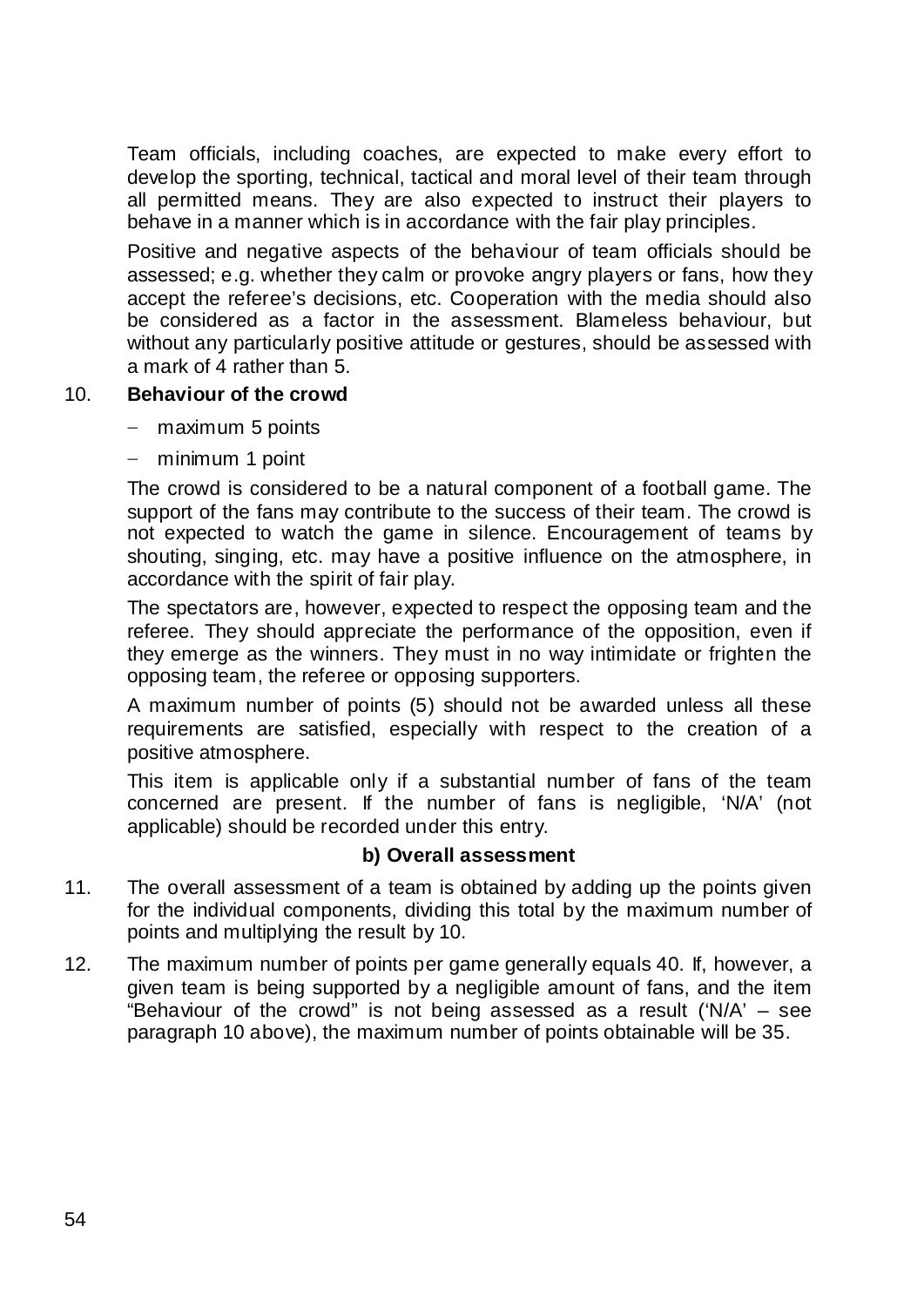Team officials, including coaches, are expected to make every effort to develop the sporting, technical, tactical and moral level of their team through all permitted means. They are also expected to instruct their players to behave in a manner which is in accordance with the fair play principles.

Positive and negative aspects of the behaviour of team officials should be assessed; e.g. whether they calm or provoke angry players or fans, how they accept the referee's decisions, etc. Cooperation with the media should also be considered as a factor in the assessment. Blameless behaviour, but without any particularly positive attitude or gestures, should be assessed with a mark of 4 rather than 5.

10. **Behaviour of the crowd**

- maximum 5 points
- minimum 1 point

The crowd is considered to be a natural component of a football game. The support of the fans may contribute to the success of their team. The crowd is not expected to watch the game in silence. Encouragement of teams by shouting, singing, etc. may have a positive influence on the atmosphere, in accordance with the spirit of fair play.

The spectators are, however, expected to respect the opposing team and the referee. They should appreciate the performance of the opposition, even if they emerge as the winners. They must in no way intimidate or frighten the opposing team, the referee or opposing supporters.

A maximum number of points (5) should not be awarded unless all these requirements are satisfied, especially with respect to the creation of a positive atmosphere.

This item is applicable only if a substantial number of fans of the team concerned are present. If the number of fans is negligible, 'N/A' (not applicable) should be recorded under this entry.

**b) Overall assessment**

11. The overall assessment of a team is obtained by adding up the points given for the individual components, dividing this total by the maximum number of points and multiplying the result by 10.

12. The maximum number of points per game generally equals 40. If, however, a given team is being supported by a negligible amount of fans, and the item "Behaviour of the crowd" is not being assessed as a result ('N/A' – see paragraph 10 above), the maximum number of points obtainable will be 35.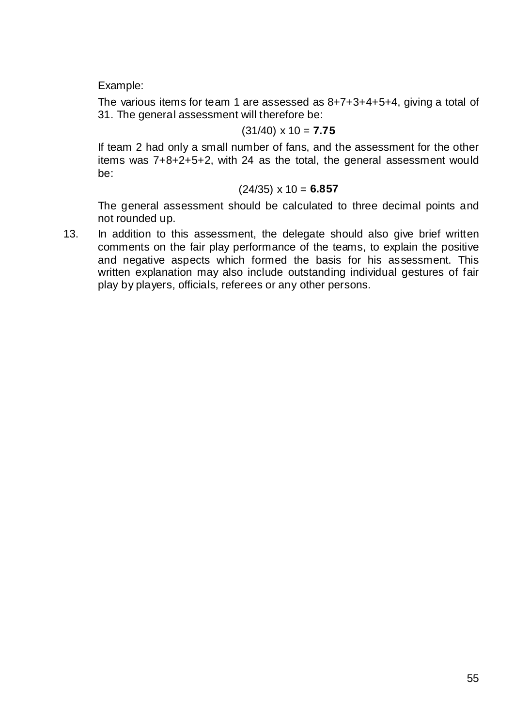Example:

The various items for team 1 are assessed as 8+7+3+4+5+4, giving a total of 31. The general assessment will therefore be:

$$(31/40) \times 10 = \mathbf{7.75}$$

If team 2 had only a small number of fans, and the assessment for the other items was 7+8+2+5+2, with 24 as the total, the general assessment would be:

$$(24/35) \times 10 = \mathbf{6.857}$$

The general assessment should be calculated to three decimal points and not rounded up.

13. In addition to this assessment, the delegate should also give brief written comments on the fair play performance of the teams, to explain the positive and negative aspects which formed the basis for his assessment. This written explanation may also include outstanding individual gestures of fair play by players, officials, referees or any other persons.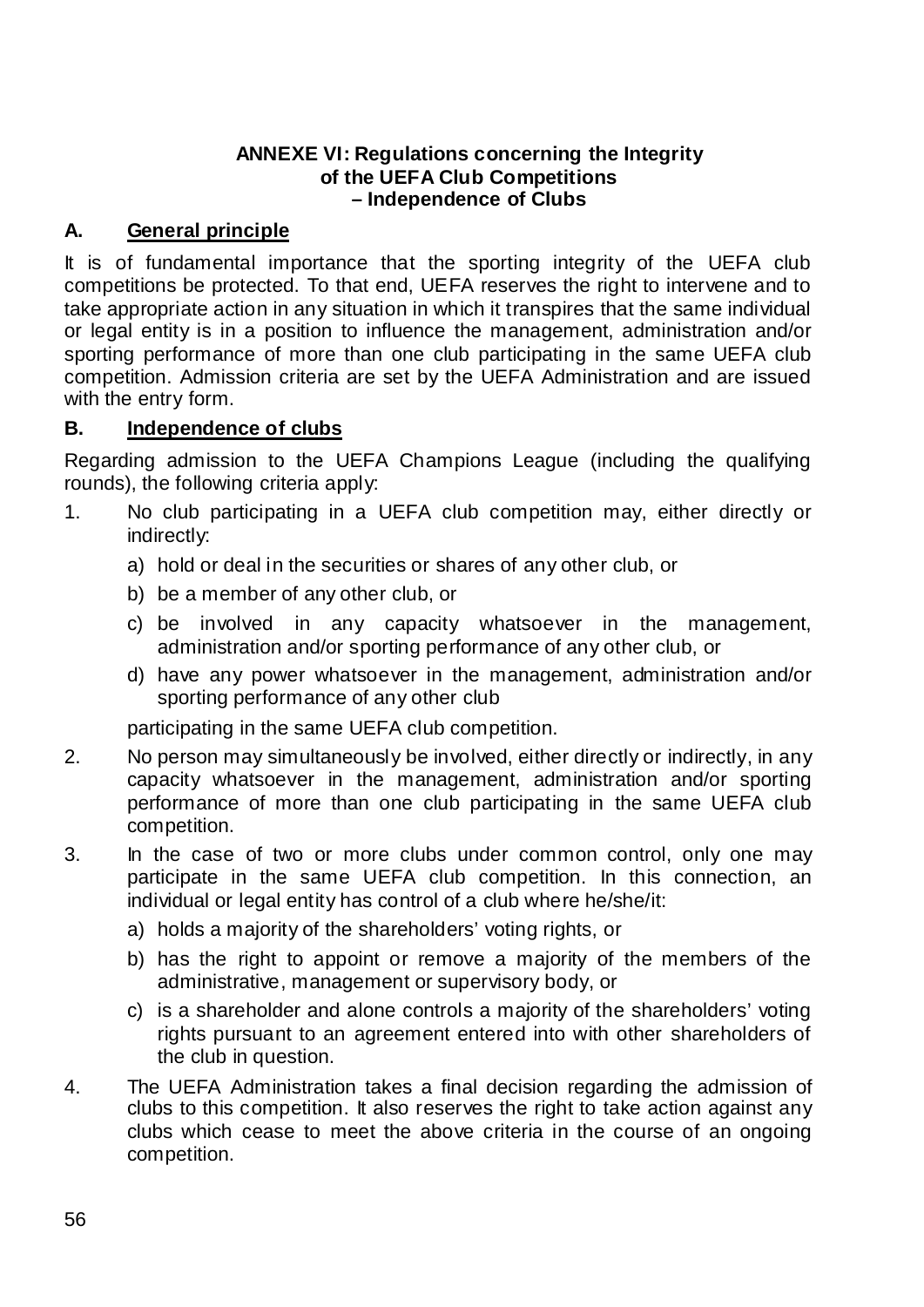**ANNEXE VI: Regulations concerning the Integrity of the UEFA Club Competitions – Independence of Clubs**

## A. General principle

It is of fundamental importance that the sporting integrity of the UEFA club competitions be protected. To that end, UEFA reserves the right to intervene and to take appropriate action in any situation in which it transpires that the same individual or legal entity is in a position to influence the management, administration and/or sporting performance of more than one club participating in the same UEFA club competition. Admission criteria are set by the UEFA Administration and are issued with the entry form.

## B. Independence of clubs

Regarding admission to the UEFA Champions League (including the qualifying rounds), the following criteria apply:

1. No club participating in a UEFA club competition may, either directly or indirectly:
   a) hold or deal in the securities or shares of any other club, or
   b) be a member of any other club, or
   c) be involved in any capacity whatsoever in the management, administration and/or sporting performance of any other club, or
   d) have any power whatsoever in the management, administration and/or sporting performance of any other club

   participating in the same UEFA club competition.

2. No person may simultaneously be involved, either directly or indirectly, in any capacity whatsoever in the management, administration and/or sporting performance of more than one club participating in the same UEFA club competition.

3. In the case of two or more clubs under common control, only one may participate in the same UEFA club competition. In this connection, an individual or legal entity has control of a club where he/she/it:
   a) holds a majority of the shareholders' voting rights, or
   b) has the right to appoint or remove a majority of the members of the administrative, management or supervisory body, or
   c) is a shareholder and alone controls a majority of the shareholders' voting rights pursuant to an agreement entered into with other shareholders of the club in question.

4. The UEFA Administration takes a final decision regarding the admission of clubs to this competition. It also reserves the right to take action against any clubs which cease to meet the above criteria in the course of an ongoing competition.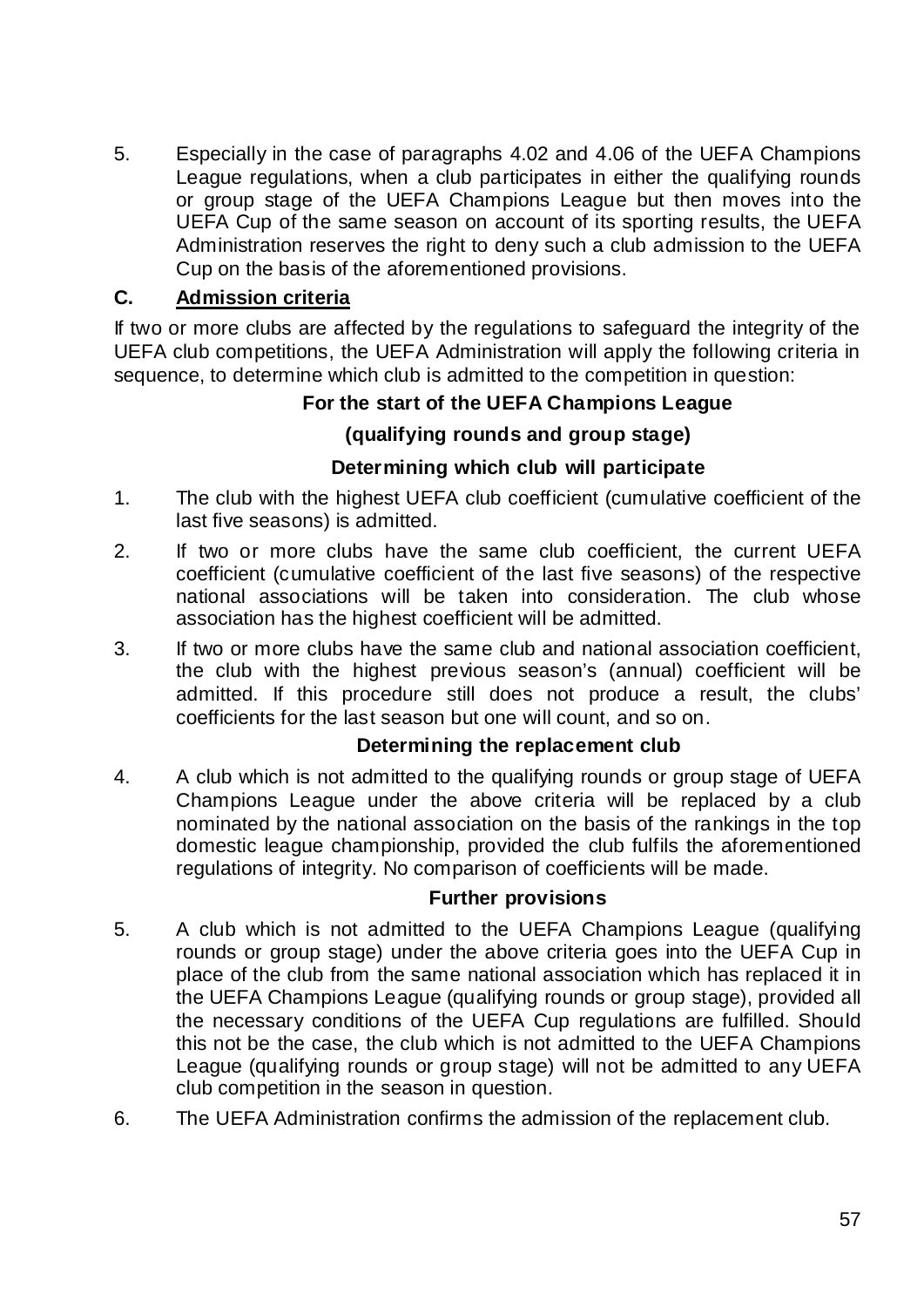5. Especially in the case of paragraphs 4.02 and 4.06 of the UEFA Champions League regulations, when a club participates in either the qualifying rounds or group stage of the UEFA Champions League but then moves into the UEFA Cup of the same season on account of its sporting results, the UEFA Administration reserves the right to deny such a club admission to the UEFA Cup on the basis of the aforementioned provisions.

## C. Admission criteria

If two or more clubs are affected by the regulations to safeguard the integrity of the UEFA club competitions, the UEFA Administration will apply the following criteria in sequence, to determine which club is admitted to the competition in question:

**For the start of the UEFA Champions League**

**(qualifying rounds and group stage)**

**Determining which club will participate**

1. The club with the highest UEFA club coefficient (cumulative coefficient of the last five seasons) is admitted.
2. If two or more clubs have the same club coefficient, the current UEFA coefficient (cumulative coefficient of the last five seasons) of the respective national associations will be taken into consideration. The club whose association has the highest coefficient will be admitted.
3. If two or more clubs have the same club and national association coefficient, the club with the highest previous season's (annual) coefficient will be admitted. If this procedure still does not produce a result, the clubs' coefficients for the last season but one will count, and so on.

**Determining the replacement club**

4. A club which is not admitted to the qualifying rounds or group stage of UEFA Champions League under the above criteria will be replaced by a club nominated by the national association on the basis of the rankings in the top domestic league championship, provided the club fulfils the aforementioned regulations of integrity. No comparison of coefficients will be made.

**Further provisions**

5. A club which is not admitted to the UEFA Champions League (qualifying rounds or group stage) under the above criteria goes into the UEFA Cup in place of the club from the same national association which has replaced it in the UEFA Champions League (qualifying rounds or group stage), provided all the necessary conditions of the UEFA Cup regulations are fulfilled. Should this not be the case, the club which is not admitted to the UEFA Champions League (qualifying rounds or group stage) will not be admitted to any UEFA club competition in the season in question.
6. The UEFA Administration confirms the admission of the replacement club.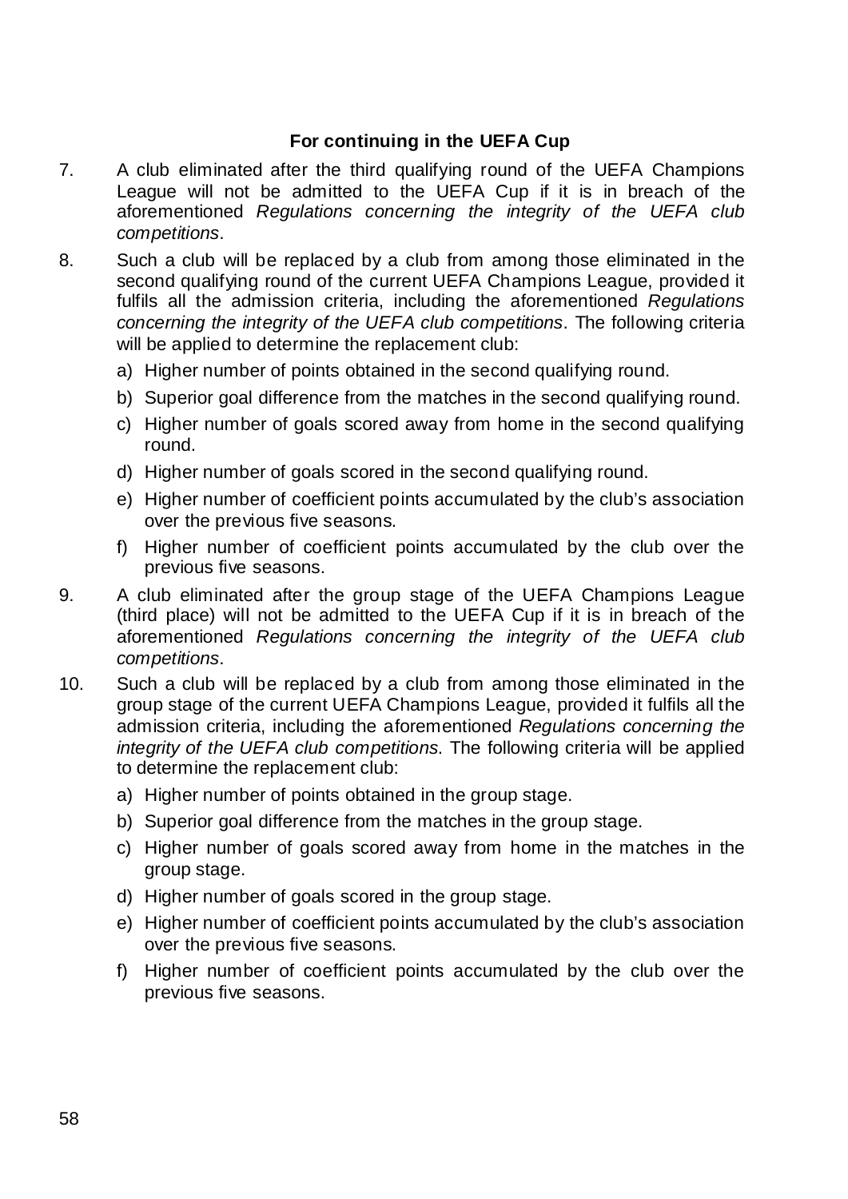**For continuing in the UEFA Cup**

7. A club eliminated after the third qualifying round of the UEFA Champions League will not be admitted to the UEFA Cup if it is in breach of the aforementioned *Regulations concerning the integrity of the UEFA club competitions*.

8. Such a club will be replaced by a club from among those eliminated in the second qualifying round of the current UEFA Champions League, provided it fulfils all the admission criteria, including the aforementioned *Regulations concerning the integrity of the UEFA club competitions*. The following criteria will be applied to determine the replacement club:
    a) Higher number of points obtained in the second qualifying round.
    b) Superior goal difference from the matches in the second qualifying round.
    c) Higher number of goals scored away from home in the second qualifying round.
    d) Higher number of goals scored in the second qualifying round.
    e) Higher number of coefficient points accumulated by the club's association over the previous five seasons.
    f) Higher number of coefficient points accumulated by the club over the previous five seasons.

9. A club eliminated after the group stage of the UEFA Champions League (third place) will not be admitted to the UEFA Cup if it is in breach of the aforementioned *Regulations concerning the integrity of the UEFA club competitions*.

10. Such a club will be replaced by a club from among those eliminated in the group stage of the current UEFA Champions League, provided it fulfils all the admission criteria, including the aforementioned *Regulations concerning the integrity of the UEFA club competitions*. The following criteria will be applied to determine the replacement club:
    a) Higher number of points obtained in the group stage.
    b) Superior goal difference from the matches in the group stage.
    c) Higher number of goals scored away from home in the matches in the group stage.
    d) Higher number of goals scored in the group stage.
    e) Higher number of coefficient points accumulated by the club's association over the previous five seasons.
    f) Higher number of coefficient points accumulated by the club over the previous five seasons.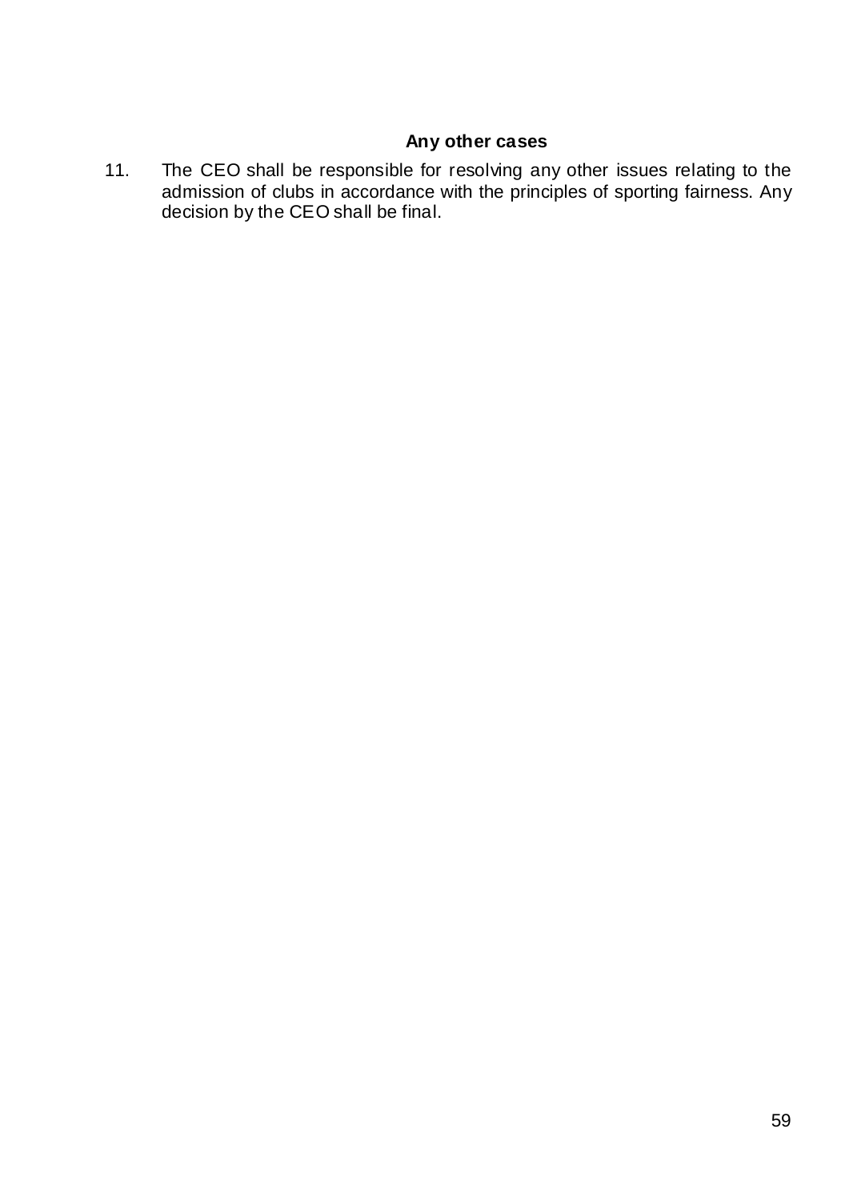**Any other cases**

11. The CEO shall be responsible for resolving any other issues relating to the admission of clubs in accordance with the principles of sporting fairness. Any decision by the CEO shall be final.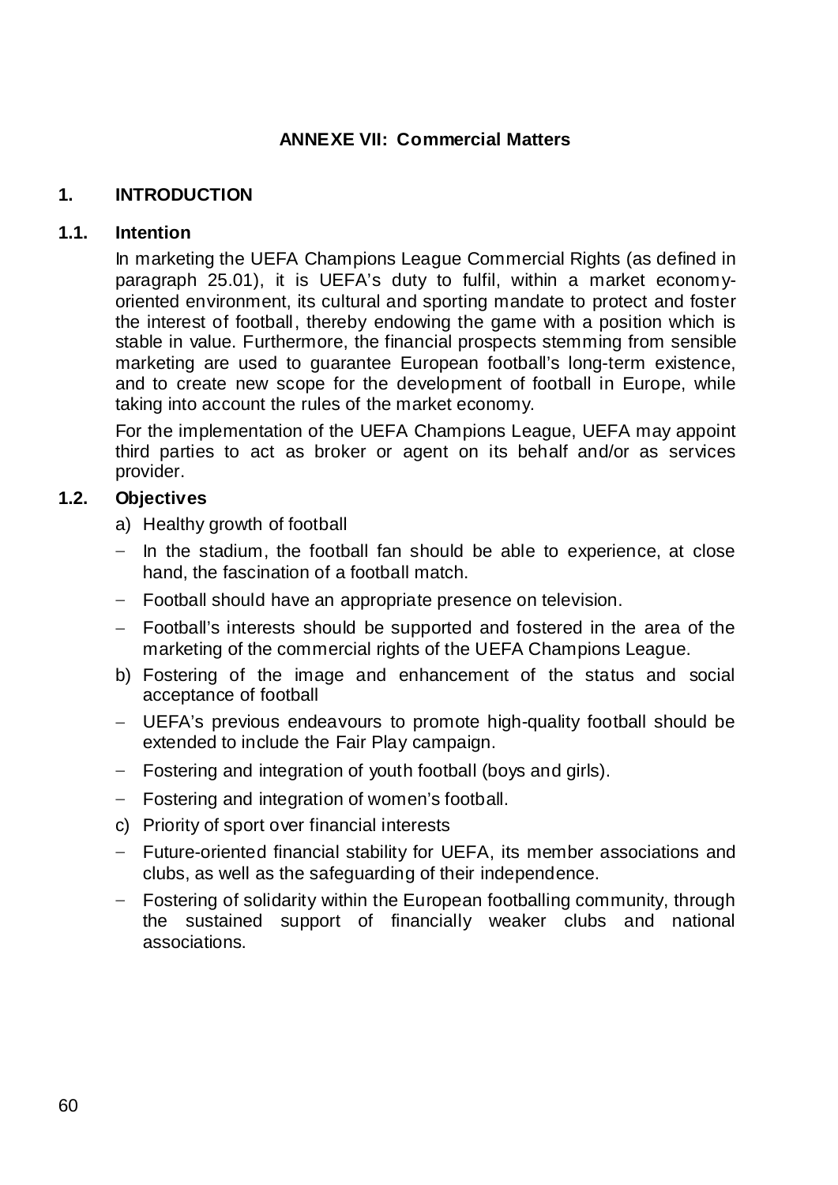# ANNEXE VII: Commercial Matters

## 1. INTRODUCTION

### 1.1. Intention

In marketing the UEFA Champions League Commercial Rights (as defined in paragraph 25.01), it is UEFA's duty to fulfil, within a market economy-oriented environment, its cultural and sporting mandate to protect and foster the interest of football, thereby endowing the game with a position which is stable in value. Furthermore, the financial prospects stemming from sensible marketing are used to guarantee European football's long-term existence, and to create new scope for the development of football in Europe, while taking into account the rules of the market economy.

For the implementation of the UEFA Champions League, UEFA may appoint third parties to act as broker or agent on its behalf and/or as services provider.

### 1.2. Objectives

a) Healthy growth of football

- In the stadium, the football fan should be able to experience, at close hand, the fascination of a football match.
- Football should have an appropriate presence on television.
- Football's interests should be supported and fostered in the area of the marketing of the commercial rights of the UEFA Champions League.

b) Fostering of the image and enhancement of the status and social acceptance of football

- UEFA's previous endeavours to promote high-quality football should be extended to include the Fair Play campaign.
- Fostering and integration of youth football (boys and girls).
- Fostering and integration of women's football.

c) Priority of sport over financial interests

- Future-oriented financial stability for UEFA, its member associations and clubs, as well as the safeguarding of their independence.
- Fostering of solidarity within the European footballing community, through the sustained support of financially weaker clubs and national associations.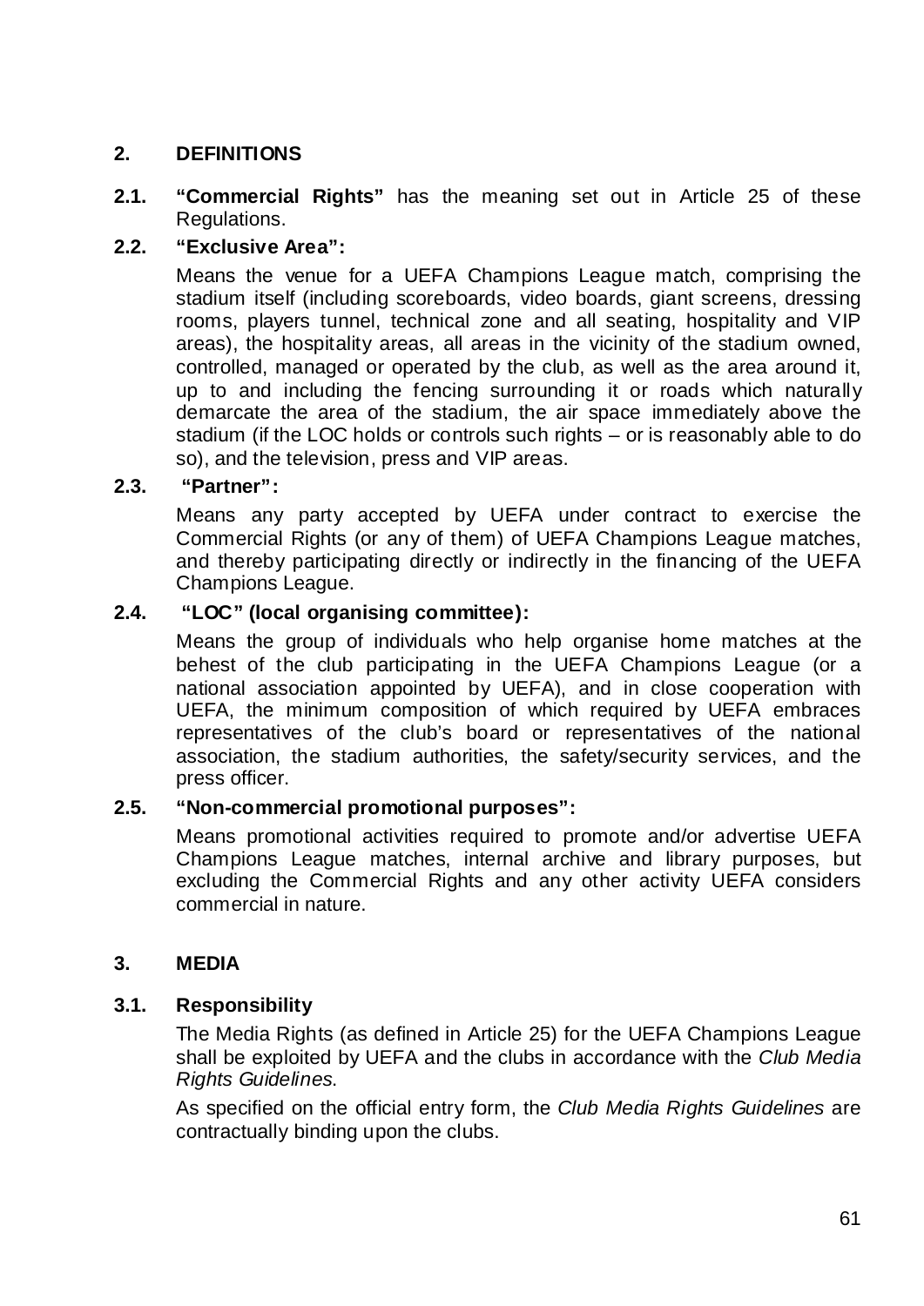## 2. DEFINITIONS

**2.1. "Commercial Rights"** has the meaning set out in Article 25 of these Regulations.

**2.2. "Exclusive Area":**

Means the venue for a UEFA Champions League match, comprising the stadium itself (including scoreboards, video boards, giant screens, dressing rooms, players tunnel, technical zone and all seating, hospitality and VIP areas), the hospitality areas, all areas in the vicinity of the stadium owned, controlled, managed or operated by the club, as well as the area around it, up to and including the fencing surrounding it or roads which naturally demarcate the area of the stadium, the air space immediately above the stadium (if the LOC holds or controls such rights – or is reasonably able to do so), and the television, press and VIP areas.

**2.3. "Partner":**

Means any party accepted by UEFA under contract to exercise the Commercial Rights (or any of them) of UEFA Champions League matches, and thereby participating directly or indirectly in the financing of the UEFA Champions League.

**2.4. "LOC" (local organising committee):**

Means the group of individuals who help organise home matches at the behest of the club participating in the UEFA Champions League (or a national association appointed by UEFA), and in close cooperation with UEFA, the minimum composition of which required by UEFA embraces representatives of the club's board or representatives of the national association, the stadium authorities, the safety/security services, and the press officer.

**2.5. "Non-commercial promotional purposes":**

Means promotional activities required to promote and/or advertise UEFA Champions League matches, internal archive and library purposes, but excluding the Commercial Rights and any other activity UEFA considers commercial in nature.

## 3. MEDIA

### 3.1. Responsibility

The Media Rights (as defined in Article 25) for the UEFA Champions League shall be exploited by UEFA and the clubs in accordance with the *Club Media Rights Guidelines*.

As specified on the official entry form, the *Club Media Rights Guidelines* are contractually binding upon the clubs.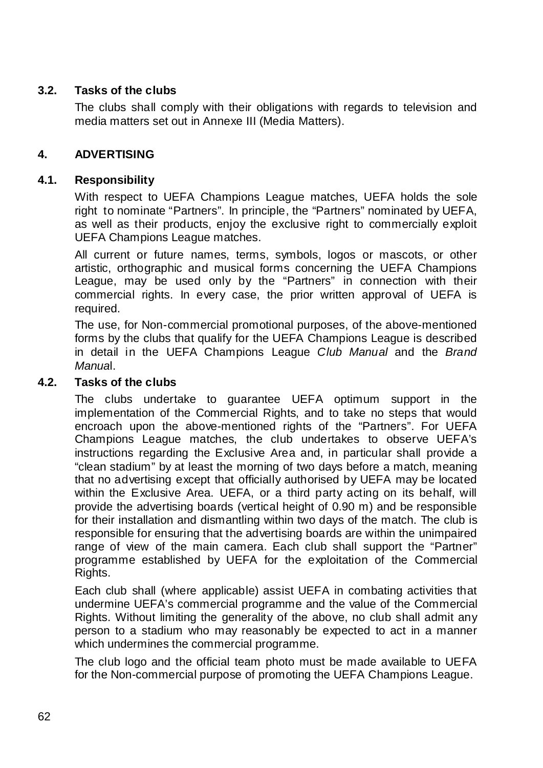### 3.2. Tasks of the clubs

The clubs shall comply with their obligations with regards to television and media matters set out in Annexe III (Media Matters).

## 4. ADVERTISING

### 4.1. Responsibility

With respect to UEFA Champions League matches, UEFA holds the sole right to nominate "Partners". In principle, the "Partners" nominated by UEFA, as well as their products, enjoy the exclusive right to commercially exploit UEFA Champions League matches.

All current or future names, terms, symbols, logos or mascots, or other artistic, orthographic and musical forms concerning the UEFA Champions League, may be used only by the "Partners" in connection with their commercial rights. In every case, the prior written approval of UEFA is required.

The use, for Non-commercial promotional purposes, of the above-mentioned forms by the clubs that qualify for the UEFA Champions League is described in detail in the UEFA Champions League *Club Manual* and the *Brand Manua*l.

### 4.2. Tasks of the clubs

The clubs undertake to guarantee UEFA optimum support in the implementation of the Commercial Rights, and to take no steps that would encroach upon the above-mentioned rights of the "Partners". For UEFA Champions League matches, the club undertakes to observe UEFA's instructions regarding the Exclusive Area and, in particular shall provide a "clean stadium" by at least the morning of two days before a match, meaning that no advertising except that officially authorised by UEFA may be located within the Exclusive Area. UEFA, or a third party acting on its behalf, will provide the advertising boards (vertical height of 0.90 m) and be responsible for their installation and dismantling within two days of the match. The club is responsible for ensuring that the advertising boards are within the unimpaired range of view of the main camera. Each club shall support the "Partner" programme established by UEFA for the exploitation of the Commercial Rights.

Each club shall (where applicable) assist UEFA in combating activities that undermine UEFA's commercial programme and the value of the Commercial Rights. Without limiting the generality of the above, no club shall admit any person to a stadium who may reasonably be expected to act in a manner which undermines the commercial programme.

The club logo and the official team photo must be made available to UEFA for the Non-commercial purpose of promoting the UEFA Champions League.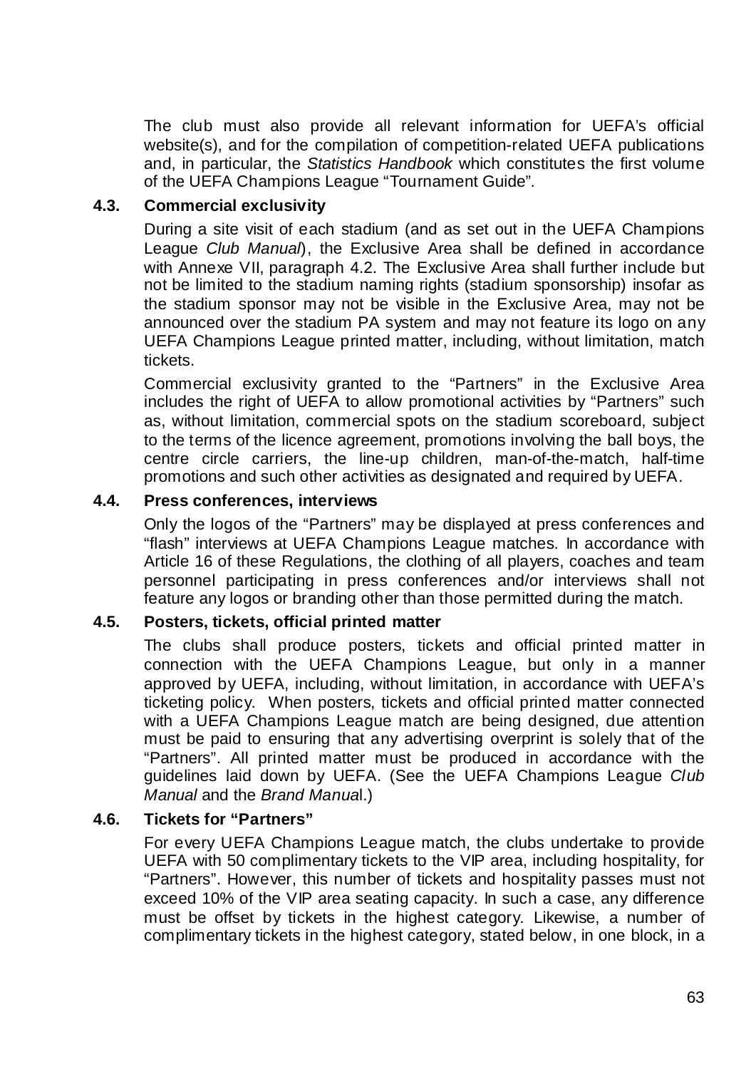The club must also provide all relevant information for UEFA's official website(s), and for the compilation of competition-related UEFA publications and, in particular, the *Statistics Handbook* which constitutes the first volume of the UEFA Champions League "Tournament Guide".

### 4.3. Commercial exclusivity

During a site visit of each stadium (and as set out in the UEFA Champions League *Club Manual*), the Exclusive Area shall be defined in accordance with Annexe VII, paragraph 4.2. The Exclusive Area shall further include but not be limited to the stadium naming rights (stadium sponsorship) insofar as the stadium sponsor may not be visible in the Exclusive Area, may not be announced over the stadium PA system and may not feature its logo on any UEFA Champions League printed matter, including, without limitation, match tickets.

Commercial exclusivity granted to the "Partners" in the Exclusive Area includes the right of UEFA to allow promotional activities by "Partners" such as, without limitation, commercial spots on the stadium scoreboard, subject to the terms of the licence agreement, promotions involving the ball boys, the centre circle carriers, the line-up children, man-of-the-match, half-time promotions and such other activities as designated and required by UEFA.

### 4.4. Press conferences, interviews

Only the logos of the "Partners" may be displayed at press conferences and "flash" interviews at UEFA Champions League matches. In accordance with Article 16 of these Regulations, the clothing of all players, coaches and team personnel participating in press conferences and/or interviews shall not feature any logos or branding other than those permitted during the match.

### 4.5. Posters, tickets, official printed matter

The clubs shall produce posters, tickets and official printed matter in connection with the UEFA Champions League, but only in a manner approved by UEFA, including, without limitation, in accordance with UEFA's ticketing policy. When posters, tickets and official printed matter connected with a UEFA Champions League match are being designed, due attention must be paid to ensuring that any advertising overprint is solely that of the "Partners". All printed matter must be produced in accordance with the guidelines laid down by UEFA. (See the UEFA Champions League *Club Manual* and the *Brand Manual*.)

### 4.6. Tickets for "Partners"

For every UEFA Champions League match, the clubs undertake to provide UEFA with 50 complimentary tickets to the VIP area, including hospitality, for "Partners". However, this number of tickets and hospitality passes must not exceed 10% of the VIP area seating capacity. In such a case, any difference must be offset by tickets in the highest category. Likewise, a number of complimentary tickets in the highest category, stated below, in one block, in a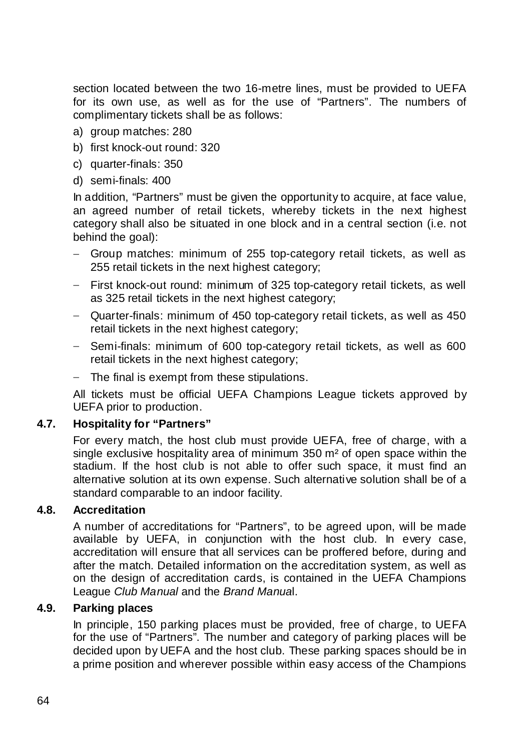section located between the two 16-metre lines, must be provided to UEFA for its own use, as well as for the use of "Partners". The numbers of complimentary tickets shall be as follows:

a) group matches: 280
b) first knock-out round: 320
c) quarter-finals: 350
d) semi-finals: 400

In addition, "Partners" must be given the opportunity to acquire, at face value, an agreed number of retail tickets, whereby tickets in the next highest category shall also be situated in one block and in a central section (i.e. not behind the goal):

- Group matches: minimum of 255 top-category retail tickets, as well as 255 retail tickets in the next highest category;
- First knock-out round: minimum of 325 top-category retail tickets, as well as 325 retail tickets in the next highest category;
- Quarter-finals: minimum of 450 top-category retail tickets, as well as 450 retail tickets in the next highest category;
- Semi-finals: minimum of 600 top-category retail tickets, as well as 600 retail tickets in the next highest category;
- The final is exempt from these stipulations.

All tickets must be official UEFA Champions League tickets approved by UEFA prior to production.

### 4.7. Hospitality for "Partners"

For every match, the host club must provide UEFA, free of charge, with a single exclusive hospitality area of minimum 350 m² of open space within the stadium. If the host club is not able to offer such space, it must find an alternative solution at its own expense. Such alternative solution shall be of a standard comparable to an indoor facility.

### 4.8. Accreditation

A number of accreditations for "Partners", to be agreed upon, will be made available by UEFA, in conjunction with the host club. In every case, accreditation will ensure that all services can be proffered before, during and after the match. Detailed information on the accreditation system, as well as on the design of accreditation cards, is contained in the UEFA Champions League *Club Manual* and the *Brand Manua*l.

### 4.9. Parking places

In principle, 150 parking places must be provided, free of charge, to UEFA for the use of "Partners". The number and category of parking places will be decided upon by UEFA and the host club. These parking spaces should be in a prime position and wherever possible within easy access of the Champions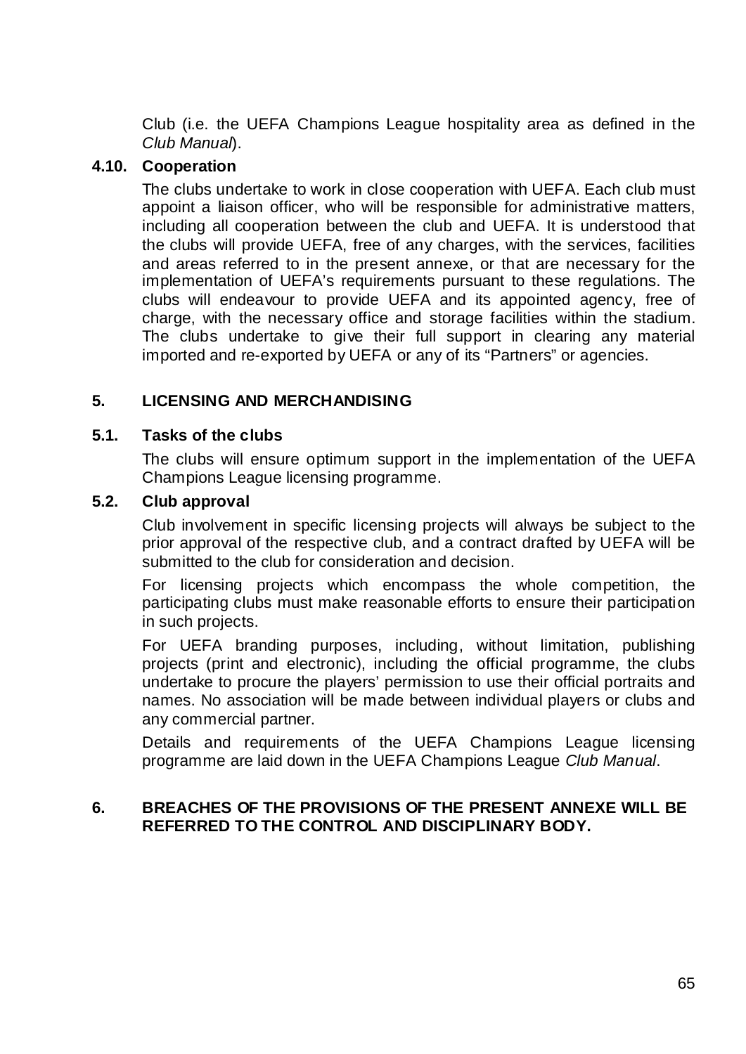Club (i.e. the UEFA Champions League hospitality area as defined in the *Club Manual*).

**4.10. Cooperation**

The clubs undertake to work in close cooperation with UEFA. Each club must appoint a liaison officer, who will be responsible for administrative matters, including all cooperation between the club and UEFA. It is understood that the clubs will provide UEFA, free of any charges, with the services, facilities and areas referred to in the present annexe, or that are necessary for the implementation of UEFA's requirements pursuant to these regulations. The clubs will endeavour to provide UEFA and its appointed agency, free of charge, with the necessary office and storage facilities within the stadium. The clubs undertake to give their full support in clearing any material imported and re-exported by UEFA or any of its "Partners" or agencies.

## 5. LICENSING AND MERCHANDISING

**5.1. Tasks of the clubs**

The clubs will ensure optimum support in the implementation of the UEFA Champions League licensing programme.

**5.2. Club approval**

Club involvement in specific licensing projects will always be subject to the prior approval of the respective club, and a contract drafted by UEFA will be submitted to the club for consideration and decision.

For licensing projects which encompass the whole competition, the participating clubs must make reasonable efforts to ensure their participation in such projects.

For UEFA branding purposes, including, without limitation, publishing projects (print and electronic), including the official programme, the clubs undertake to procure the players' permission to use their official portraits and names. No association will be made between individual players or clubs and any commercial partner.

Details and requirements of the UEFA Champions League licensing programme are laid down in the UEFA Champions League *Club Manual*.

## 6. BREACHES OF THE PROVISIONS OF THE PRESENT ANNEXE WILL BE REFERRED TO THE CONTROL AND DISCIPLINARY BODY.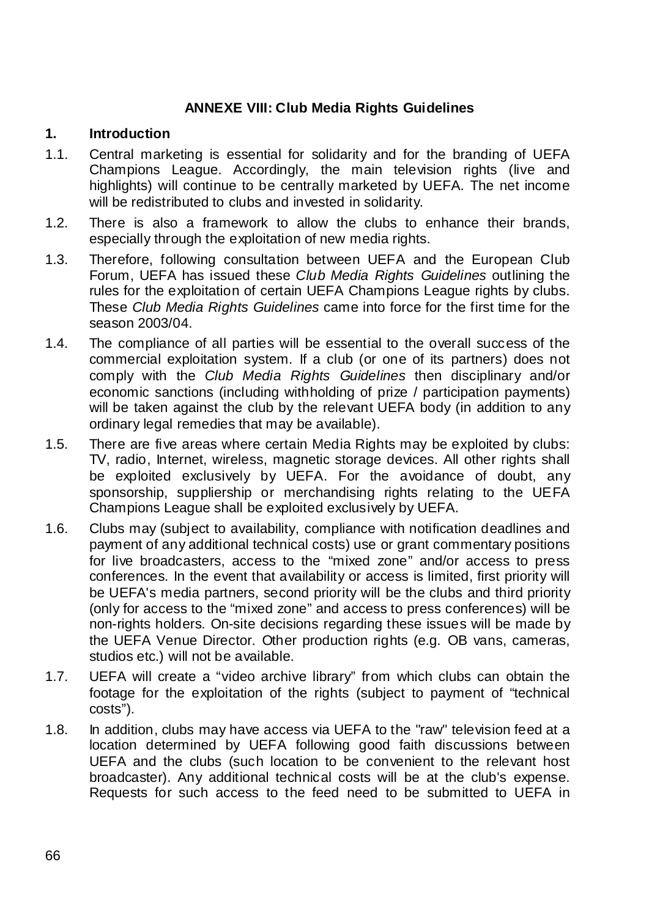## ANNEXE VIII: Club Media Rights Guidelines

### 1. Introduction

1.1. Central marketing is essential for solidarity and for the branding of UEFA Champions League. Accordingly, the main television rights (live and highlights) will continue to be centrally marketed by UEFA. The net income will be redistributed to clubs and invested in solidarity.

1.2. There is also a framework to allow the clubs to enhance their brands, especially through the exploitation of new media rights.

1.3. Therefore, following consultation between UEFA and the European Club Forum, UEFA has issued these *Club Media Rights Guidelines* outlining the rules for the exploitation of certain UEFA Champions League rights by clubs. These *Club Media Rights Guidelines* came into force for the first time for the season 2003/04.

1.4. The compliance of all parties will be essential to the overall success of the commercial exploitation system. If a club (or one of its partners) does not comply with the *Club Media Rights Guidelines* then disciplinary and/or economic sanctions (including withholding of prize / participation payments) will be taken against the club by the relevant UEFA body (in addition to any ordinary legal remedies that may be available).

1.5. There are five areas where certain Media Rights may be exploited by clubs: TV, radio, Internet, wireless, magnetic storage devices. All other rights shall be exploited exclusively by UEFA. For the avoidance of doubt, any sponsorship, suppliership or merchandising rights relating to the UEFA Champions League shall be exploited exclusively by UEFA.

1.6. Clubs may (subject to availability, compliance with notification deadlines and payment of any additional technical costs) use or grant commentary positions for live broadcasters, access to the "mixed zone" and/or access to press conferences. In the event that availability or access is limited, first priority will be UEFA's media partners, second priority will be the clubs and third priority (only for access to the "mixed zone" and access to press conferences) will be non-rights holders. On-site decisions regarding these issues will be made by the UEFA Venue Director. Other production rights (e.g. OB vans, cameras, studios etc.) will not be available.

1.7. UEFA will create a "video archive library" from which clubs can obtain the footage for the exploitation of the rights (subject to payment of "technical costs").

1.8. In addition, clubs may have access via UEFA to the "raw" television feed at a location determined by UEFA following good faith discussions between UEFA and the clubs (such location to be convenient to the relevant host broadcaster). Any additional technical costs will be at the club's expense. Requests for such access to the feed need to be submitted to UEFA in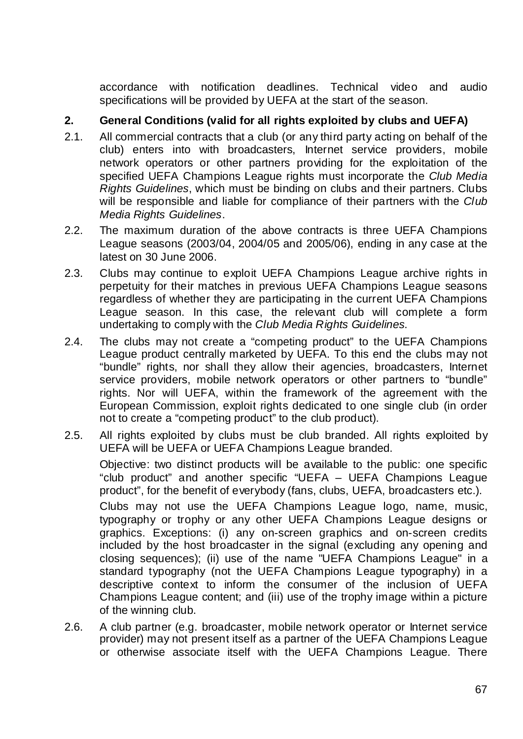accordance with notification deadlines. Technical video and audio specifications will be provided by UEFA at the start of the season.

## 2. General Conditions (valid for all rights exploited by clubs and UEFA)

2.1. All commercial contracts that a club (or any third party acting on behalf of the club) enters into with broadcasters, Internet service providers, mobile network operators or other partners providing for the exploitation of the specified UEFA Champions League rights must incorporate the *Club Media Rights Guidelines*, which must be binding on clubs and their partners. Clubs will be responsible and liable for compliance of their partners with the *Club Media Rights Guidelines*.

2.2. The maximum duration of the above contracts is three UEFA Champions League seasons (2003/04, 2004/05 and 2005/06), ending in any case at the latest on 30 June 2006.

2.3. Clubs may continue to exploit UEFA Champions League archive rights in perpetuity for their matches in previous UEFA Champions League seasons regardless of whether they are participating in the current UEFA Champions League season. In this case, the relevant club will complete a form undertaking to comply with the *Club Media Rights Guidelines*.

2.4. The clubs may not create a "competing product" to the UEFA Champions League product centrally marketed by UEFA. To this end the clubs may not "bundle" rights, nor shall they allow their agencies, broadcasters, Internet service providers, mobile network operators or other partners to "bundle" rights. Nor will UEFA, within the framework of the agreement with the European Commission, exploit rights dedicated to one single club (in order not to create a "competing product" to the club product).

2.5. All rights exploited by clubs must be club branded. All rights exploited by UEFA will be UEFA or UEFA Champions League branded.

Objective: two distinct products will be available to the public: one specific "club product" and another specific "UEFA – UEFA Champions League product", for the benefit of everybody (fans, clubs, UEFA, broadcasters etc.).

Clubs may not use the UEFA Champions League logo, name, music, typography or trophy or any other UEFA Champions League designs or graphics. Exceptions: (i) any on-screen graphics and on-screen credits included by the host broadcaster in the signal (excluding any opening and closing sequences); (ii) use of the name "UEFA Champions League" in a standard typography (not the UEFA Champions League typography) in a descriptive context to inform the consumer of the inclusion of UEFA Champions League content; and (iii) use of the trophy image within a picture of the winning club.

2.6. A club partner (e.g. broadcaster, mobile network operator or Internet service provider) may not present itself as a partner of the UEFA Champions League or otherwise associate itself with the UEFA Champions League. There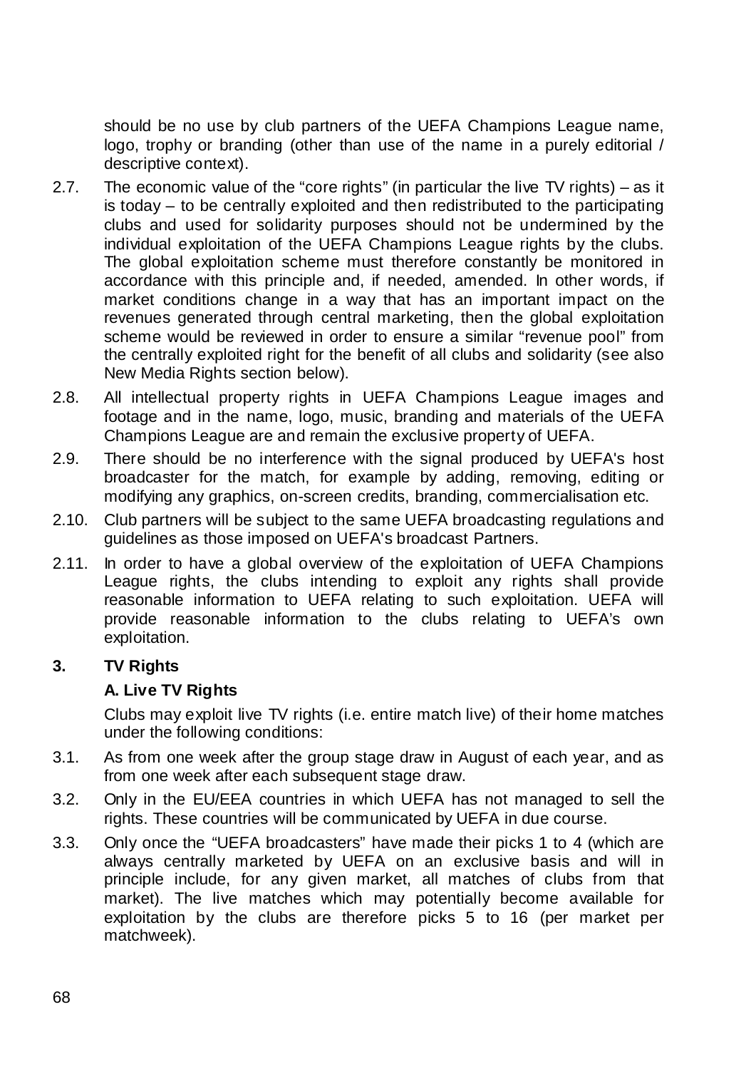should be no use by club partners of the UEFA Champions League name, logo, trophy or branding (other than use of the name in a purely editorial / descriptive context).

2.7. The economic value of the "core rights" (in particular the live TV rights) – as it is today – to be centrally exploited and then redistributed to the participating clubs and used for solidarity purposes should not be undermined by the individual exploitation of the UEFA Champions League rights by the clubs. The global exploitation scheme must therefore constantly be monitored in accordance with this principle and, if needed, amended. In other words, if market conditions change in a way that has an important impact on the revenues generated through central marketing, then the global exploitation scheme would be reviewed in order to ensure a similar "revenue pool" from the centrally exploited right for the benefit of all clubs and solidarity (see also New Media Rights section below).

2.8. All intellectual property rights in UEFA Champions League images and footage and in the name, logo, music, branding and materials of the UEFA Champions League are and remain the exclusive property of UEFA.

2.9. There should be no interference with the signal produced by UEFA's host broadcaster for the match, for example by adding, removing, editing or modifying any graphics, on-screen credits, branding, commercialisation etc.

2.10. Club partners will be subject to the same UEFA broadcasting regulations and guidelines as those imposed on UEFA's broadcast Partners.

2.11. In order to have a global overview of the exploitation of UEFA Champions League rights, the clubs intending to exploit any rights shall provide reasonable information to UEFA relating to such exploitation. UEFA will provide reasonable information to the clubs relating to UEFA's own exploitation.

## 3. TV Rights

### A. Live TV Rights

Clubs may exploit live TV rights (i.e. entire match live) of their home matches under the following conditions:

3.1. As from one week after the group stage draw in August of each year, and as from one week after each subsequent stage draw.

3.2. Only in the EU/EEA countries in which UEFA has not managed to sell the rights. These countries will be communicated by UEFA in due course.

3.3. Only once the "UEFA broadcasters" have made their picks 1 to 4 (which are always centrally marketed by UEFA on an exclusive basis and will in principle include, for any given market, all matches of clubs from that market). The live matches which may potentially become available for exploitation by the clubs are therefore picks 5 to 16 (per market per matchweek).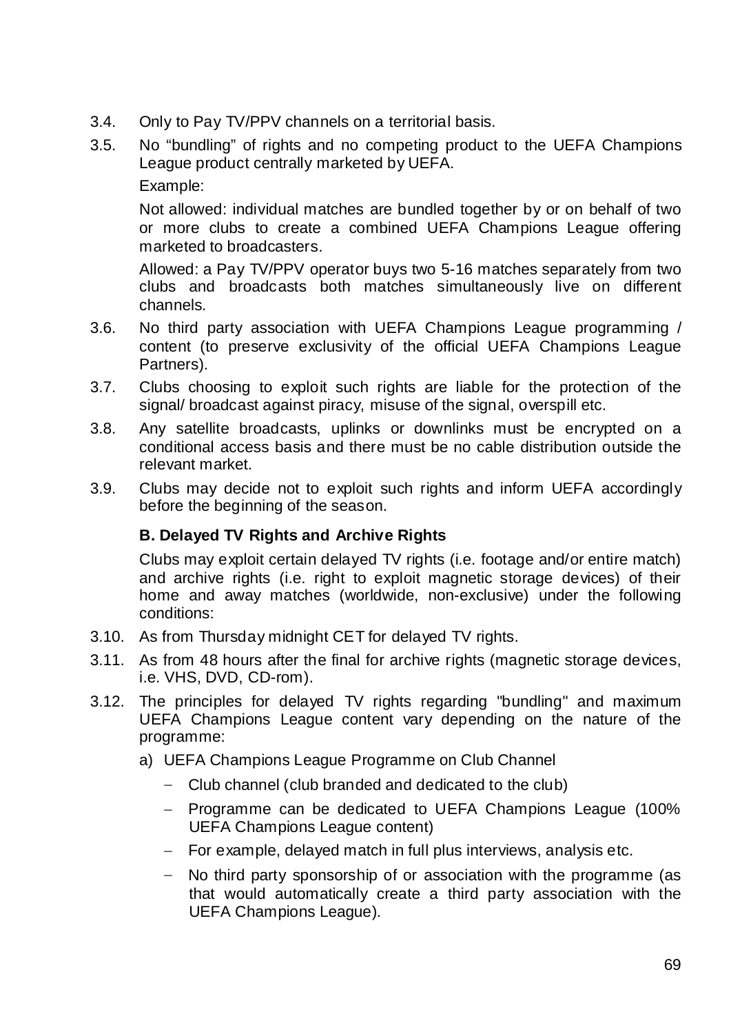3.4. Only to Pay TV/PPV channels on a territorial basis.

3.5. No "bundling" of rights and no competing product to the UEFA Champions League product centrally marketed by UEFA.

Example:

Not allowed: individual matches are bundled together by or on behalf of two or more clubs to create a combined UEFA Champions League offering marketed to broadcasters.

Allowed: a Pay TV/PPV operator buys two 5-16 matches separately from two clubs and broadcasts both matches simultaneously live on different channels.

3.6. No third party association with UEFA Champions League programming / content (to preserve exclusivity of the official UEFA Champions League Partners).

3.7. Clubs choosing to exploit such rights are liable for the protection of the signal/ broadcast against piracy, misuse of the signal, overspill etc.

3.8. Any satellite broadcasts, uplinks or downlinks must be encrypted on a conditional access basis and there must be no cable distribution outside the relevant market.

3.9. Clubs may decide not to exploit such rights and inform UEFA accordingly before the beginning of the season.

**B. Delayed TV Rights and Archive Rights**

Clubs may exploit certain delayed TV rights (i.e. footage and/or entire match) and archive rights (i.e. right to exploit magnetic storage devices) of their home and away matches (worldwide, non-exclusive) under the following conditions:

3.10. As from Thursday midnight CET for delayed TV rights.

3.11. As from 48 hours after the final for archive rights (magnetic storage devices, i.e. VHS, DVD, CD-rom).

3.12. The principles for delayed TV rights regarding "bundling" and maximum UEFA Champions League content vary depending on the nature of the programme:

a) UEFA Champions League Programme on Club Channel

- Club channel (club branded and dedicated to the club)
- Programme can be dedicated to UEFA Champions League (100% UEFA Champions League content)
- For example, delayed match in full plus interviews, analysis etc.
- No third party sponsorship of or association with the programme (as that would automatically create a third party association with the UEFA Champions League).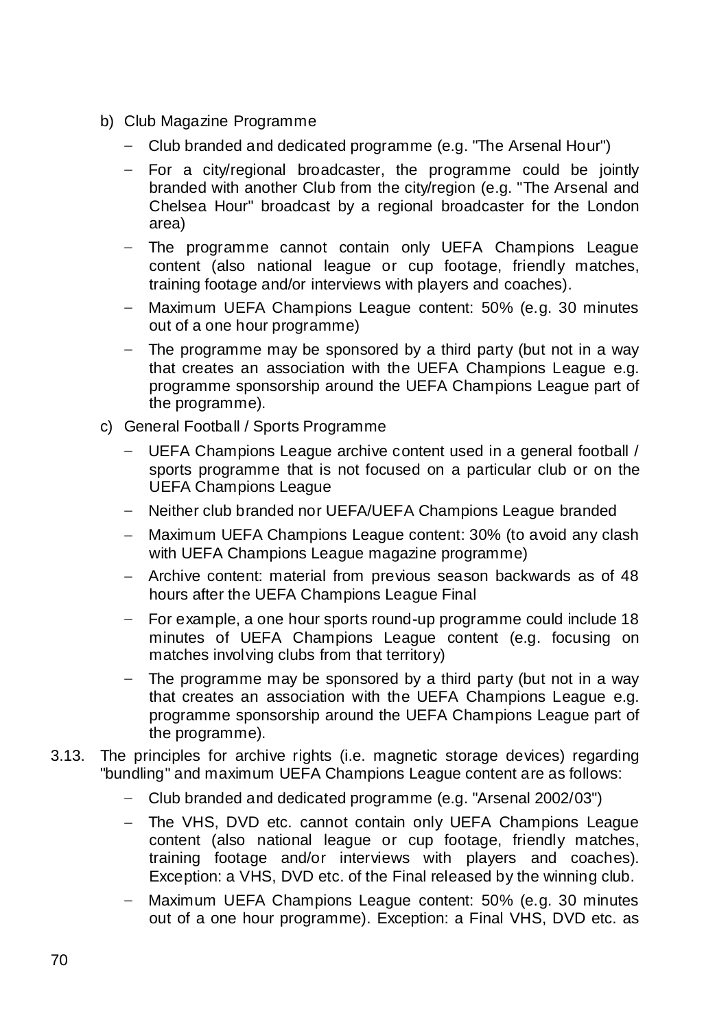b) Club Magazine Programme

   - Club branded and dedicated programme (e.g. "The Arsenal Hour")
   - For a city/regional broadcaster, the programme could be jointly branded with another Club from the city/region (e.g. "The Arsenal and Chelsea Hour" broadcast by a regional broadcaster for the London area)
   - The programme cannot contain only UEFA Champions League content (also national league or cup footage, friendly matches, training footage and/or interviews with players and coaches).
   - Maximum UEFA Champions League content: 50% (e.g. 30 minutes out of a one hour programme)
   - The programme may be sponsored by a third party (but not in a way that creates an association with the UEFA Champions League e.g. programme sponsorship around the UEFA Champions League part of the programme).

c) General Football / Sports Programme

   - UEFA Champions League archive content used in a general football / sports programme that is not focused on a particular club or on the UEFA Champions League
   - Neither club branded nor UEFA/UEFA Champions League branded
   - Maximum UEFA Champions League content: 30% (to avoid any clash with UEFA Champions League magazine programme)
   - Archive content: material from previous season backwards as of 48 hours after the UEFA Champions League Final
   - For example, a one hour sports round-up programme could include 18 minutes of UEFA Champions League content (e.g. focusing on matches involving clubs from that territory)
   - The programme may be sponsored by a third party (but not in a way that creates an association with the UEFA Champions League e.g. programme sponsorship around the UEFA Champions League part of the programme).

3.13. The principles for archive rights (i.e. magnetic storage devices) regarding "bundling" and maximum UEFA Champions League content are as follows:

   - Club branded and dedicated programme (e.g. "Arsenal 2002/03")
   - The VHS, DVD etc. cannot contain only UEFA Champions League content (also national league or cup footage, friendly matches, training footage and/or interviews with players and coaches). Exception: a VHS, DVD etc. of the Final released by the winning club.
   - Maximum UEFA Champions League content: 50% (e.g. 30 minutes out of a one hour programme). Exception: a Final VHS, DVD etc. as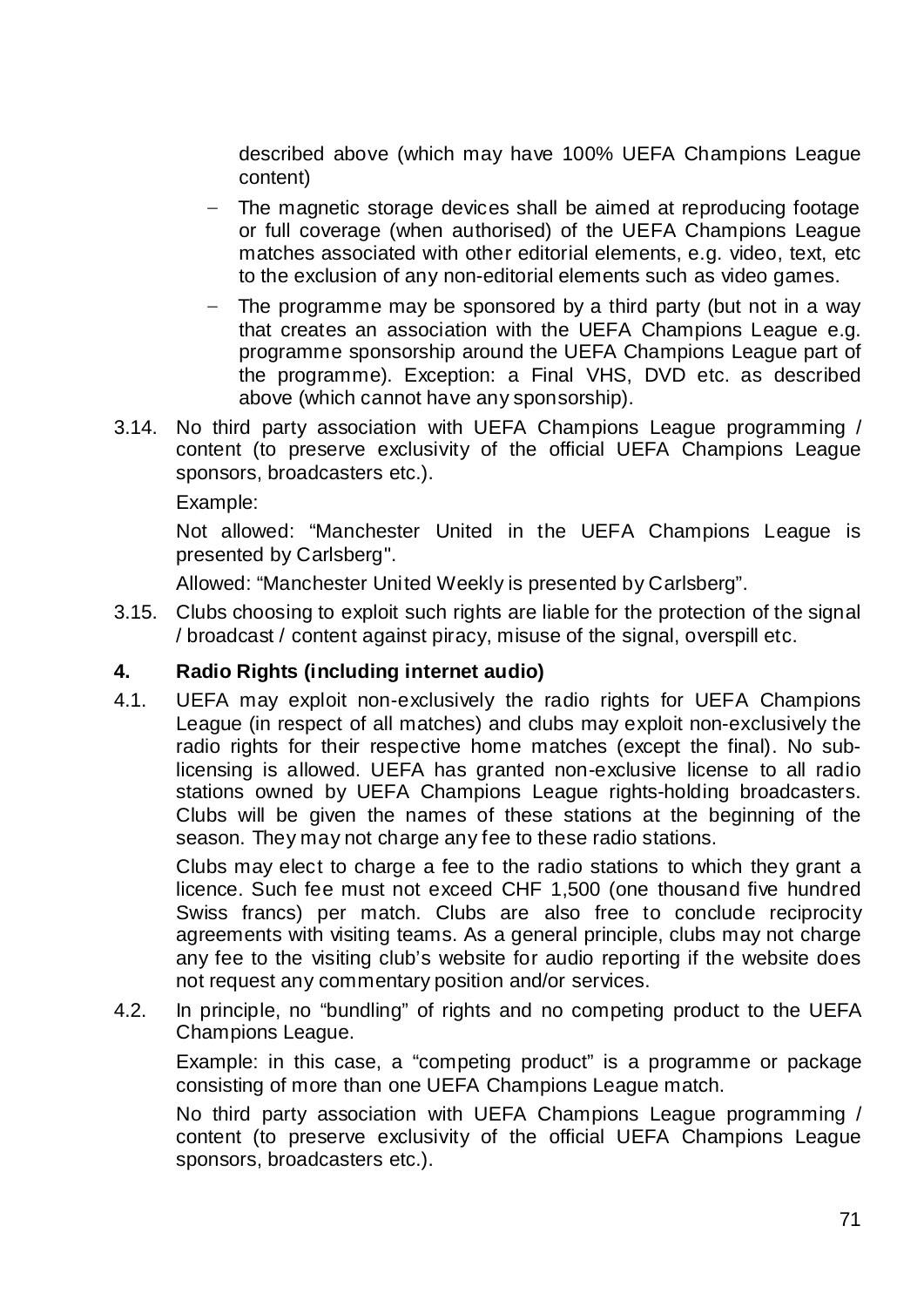described above (which may have 100% UEFA Champions League content)

- The magnetic storage devices shall be aimed at reproducing footage or full coverage (when authorised) of the UEFA Champions League matches associated with other editorial elements, e.g. video, text, etc to the exclusion of any non-editorial elements such as video games.
- The programme may be sponsored by a third party (but not in a way that creates an association with the UEFA Champions League e.g. programme sponsorship around the UEFA Champions League part of the programme). Exception: a Final VHS, DVD etc. as described above (which cannot have any sponsorship).

3.14. No third party association with UEFA Champions League programming / content (to preserve exclusivity of the official UEFA Champions League sponsors, broadcasters etc.).

Example:

Not allowed: "Manchester United in the UEFA Champions League is presented by Carlsberg".

Allowed: "Manchester United Weekly is presented by Carlsberg".

3.15. Clubs choosing to exploit such rights are liable for the protection of the signal / broadcast / content against piracy, misuse of the signal, overspill etc.

## 4. Radio Rights (including internet audio)

4.1. UEFA may exploit non-exclusively the radio rights for UEFA Champions League (in respect of all matches) and clubs may exploit non-exclusively the radio rights for their respective home matches (except the final). No sub-licensing is allowed. UEFA has granted non-exclusive license to all radio stations owned by UEFA Champions League rights-holding broadcasters. Clubs will be given the names of these stations at the beginning of the season. They may not charge any fee to these radio stations.

Clubs may elect to charge a fee to the radio stations to which they grant a licence. Such fee must not exceed CHF 1,500 (one thousand five hundred Swiss francs) per match. Clubs are also free to conclude reciprocity agreements with visiting teams. As a general principle, clubs may not charge any fee to the visiting club's website for audio reporting if the website does not request any commentary position and/or services.

4.2. In principle, no "bundling" of rights and no competing product to the UEFA Champions League.

Example: in this case, a "competing product" is a programme or package consisting of more than one UEFA Champions League match.

No third party association with UEFA Champions League programming / content (to preserve exclusivity of the official UEFA Champions League sponsors, broadcasters etc.).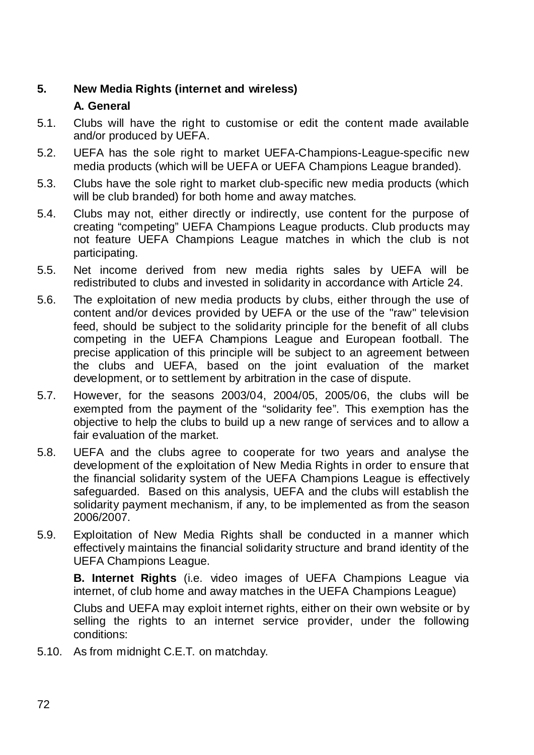## 5. New Media Rights (internet and wireless)

### A. General

5.1. Clubs will have the right to customise or edit the content made available and/or produced by UEFA.

5.2. UEFA has the sole right to market UEFA-Champions-League-specific new media products (which will be UEFA or UEFA Champions League branded).

5.3. Clubs have the sole right to market club-specific new media products (which will be club branded) for both home and away matches.

5.4. Clubs may not, either directly or indirectly, use content for the purpose of creating "competing" UEFA Champions League products. Club products may not feature UEFA Champions League matches in which the club is not participating.

5.5. Net income derived from new media rights sales by UEFA will be redistributed to clubs and invested in solidarity in accordance with Article 24.

5.6. The exploitation of new media products by clubs, either through the use of content and/or devices provided by UEFA or the use of the "raw" television feed, should be subject to the solidarity principle for the benefit of all clubs competing in the UEFA Champions League and European football. The precise application of this principle will be subject to an agreement between the clubs and UEFA, based on the joint evaluation of the market development, or to settlement by arbitration in the case of dispute.

5.7. However, for the seasons 2003/04, 2004/05, 2005/06, the clubs will be exempted from the payment of the "solidarity fee". This exemption has the objective to help the clubs to build up a new range of services and to allow a fair evaluation of the market.

5.8. UEFA and the clubs agree to cooperate for two years and analyse the development of the exploitation of New Media Rights in order to ensure that the financial solidarity system of the UEFA Champions League is effectively safeguarded. Based on this analysis, UEFA and the clubs will establish the solidarity payment mechanism, if any, to be implemented as from the season 2006/2007.

5.9. Exploitation of New Media Rights shall be conducted in a manner which effectively maintains the financial solidarity structure and brand identity of the UEFA Champions League.

**B. Internet Rights** (i.e. video images of UEFA Champions League via internet, of club home and away matches in the UEFA Champions League)

Clubs and UEFA may exploit internet rights, either on their own website or by selling the rights to an internet service provider, under the following conditions:

5.10. As from midnight C.E.T. on matchday.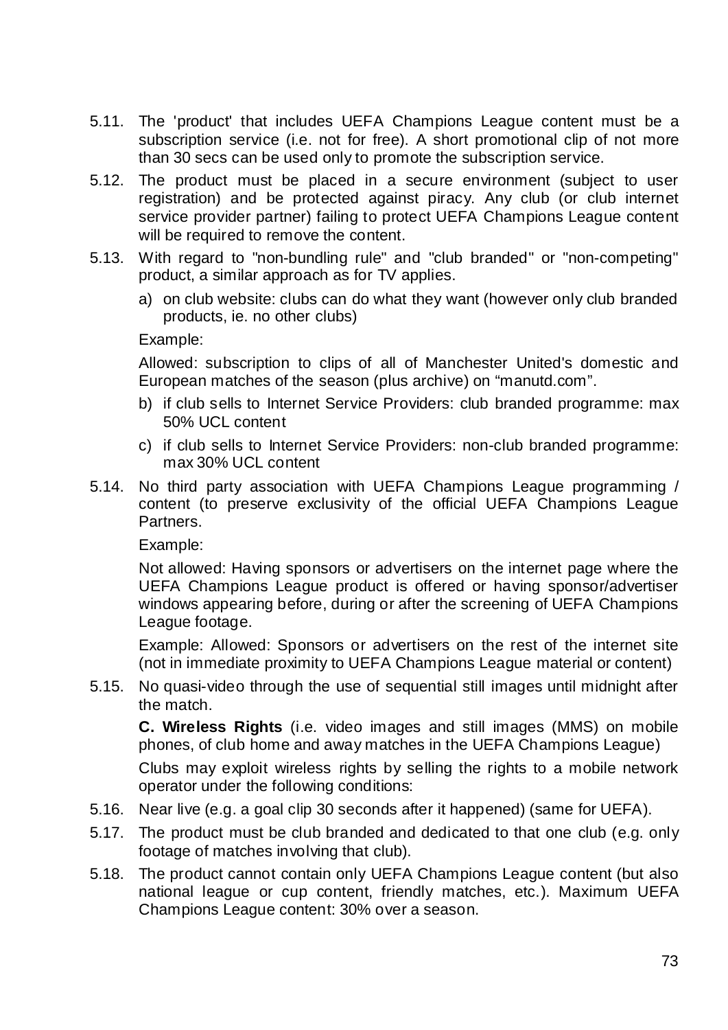5.11. The 'product' that includes UEFA Champions League content must be a subscription service (i.e. not for free). A short promotional clip of not more than 30 secs can be used only to promote the subscription service.

5.12. The product must be placed in a secure environment (subject to user registration) and be protected against piracy. Any club (or club internet service provider partner) failing to protect UEFA Champions League content will be required to remove the content.

5.13. With regard to "non-bundling rule" and "club branded" or "non-competing" product, a similar approach as for TV applies.

a) on club website: clubs can do what they want (however only club branded products, ie. no other clubs)

Example:

Allowed: subscription to clips of all of Manchester United's domestic and European matches of the season (plus archive) on "manutd.com".

b) if club sells to Internet Service Providers: club branded programme: max 50% UCL content

c) if club sells to Internet Service Providers: non-club branded programme: max 30% UCL content

5.14. No third party association with UEFA Champions League programming / content (to preserve exclusivity of the official UEFA Champions League Partners.

Example:

Not allowed: Having sponsors or advertisers on the internet page where the UEFA Champions League product is offered or having sponsor/advertiser windows appearing before, during or after the screening of UEFA Champions League footage.

Example: Allowed: Sponsors or advertisers on the rest of the internet site (not in immediate proximity to UEFA Champions League material or content)

5.15. No quasi-video through the use of sequential still images until midnight after the match.

**C. Wireless Rights** (i.e. video images and still images (MMS) on mobile phones, of club home and away matches in the UEFA Champions League)

Clubs may exploit wireless rights by selling the rights to a mobile network operator under the following conditions:

5.16. Near live (e.g. a goal clip 30 seconds after it happened) (same for UEFA).

5.17. The product must be club branded and dedicated to that one club (e.g. only footage of matches involving that club).

5.18. The product cannot contain only UEFA Champions League content (but also national league or cup content, friendly matches, etc.). Maximum UEFA Champions League content: 30% over a season.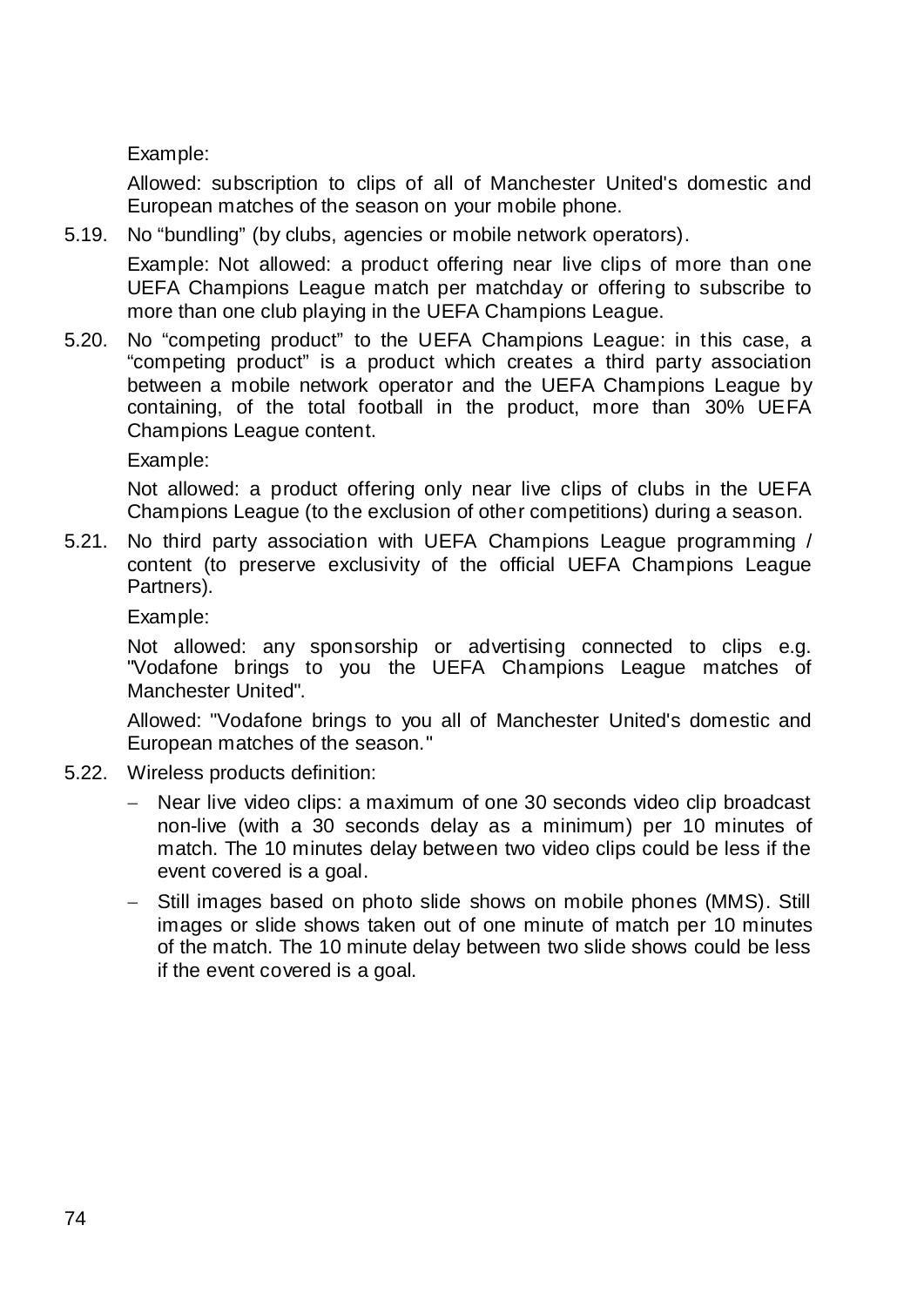Example:

Allowed: subscription to clips of all of Manchester United's domestic and European matches of the season on your mobile phone.

5.19. No “bundling” (by clubs, agencies or mobile network operators).

Example: Not allowed: a product offering near live clips of more than one UEFA Champions League match per matchday or offering to subscribe to more than one club playing in the UEFA Champions League.

5.20. No “competing product” to the UEFA Champions League: in this case, a “competing product” is a product which creates a third party association between a mobile network operator and the UEFA Champions League by containing, of the total football in the product, more than 30% UEFA Champions League content.

Example:

Not allowed: a product offering only near live clips of clubs in the UEFA Champions League (to the exclusion of other competitions) during a season.

5.21. No third party association with UEFA Champions League programming / content (to preserve exclusivity of the official UEFA Champions League Partners).

Example:

Not allowed: any sponsorship or advertising connected to clips e.g. "Vodafone brings to you the UEFA Champions League matches of Manchester United".

Allowed: "Vodafone brings to you all of Manchester United's domestic and European matches of the season."

5.22. Wireless products definition:

- Near live video clips: a maximum of one 30 seconds video clip broadcast non-live (with a 30 seconds delay as a minimum) per 10 minutes of match. The 10 minutes delay between two video clips could be less if the event covered is a goal.
- Still images based on photo slide shows on mobile phones (MMS). Still images or slide shows taken out of one minute of match per 10 minutes of the match. The 10 minute delay between two slide shows could be less if the event covered is a goal.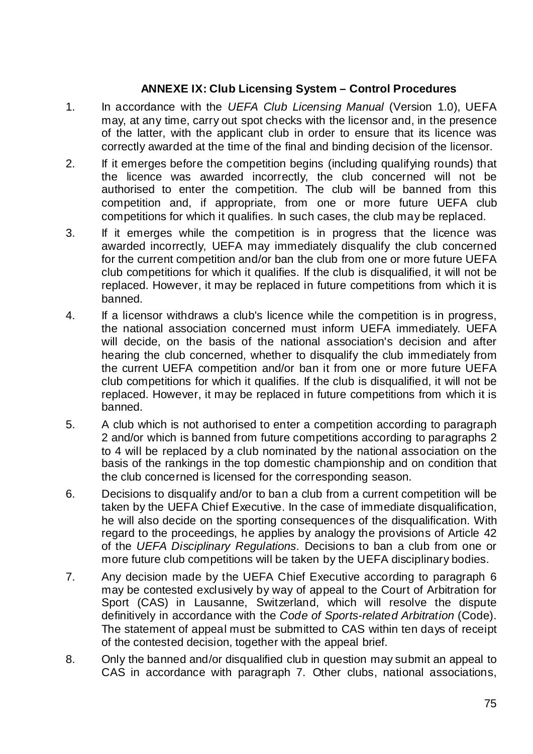## ANNEXE IX: Club Licensing System – Control Procedures

1. In accordance with the *UEFA Club Licensing Manual* (Version 1.0), UEFA may, at any time, carry out spot checks with the licensor and, in the presence of the latter, with the applicant club in order to ensure that its licence was correctly awarded at the time of the final and binding decision of the licensor.
2. If it emerges before the competition begins (including qualifying rounds) that the licence was awarded incorrectly, the club concerned will not be authorised to enter the competition. The club will be banned from this competition and, if appropriate, from one or more future UEFA club competitions for which it qualifies. In such cases, the club may be replaced.
3. If it emerges while the competition is in progress that the licence was awarded incorrectly, UEFA may immediately disqualify the club concerned for the current competition and/or ban the club from one or more future UEFA club competitions for which it qualifies. If the club is disqualified, it will not be replaced. However, it may be replaced in future competitions from which it is banned.
4. If a licensor withdraws a club's licence while the competition is in progress, the national association concerned must inform UEFA immediately. UEFA will decide, on the basis of the national association's decision and after hearing the club concerned, whether to disqualify the club immediately from the current UEFA competition and/or ban it from one or more future UEFA club competitions for which it qualifies. If the club is disqualified, it will not be replaced. However, it may be replaced in future competitions from which it is banned.
5. A club which is not authorised to enter a competition according to paragraph 2 and/or which is banned from future competitions according to paragraphs 2 to 4 will be replaced by a club nominated by the national association on the basis of the rankings in the top domestic championship and on condition that the club concerned is licensed for the corresponding season.
6. Decisions to disqualify and/or to ban a club from a current competition will be taken by the UEFA Chief Executive. In the case of immediate disqualification, he will also decide on the sporting consequences of the disqualification. With regard to the proceedings, he applies by analogy the provisions of Article 42 of the *UEFA Disciplinary Regulations*. Decisions to ban a club from one or more future club competitions will be taken by the UEFA disciplinary bodies.
7. Any decision made by the UEFA Chief Executive according to paragraph 6 may be contested exclusively by way of appeal to the Court of Arbitration for Sport (CAS) in Lausanne, Switzerland, which will resolve the dispute definitively in accordance with the *Code of Sports-related Arbitration* (Code). The statement of appeal must be submitted to CAS within ten days of receipt of the contested decision, together with the appeal brief.
8. Only the banned and/or disqualified club in question may submit an appeal to CAS in accordance with paragraph 7. Other clubs, national associations,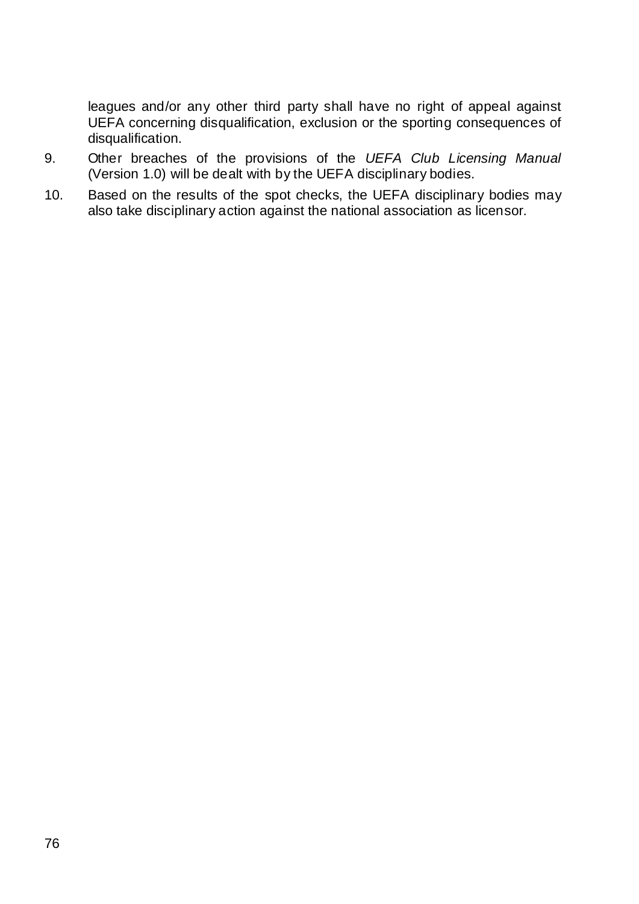leagues and/or any other third party shall have no right of appeal against UEFA concerning disqualification, exclusion or the sporting consequences of disqualification.

9. Other breaches of the provisions of the *UEFA Club Licensing Manual* (Version 1.0) will be dealt with by the UEFA disciplinary bodies.
10. Based on the results of the spot checks, the UEFA disciplinary bodies may also take disciplinary action against the national association as licensor.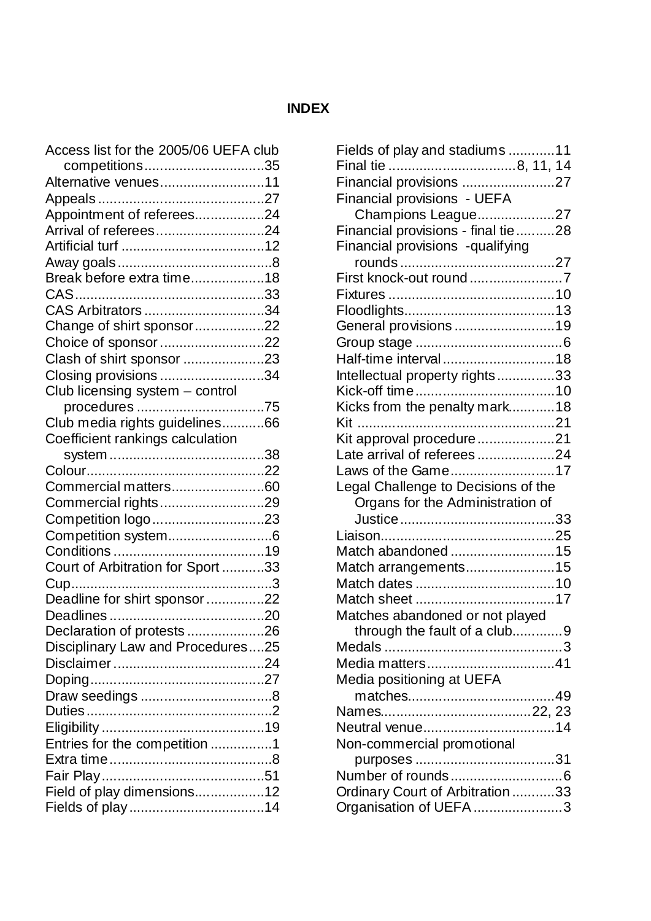# INDEX

Access list for the 2005/06 UEFA club competitions...............................35
Alternative venues...........................11
Appeals...........................................27
Appointment of referees..................24
Arrival of referees............................24
Artificial turf .....................................12
Away goals........................................8
Break before extra time...................18
CAS.................................................33
CAS Arbitrators ...............................34
Change of shirt sponsor..................22
Choice of sponsor...........................22
Clash of shirt sponsor .....................23
Closing provisions ...........................34
Club licensing system – control procedures .................................75
Club media rights guidelines...........66
Coefficient rankings calculation system........................................38
Colour..............................................22
Commercial matters........................60
Commercial rights...........................29
Competition logo.............................23
Competition system...........................6
Conditions .......................................19
Court of Arbitration for Sport ...........33
Cup....................................................3
Deadline for shirt sponsor...............22
Deadlines ........................................20
Declaration of protests....................26
Disciplinary Law and Procedures....25
Disclaimer .......................................24
Doping.............................................27
Draw seedings ..................................8
Duties................................................2
Eligibility ..........................................19
Entries for the competition ................1
Extra time..........................................8
Fair Play..........................................51
Field of play dimensions..................12
Fields of play ...................................14
Fields of play and stadiums ............11
Final tie .................................8, 11, 14
Financial provisions ........................27
Financial provisions - UEFA Champions League....................27
Financial provisions - final tie..........28
Financial provisions -qualifying rounds........................................27
First knock-out round ........................7
Fixtures ...........................................10
Floodlights.......................................13
General provisions ..........................19
Group stage ......................................6
Half-time interval .............................18
Intellectual property rights...............33
Kick-off time....................................10
Kicks from the penalty mark............18
Kit ...................................................21
Kit approval procedure....................21
Late arrival of referees ....................24
Laws of the Game...........................17
Legal Challenge to Decisions of the Organs for the Administration of Justice........................................33
Liaison.............................................25
Match abandoned ...........................15
Match arrangements.......................15
Match dates ....................................10
Match sheet ....................................17
Matches abandoned or not played through the fault of a club.............9
Medals ..............................................3
Media matters.................................41
Media positioning at UEFA matches.....................................49
Names.......................................22, 23
Neutral venue..................................14
Non-commercial promotional purposes ....................................31
Number of rounds .............................6
Ordinary Court of Arbitration...........33
Organisation of UEFA .......................3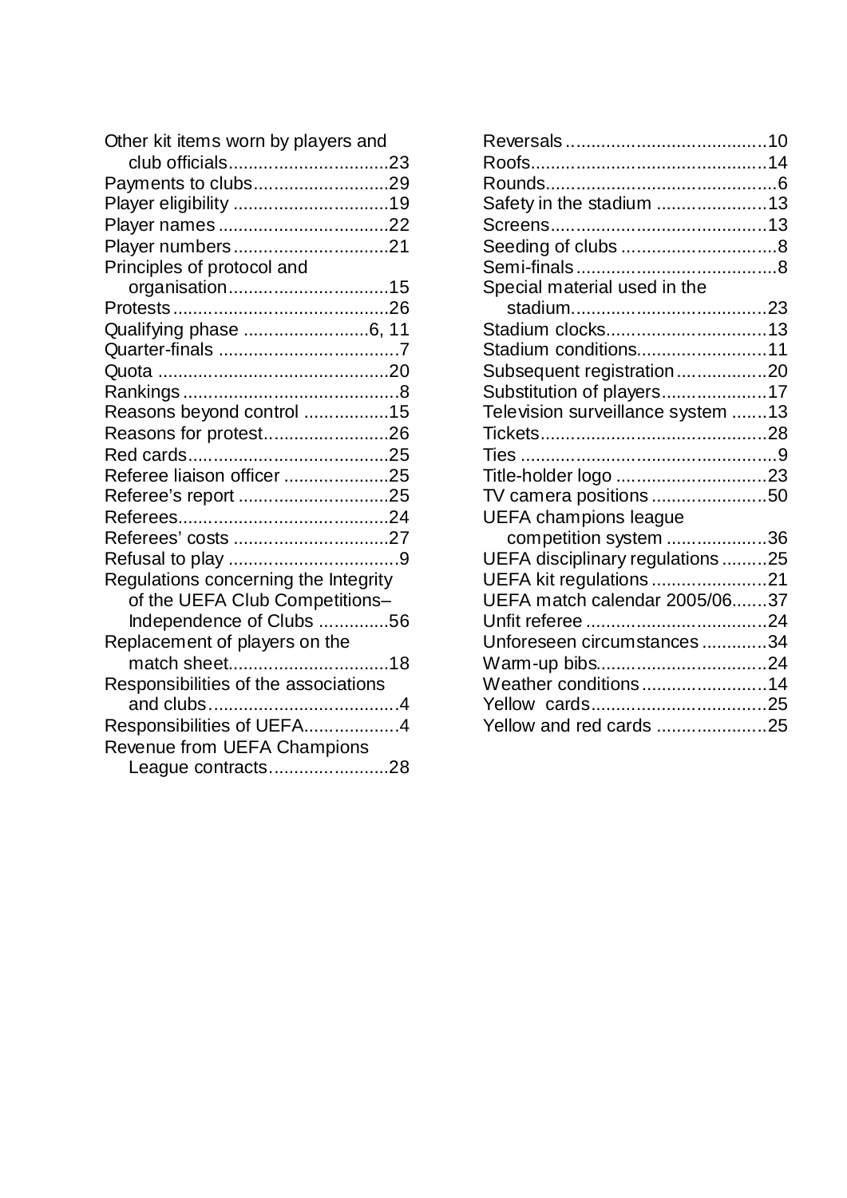Other kit items worn by players and club officials................................23
Payments to clubs...........................29
Player eligibility ...............................19
Player names ..................................22
Player numbers...............................21
Principles of protocol and organisation................................15
Protests...........................................26
Qualifying phase .........................6, 11
Quarter-finals ....................................7
Quota ..............................................20
Rankings...........................................8
Reasons beyond control .................15
Reasons for protest.........................26
Red cards........................................25
Referee liaison officer .....................25
Referee's report ..............................25
Referees..........................................24
Referees' costs ...............................27
Refusal to play ..................................9
Regulations concerning the Integrity of the UEFA Club Competitions–Independence of Clubs ..............56
Replacement of players on the match sheet................................18
Responsibilities of the associations and clubs......................................4
Responsibilities of UEFA...................4
Revenue from UEFA Champions League contracts........................28
Reversals........................................10
Roofs...............................................14
Rounds..............................................6
Safety in the stadium ......................13
Screens...........................................13
Seeding of clubs ...............................8
Semi-finals........................................8
Special material used in the stadium.......................................23
Stadium clocks................................13
Stadium conditions..........................11
Subsequent registration..................20
Substitution of players.....................17
Television surveillance system .......13
Tickets.............................................28
Ties ..................................................9
Title-holder logo ..............................23
TV camera positions .......................50
UEFA champions league competition system ....................36
UEFA disciplinary regulations .........25
UEFA kit regulations .......................21
UEFA match calendar 2005/06.......37
Unfit referee ....................................24
Unforeseen circumstances .............34
Warm-up bibs..................................24
Weather conditions.........................14
Yellow cards...................................25
Yellow and red cards ......................25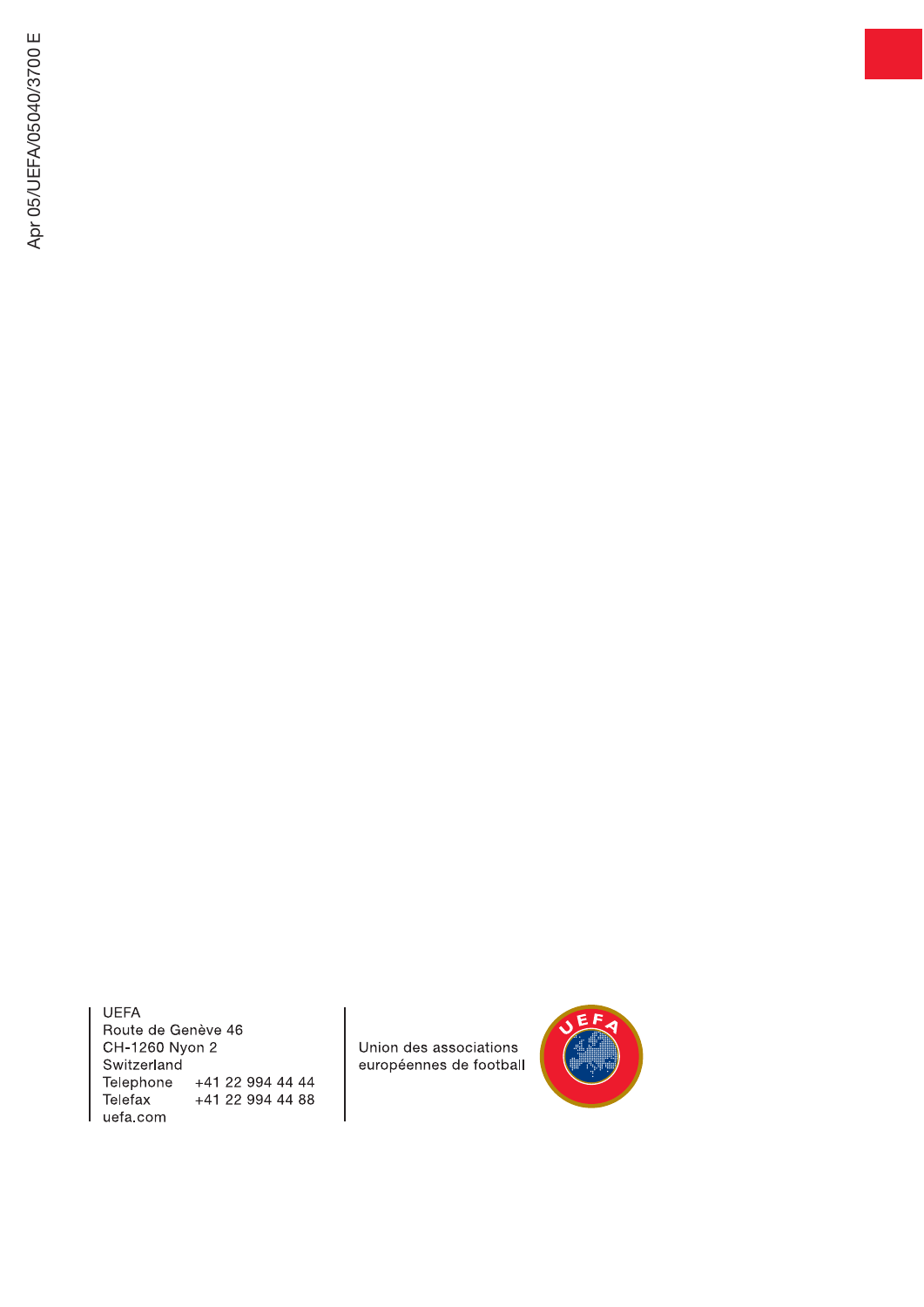Apr 05/UEFA/05040/3700 E

UEFA
Route de Genève 46
CH-1260 Nyon 2
Switzerland
Telephone +41 22 994 44 44
Telefax +41 22 994 44 88
uefa.com

Union des associations
européennes de football